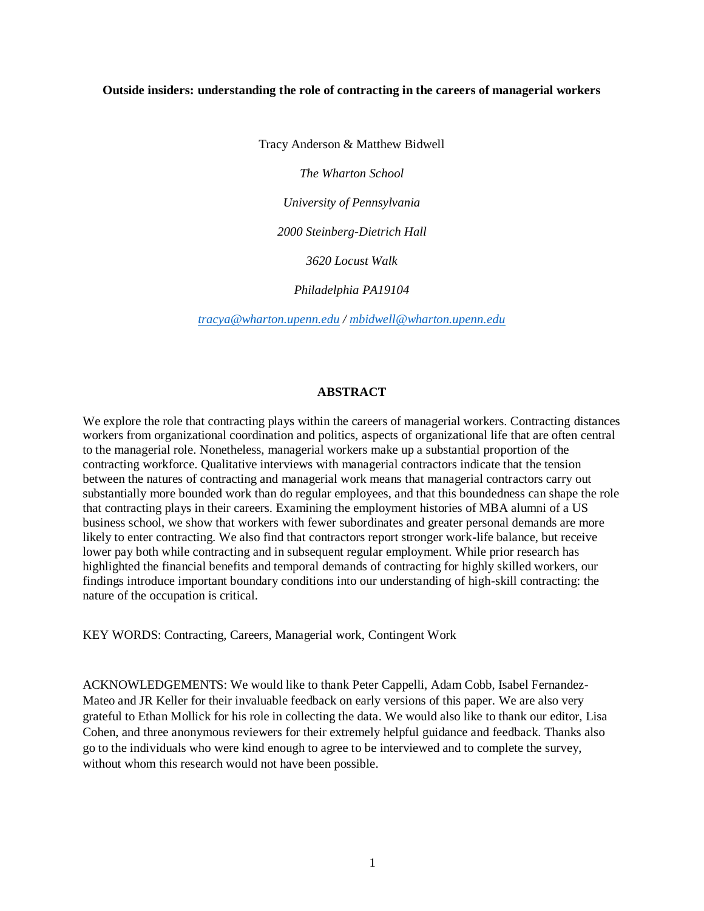**Outside insiders: understanding the role of contracting in the careers of managerial workers**

Tracy Anderson & Matthew Bidwell

*The Wharton School*

*University of Pennsylvania*

*2000 Steinberg-Dietrich Hall*

*3620 Locust Walk*

*Philadelphia PA19104*

*tracya@wharton.upenn.edu / mbidwell@wharton.upenn.edu*

## ABSTRACT

We explore the role that contracting plays within the careers of managerial workers. Contracting distances workers from organizational coordination and politics, aspects of organizational life that are often central to the managerial role. Nonetheless, managerial workers make up a substantial proportion of the contracting workforce. Qualitative interviews with managerial contractors indicate that the tension between the natures of contracting and managerial work means that managerial contractors carry out substantially more bounded work than do regular employees, and that this boundedness can shape the role that contracting plays in their careers. Examining the employment histories of MBA alumni of a US business school, we show that workers with fewer subordinates and greater personal demands are more likely to enter contracting. We also find that contractors report stronger work-life balance, but receive lower pay both while contracting and in subsequent regular employment. While prior research has highlighted the financial benefits and temporal demands of contracting for highly skilled workers, our findings introduce important boundary conditions into our understanding of high-skill contracting: the nature of the occupation is critical.

KEY WORDS: Contracting, Careers, Managerial work, Contingent Work

ACKNOWLEDGEMENTS: We would like to thank Peter Cappelli, Adam Cobb, Isabel Fernandez-Mateo and JR Keller for their invaluable feedback on early versions of this paper. We are also very grateful to Ethan Mollick for his role in collecting the data. We would also like to thank our editor, Lisa Cohen, and three anonymous reviewers for their extremely helpful guidance and feedback. Thanks also go to the individuals who were kind enough to agree to be interviewed and to complete the survey, without whom this research would not have been possible.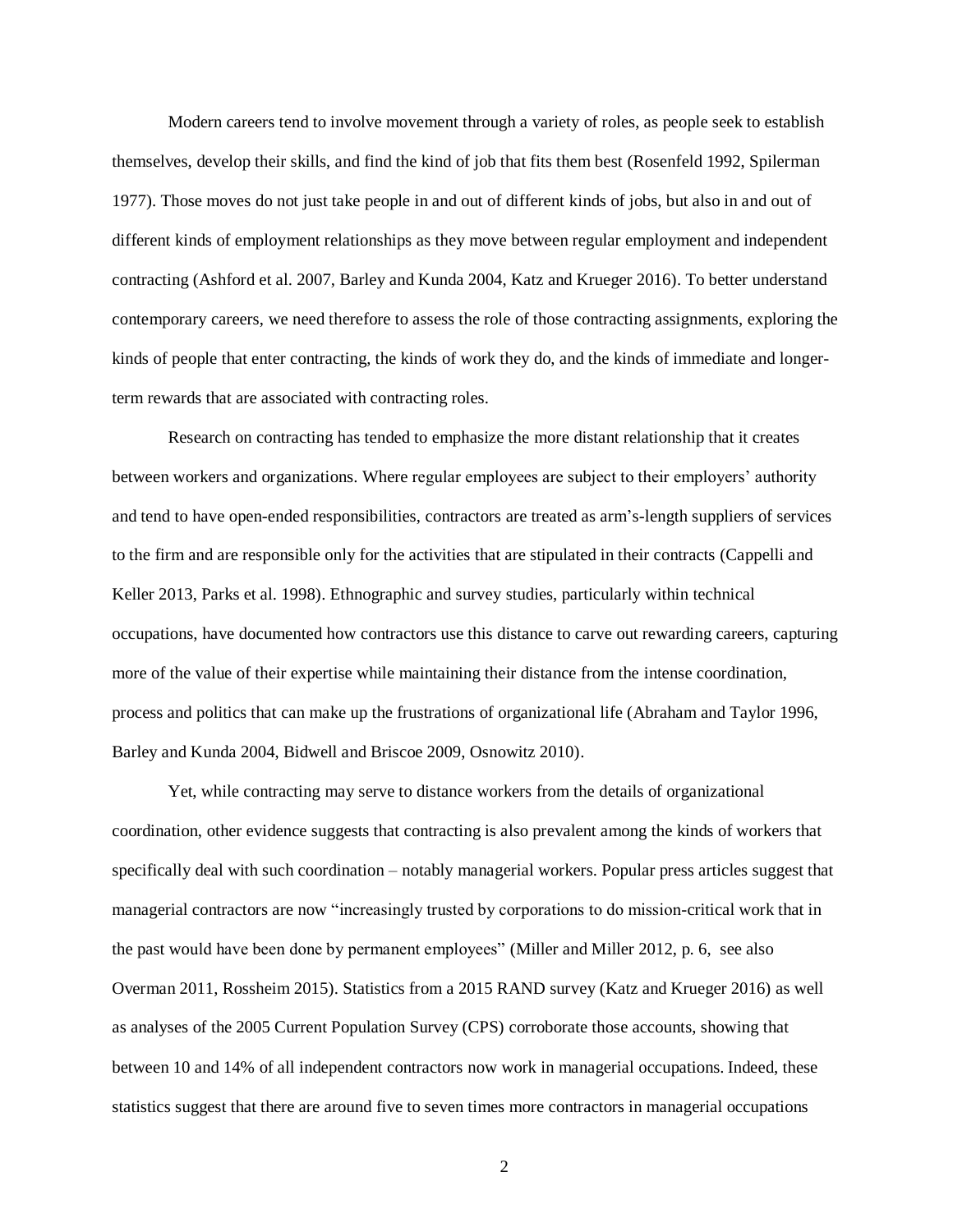Modern careers tend to involve movement through a variety of roles, as people seek to establish themselves, develop their skills, and find the kind of job that fits them best (Rosenfeld 1992, Spilerman 1977). Those moves do not just take people in and out of different kinds of jobs, but also in and out of different kinds of employment relationships as they move between regular employment and independent contracting (Ashford et al. 2007, Barley and Kunda 2004, Katz and Krueger 2016). To better understand contemporary careers, we need therefore to assess the role of those contracting assignments, exploring the kinds of people that enter contracting, the kinds of work they do, and the kinds of immediate and longer-term rewards that are associated with contracting roles.

Research on contracting has tended to emphasize the more distant relationship that it creates between workers and organizations. Where regular employees are subject to their employers' authority and tend to have open-ended responsibilities, contractors are treated as arm's-length suppliers of services to the firm and are responsible only for the activities that are stipulated in their contracts (Cappelli and Keller 2013, Parks et al. 1998). Ethnographic and survey studies, particularly within technical occupations, have documented how contractors use this distance to carve out rewarding careers, capturing more of the value of their expertise while maintaining their distance from the intense coordination, process and politics that can make up the frustrations of organizational life (Abraham and Taylor 1996, Barley and Kunda 2004, Bidwell and Briscoe 2009, Osnowitz 2010).

Yet, while contracting may serve to distance workers from the details of organizational coordination, other evidence suggests that contracting is also prevalent among the kinds of workers that specifically deal with such coordination – notably managerial workers. Popular press articles suggest that managerial contractors are now "increasingly trusted by corporations to do mission-critical work that in the past would have been done by permanent employees" (Miller and Miller 2012, p. 6, see also Overman 2011, Rossheim 2015). Statistics from a 2015 RAND survey (Katz and Krueger 2016) as well as analyses of the 2005 Current Population Survey (CPS) corroborate those accounts, showing that between 10 and 14% of all independent contractors now work in managerial occupations. Indeed, these statistics suggest that there are around five to seven times more contractors in managerial occupations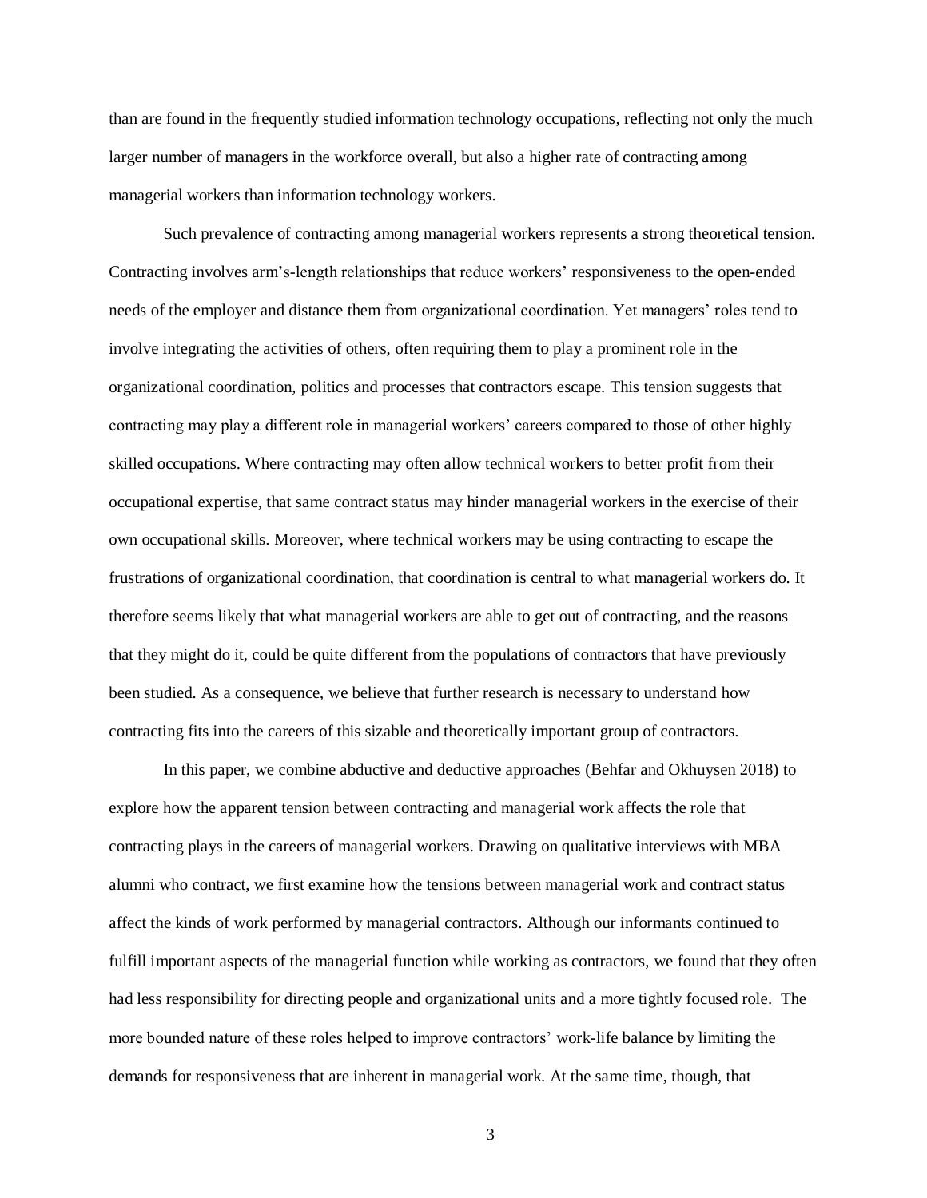than are found in the frequently studied information technology occupations, reflecting not only the much larger number of managers in the workforce overall, but also a higher rate of contracting among managerial workers than information technology workers.

Such prevalence of contracting among managerial workers represents a strong theoretical tension. Contracting involves arm's-length relationships that reduce workers' responsiveness to the open-ended needs of the employer and distance them from organizational coordination. Yet managers' roles tend to involve integrating the activities of others, often requiring them to play a prominent role in the organizational coordination, politics and processes that contractors escape. This tension suggests that contracting may play a different role in managerial workers' careers compared to those of other highly skilled occupations. Where contracting may often allow technical workers to better profit from their occupational expertise, that same contract status may hinder managerial workers in the exercise of their own occupational skills. Moreover, where technical workers may be using contracting to escape the frustrations of organizational coordination, that coordination is central to what managerial workers do. It therefore seems likely that what managerial workers are able to get out of contracting, and the reasons that they might do it, could be quite different from the populations of contractors that have previously been studied. As a consequence, we believe that further research is necessary to understand how contracting fits into the careers of this sizable and theoretically important group of contractors.

In this paper, we combine abductive and deductive approaches (Behfar and Okhuysen 2018) to explore how the apparent tension between contracting and managerial work affects the role that contracting plays in the careers of managerial workers. Drawing on qualitative interviews with MBA alumni who contract, we first examine how the tensions between managerial work and contract status affect the kinds of work performed by managerial contractors. Although our informants continued to fulfill important aspects of the managerial function while working as contractors, we found that they often had less responsibility for directing people and organizational units and a more tightly focused role. The more bounded nature of these roles helped to improve contractors' work-life balance by limiting the demands for responsiveness that are inherent in managerial work. At the same time, though, that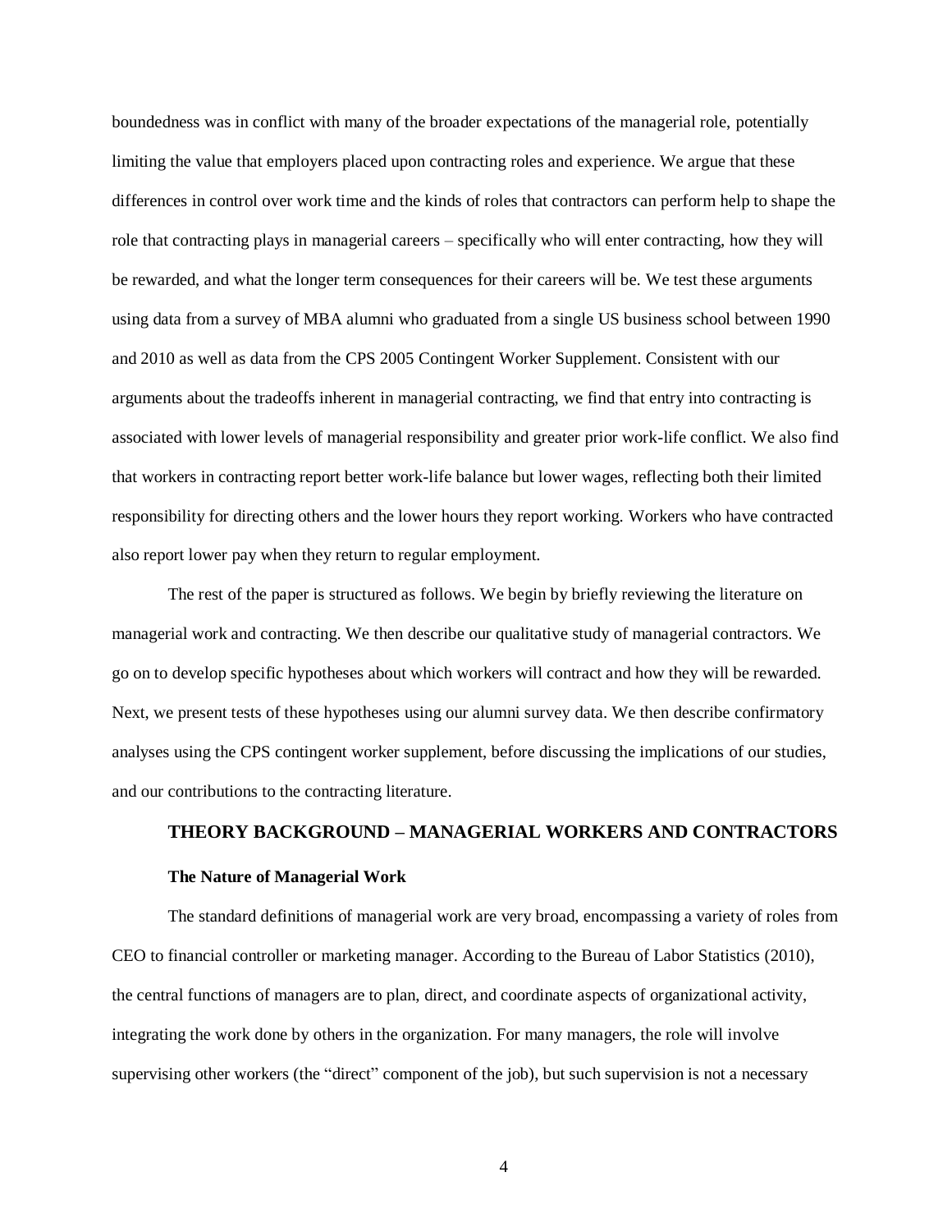boundedness was in conflict with many of the broader expectations of the managerial role, potentially limiting the value that employers placed upon contracting roles and experience. We argue that these differences in control over work time and the kinds of roles that contractors can perform help to shape the role that contracting plays in managerial careers – specifically who will enter contracting, how they will be rewarded, and what the longer term consequences for their careers will be. We test these arguments using data from a survey of MBA alumni who graduated from a single US business school between 1990 and 2010 as well as data from the CPS 2005 Contingent Worker Supplement. Consistent with our arguments about the tradeoffs inherent in managerial contracting, we find that entry into contracting is associated with lower levels of managerial responsibility and greater prior work-life conflict. We also find that workers in contracting report better work-life balance but lower wages, reflecting both their limited responsibility for directing others and the lower hours they report working. Workers who have contracted also report lower pay when they return to regular employment.

The rest of the paper is structured as follows. We begin by briefly reviewing the literature on managerial work and contracting. We then describe our qualitative study of managerial contractors. We go on to develop specific hypotheses about which workers will contract and how they will be rewarded. Next, we present tests of these hypotheses using our alumni survey data. We then describe confirmatory analyses using the CPS contingent worker supplement, before discussing the implications of our studies, and our contributions to the contracting literature.

## THEORY BACKGROUND – MANAGERIAL WORKERS AND CONTRACTORS

### The Nature of Managerial Work

The standard definitions of managerial work are very broad, encompassing a variety of roles from CEO to financial controller or marketing manager. According to the Bureau of Labor Statistics (2010), the central functions of managers are to plan, direct, and coordinate aspects of organizational activity, integrating the work done by others in the organization. For many managers, the role will involve supervising other workers (the "direct" component of the job), but such supervision is not a necessary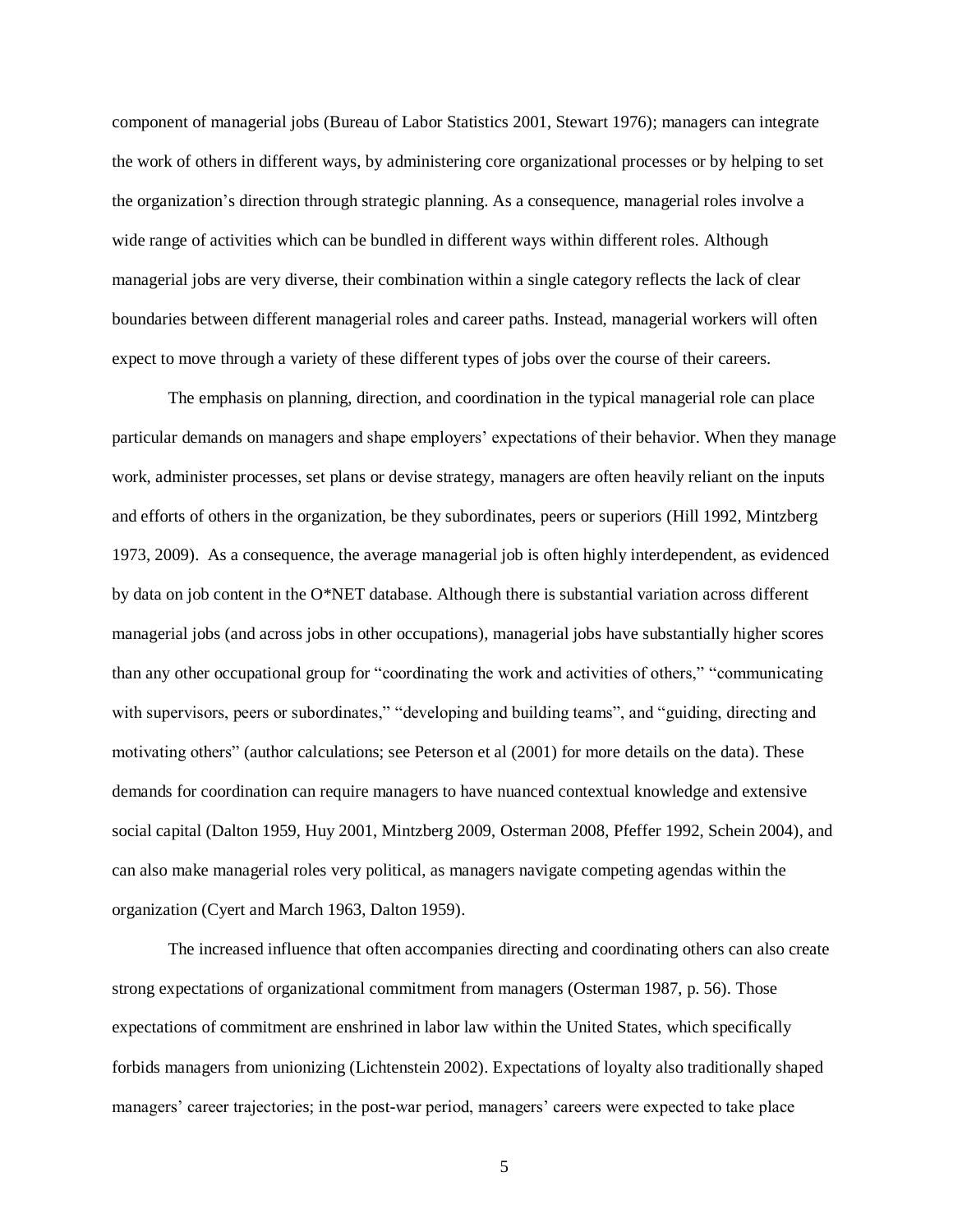component of managerial jobs (Bureau of Labor Statistics 2001, Stewart 1976); managers can integrate the work of others in different ways, by administering core organizational processes or by helping to set the organization's direction through strategic planning. As a consequence, managerial roles involve a wide range of activities which can be bundled in different ways within different roles. Although managerial jobs are very diverse, their combination within a single category reflects the lack of clear boundaries between different managerial roles and career paths. Instead, managerial workers will often expect to move through a variety of these different types of jobs over the course of their careers.

The emphasis on planning, direction, and coordination in the typical managerial role can place particular demands on managers and shape employers' expectations of their behavior. When they manage work, administer processes, set plans or devise strategy, managers are often heavily reliant on the inputs and efforts of others in the organization, be they subordinates, peers or superiors (Hill 1992, Mintzberg 1973, 2009). As a consequence, the average managerial job is often highly interdependent, as evidenced by data on job content in the O*NET database. Although there is substantial variation across different managerial jobs (and across jobs in other occupations), managerial jobs have substantially higher scores than any other occupational group for "coordinating the work and activities of others," "communicating with supervisors, peers or subordinates," "developing and building teams", and "guiding, directing and motivating others" (author calculations; see Peterson et al (2001) for more details on the data). These demands for coordination can require managers to have nuanced contextual knowledge and extensive social capital (Dalton 1959, Huy 2001, Mintzberg 2009, Osterman 2008, Pfeffer 1992, Schein 2004), and can also make managerial roles very political, as managers navigate competing agendas within the organization (Cyert and March 1963, Dalton 1959).

The increased influence that often accompanies directing and coordinating others can also create strong expectations of organizational commitment from managers (Osterman 1987, p. 56). Those expectations of commitment are enshrined in labor law within the United States, which specifically forbids managers from unionizing (Lichtenstein 2002). Expectations of loyalty also traditionally shaped managers' career trajectories; in the post-war period, managers' careers were expected to take place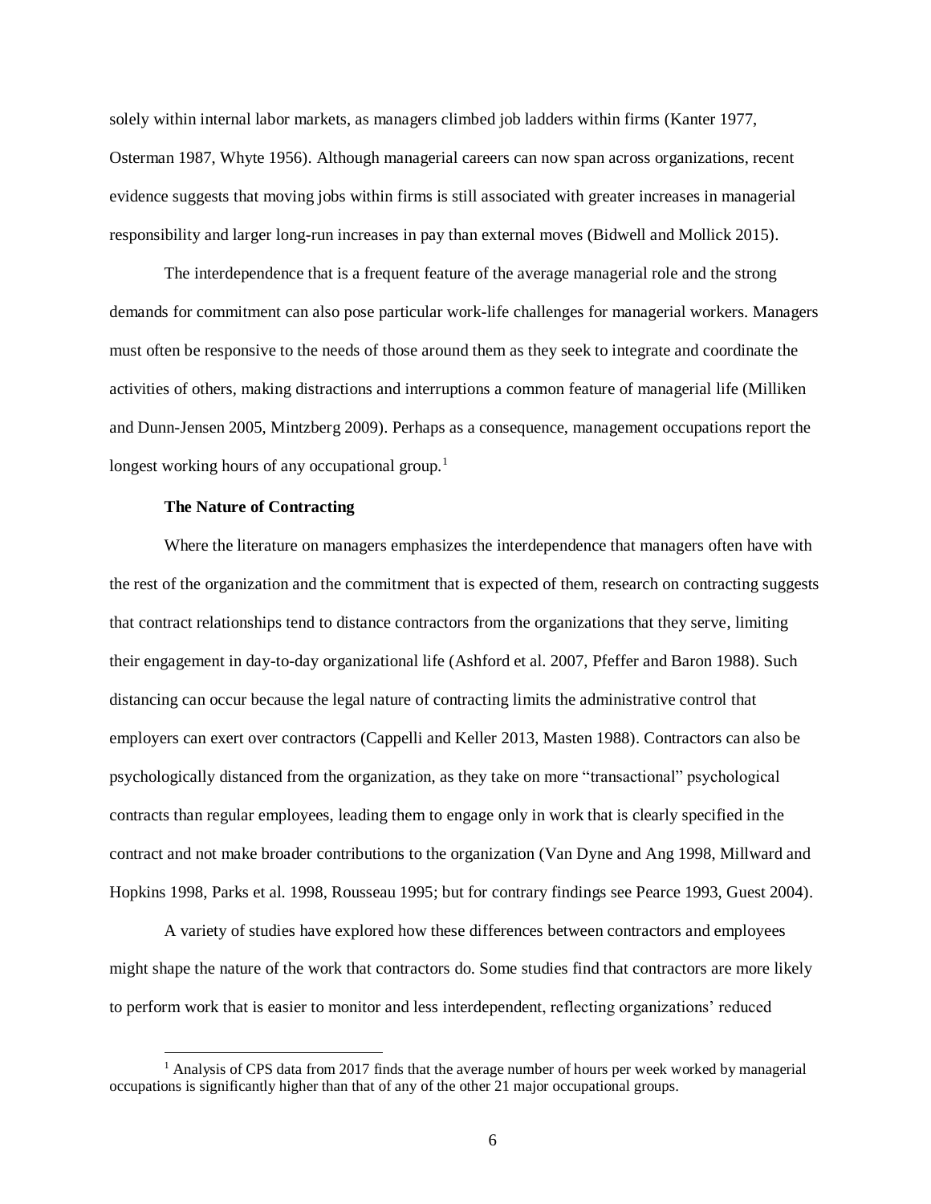solely within internal labor markets, as managers climbed job ladders within firms (Kanter 1977, Osterman 1987, Whyte 1956). Although managerial careers can now span across organizations, recent evidence suggests that moving jobs within firms is still associated with greater increases in managerial responsibility and larger long-run increases in pay than external moves (Bidwell and Mollick 2015).

The interdependence that is a frequent feature of the average managerial role and the strong demands for commitment can also pose particular work-life challenges for managerial workers. Managers must often be responsive to the needs of those around them as they seek to integrate and coordinate the activities of others, making distractions and interruptions a common feature of managerial life (Milliken and Dunn-Jensen 2005, Mintzberg 2009). Perhaps as a consequence, management occupations report the longest working hours of any occupational group.[1]

**The Nature of Contracting**

Where the literature on managers emphasizes the interdependence that managers often have with the rest of the organization and the commitment that is expected of them, research on contracting suggests that contract relationships tend to distance contractors from the organizations that they serve, limiting their engagement in day-to-day organizational life (Ashford et al. 2007, Pfeffer and Baron 1988). Such distancing can occur because the legal nature of contracting limits the administrative control that employers can exert over contractors (Cappelli and Keller 2013, Masten 1988). Contractors can also be psychologically distanced from the organization, as they take on more "transactional" psychological contracts than regular employees, leading them to engage only in work that is clearly specified in the contract and not make broader contributions to the organization (Van Dyne and Ang 1998, Millward and Hopkins 1998, Parks et al. 1998, Rousseau 1995; but for contrary findings see Pearce 1993, Guest 2004).

A variety of studies have explored how these differences between contractors and employees might shape the nature of the work that contractors do. Some studies find that contractors are more likely to perform work that is easier to monitor and less interdependent, reflecting organizations' reduced

[1] Analysis of CPS data from 2017 finds that the average number of hours per week worked by managerial occupations is significantly higher than that of any of the other 21 major occupational groups.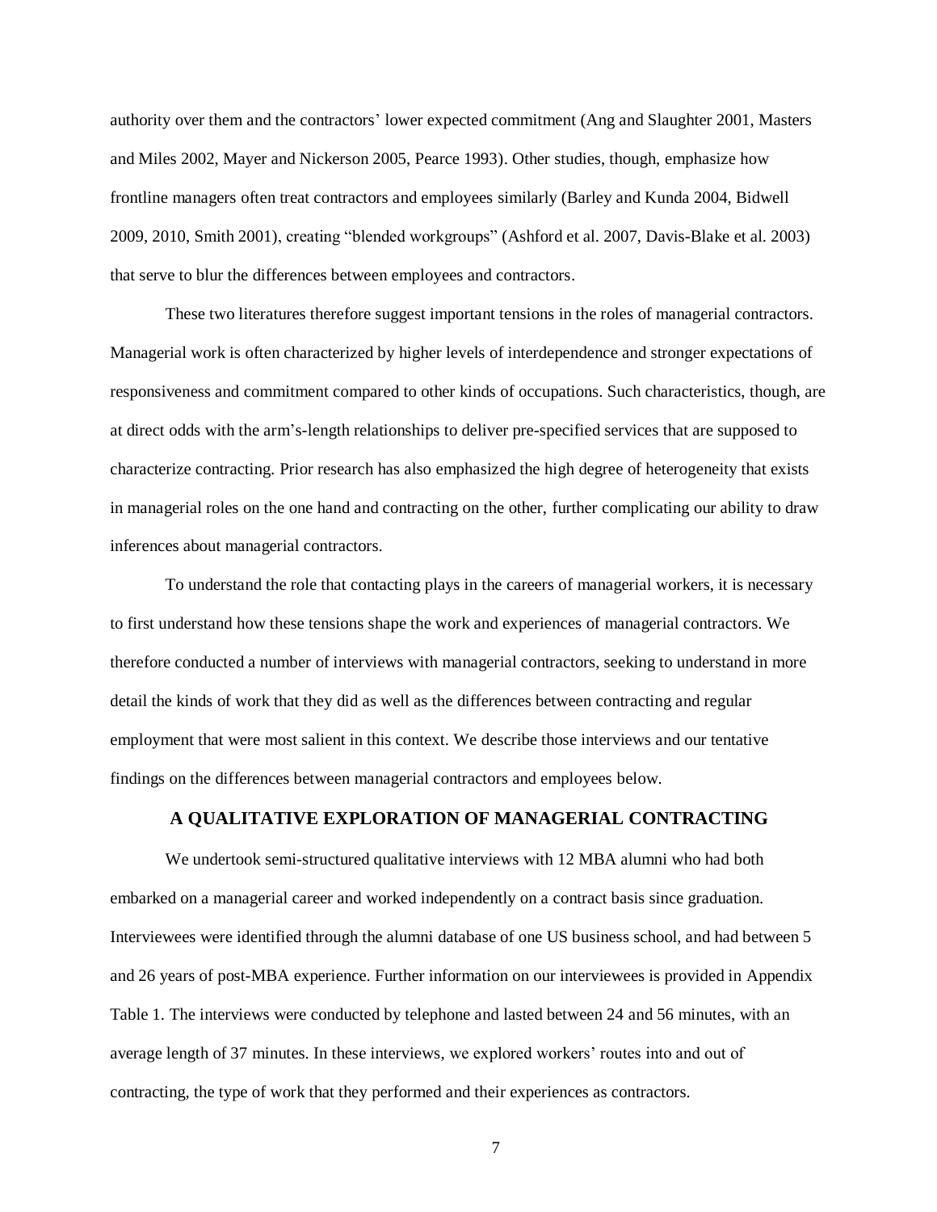authority over them and the contractors' lower expected commitment (Ang and Slaughter 2001, Masters and Miles 2002, Mayer and Nickerson 2005, Pearce 1993). Other studies, though, emphasize how frontline managers often treat contractors and employees similarly (Barley and Kunda 2004, Bidwell 2009, 2010, Smith 2001), creating "blended workgroups" (Ashford et al. 2007, Davis-Blake et al. 2003) that serve to blur the differences between employees and contractors.

These two literatures therefore suggest important tensions in the roles of managerial contractors. Managerial work is often characterized by higher levels of interdependence and stronger expectations of responsiveness and commitment compared to other kinds of occupations. Such characteristics, though, are at direct odds with the arm's-length relationships to deliver pre-specified services that are supposed to characterize contracting. Prior research has also emphasized the high degree of heterogeneity that exists in managerial roles on the one hand and contracting on the other, further complicating our ability to draw inferences about managerial contractors.

To understand the role that contacting plays in the careers of managerial workers, it is necessary to first understand how these tensions shape the work and experiences of managerial contractors. We therefore conducted a number of interviews with managerial contractors, seeking to understand in more detail the kinds of work that they did as well as the differences between contracting and regular employment that were most salient in this context. We describe those interviews and our tentative findings on the differences between managerial contractors and employees below.

## A QUALITATIVE EXPLORATION OF MANAGERIAL CONTRACTING

We undertook semi-structured qualitative interviews with 12 MBA alumni who had both embarked on a managerial career and worked independently on a contract basis since graduation. Interviewees were identified through the alumni database of one US business school, and had between 5 and 26 years of post-MBA experience. Further information on our interviewees is provided in Appendix Table 1. The interviews were conducted by telephone and lasted between 24 and 56 minutes, with an average length of 37 minutes. In these interviews, we explored workers' routes into and out of contracting, the type of work that they performed and their experiences as contractors.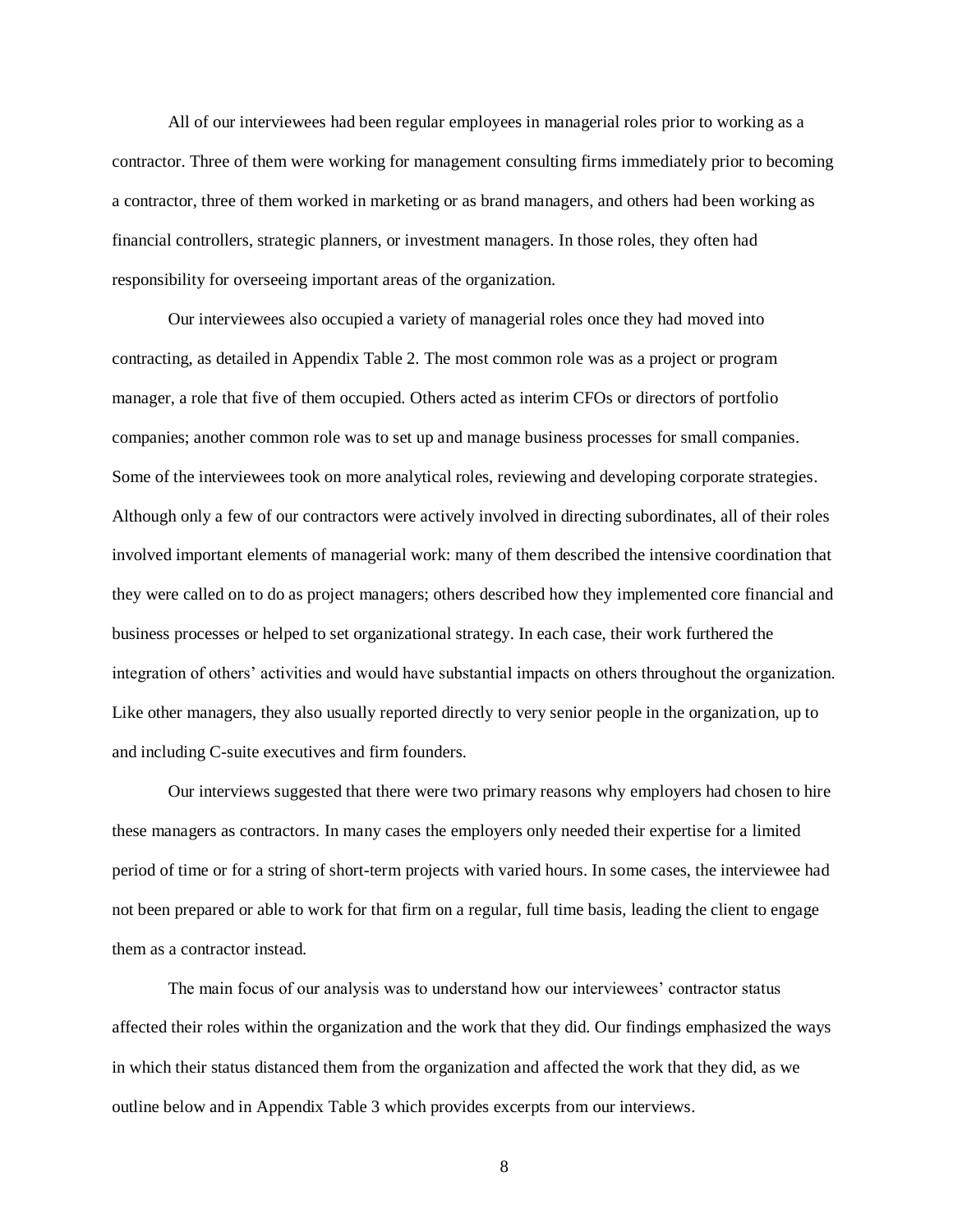All of our interviewees had been regular employees in managerial roles prior to working as a contractor. Three of them were working for management consulting firms immediately prior to becoming a contractor, three of them worked in marketing or as brand managers, and others had been working as financial controllers, strategic planners, or investment managers. In those roles, they often had responsibility for overseeing important areas of the organization.

Our interviewees also occupied a variety of managerial roles once they had moved into contracting, as detailed in Appendix Table 2. The most common role was as a project or program manager, a role that five of them occupied. Others acted as interim CFOs or directors of portfolio companies; another common role was to set up and manage business processes for small companies. Some of the interviewees took on more analytical roles, reviewing and developing corporate strategies. Although only a few of our contractors were actively involved in directing subordinates, all of their roles involved important elements of managerial work: many of them described the intensive coordination that they were called on to do as project managers; others described how they implemented core financial and business processes or helped to set organizational strategy. In each case, their work furthered the integration of others' activities and would have substantial impacts on others throughout the organization. Like other managers, they also usually reported directly to very senior people in the organization, up to and including C-suite executives and firm founders.

Our interviews suggested that there were two primary reasons why employers had chosen to hire these managers as contractors. In many cases the employers only needed their expertise for a limited period of time or for a string of short-term projects with varied hours. In some cases, the interviewee had not been prepared or able to work for that firm on a regular, full time basis, leading the client to engage them as a contractor instead.

The main focus of our analysis was to understand how our interviewees' contractor status affected their roles within the organization and the work that they did. Our findings emphasized the ways in which their status distanced them from the organization and affected the work that they did, as we outline below and in Appendix Table 3 which provides excerpts from our interviews.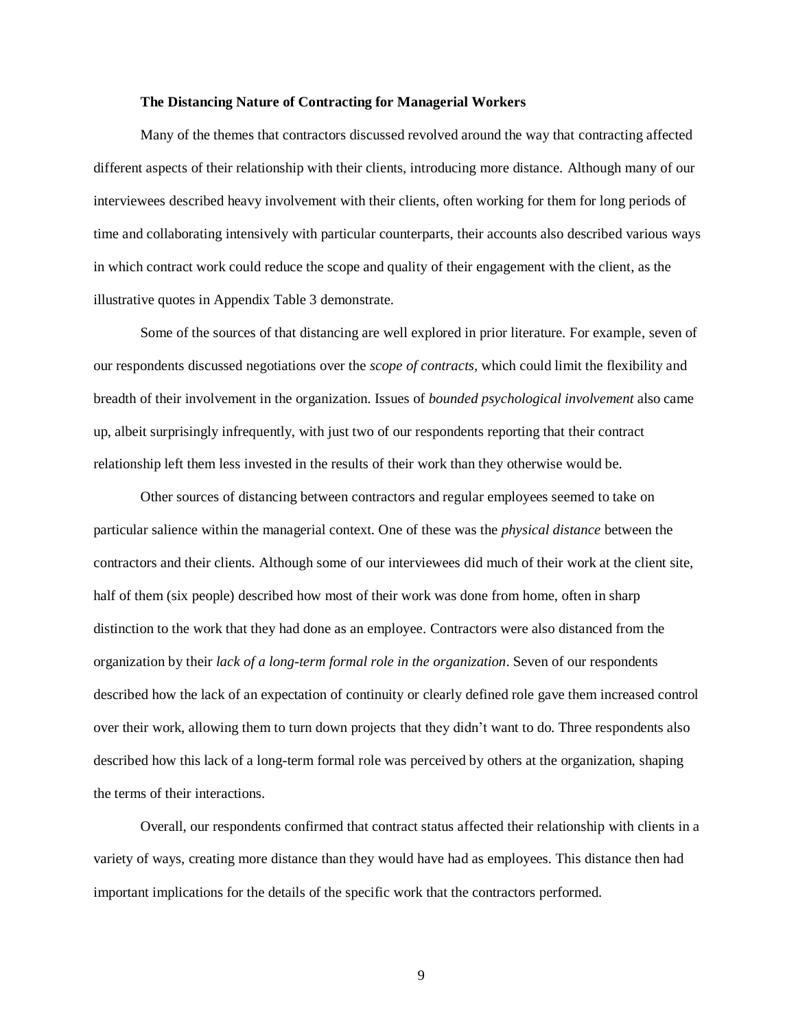### The Distancing Nature of Contracting for Managerial Workers

Many of the themes that contractors discussed revolved around the way that contracting affected different aspects of their relationship with their clients, introducing more distance. Although many of our interviewees described heavy involvement with their clients, often working for them for long periods of time and collaborating intensively with particular counterparts, their accounts also described various ways in which contract work could reduce the scope and quality of their engagement with the client, as the illustrative quotes in Appendix Table 3 demonstrate.

Some of the sources of that distancing are well explored in prior literature. For example, seven of our respondents discussed negotiations over the *scope of contracts*, which could limit the flexibility and breadth of their involvement in the organization. Issues of *bounded psychological involvement* also came up, albeit surprisingly infrequently, with just two of our respondents reporting that their contract relationship left them less invested in the results of their work than they otherwise would be.

Other sources of distancing between contractors and regular employees seemed to take on particular salience within the managerial context. One of these was the *physical distance* between the contractors and their clients. Although some of our interviewees did much of their work at the client site, half of them (six people) described how most of their work was done from home, often in sharp distinction to the work that they had done as an employee. Contractors were also distanced from the organization by their *lack of a long-term formal role in the organization*. Seven of our respondents described how the lack of an expectation of continuity or clearly defined role gave them increased control over their work, allowing them to turn down projects that they didn't want to do. Three respondents also described how this lack of a long-term formal role was perceived by others at the organization, shaping the terms of their interactions.

Overall, our respondents confirmed that contract status affected their relationship with clients in a variety of ways, creating more distance than they would have had as employees. This distance then had important implications for the details of the specific work that the contractors performed.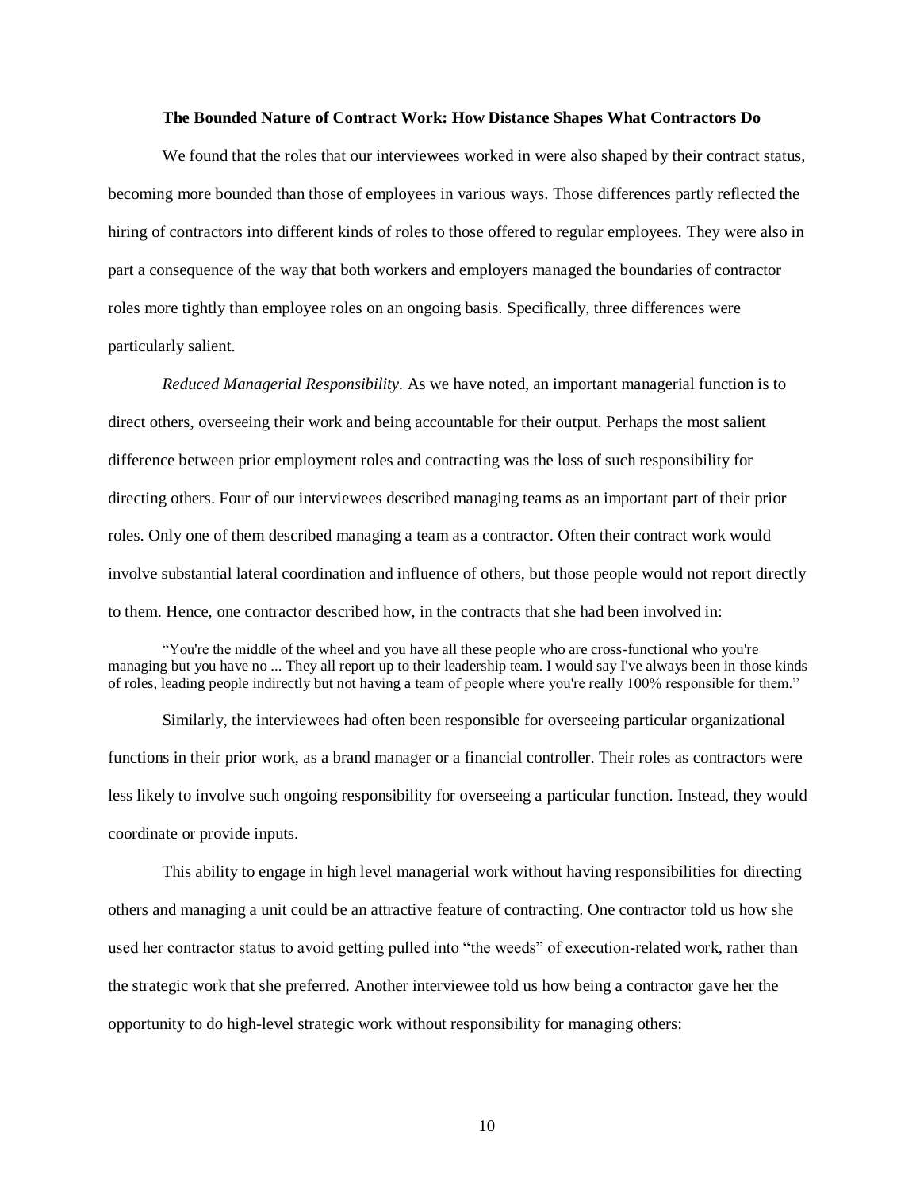### The Bounded Nature of Contract Work: How Distance Shapes What Contractors Do

We found that the roles that our interviewees worked in were also shaped by their contract status, becoming more bounded than those of employees in various ways. Those differences partly reflected the hiring of contractors into different kinds of roles to those offered to regular employees. They were also in part a consequence of the way that both workers and employers managed the boundaries of contractor roles more tightly than employee roles on an ongoing basis. Specifically, three differences were particularly salient.

*Reduced Managerial Responsibility.* As we have noted, an important managerial function is to direct others, overseeing their work and being accountable for their output. Perhaps the most salient difference between prior employment roles and contracting was the loss of such responsibility for directing others. Four of our interviewees described managing teams as an important part of their prior roles. Only one of them described managing a team as a contractor. Often their contract work would involve substantial lateral coordination and influence of others, but those people would not report directly to them. Hence, one contractor described how, in the contracts that she had been involved in:

> "You're the middle of the wheel and you have all these people who are cross-functional who you're managing but you have no ... They all report up to their leadership team. I would say I've always been in those kinds of roles, leading people indirectly but not having a team of people where you're really 100% responsible for them."

Similarly, the interviewees had often been responsible for overseeing particular organizational functions in their prior work, as a brand manager or a financial controller. Their roles as contractors were less likely to involve such ongoing responsibility for overseeing a particular function. Instead, they would coordinate or provide inputs.

This ability to engage in high level managerial work without having responsibilities for directing others and managing a unit could be an attractive feature of contracting. One contractor told us how she used her contractor status to avoid getting pulled into "the weeds" of execution-related work, rather than the strategic work that she preferred. Another interviewee told us how being a contractor gave her the opportunity to do high-level strategic work without responsibility for managing others: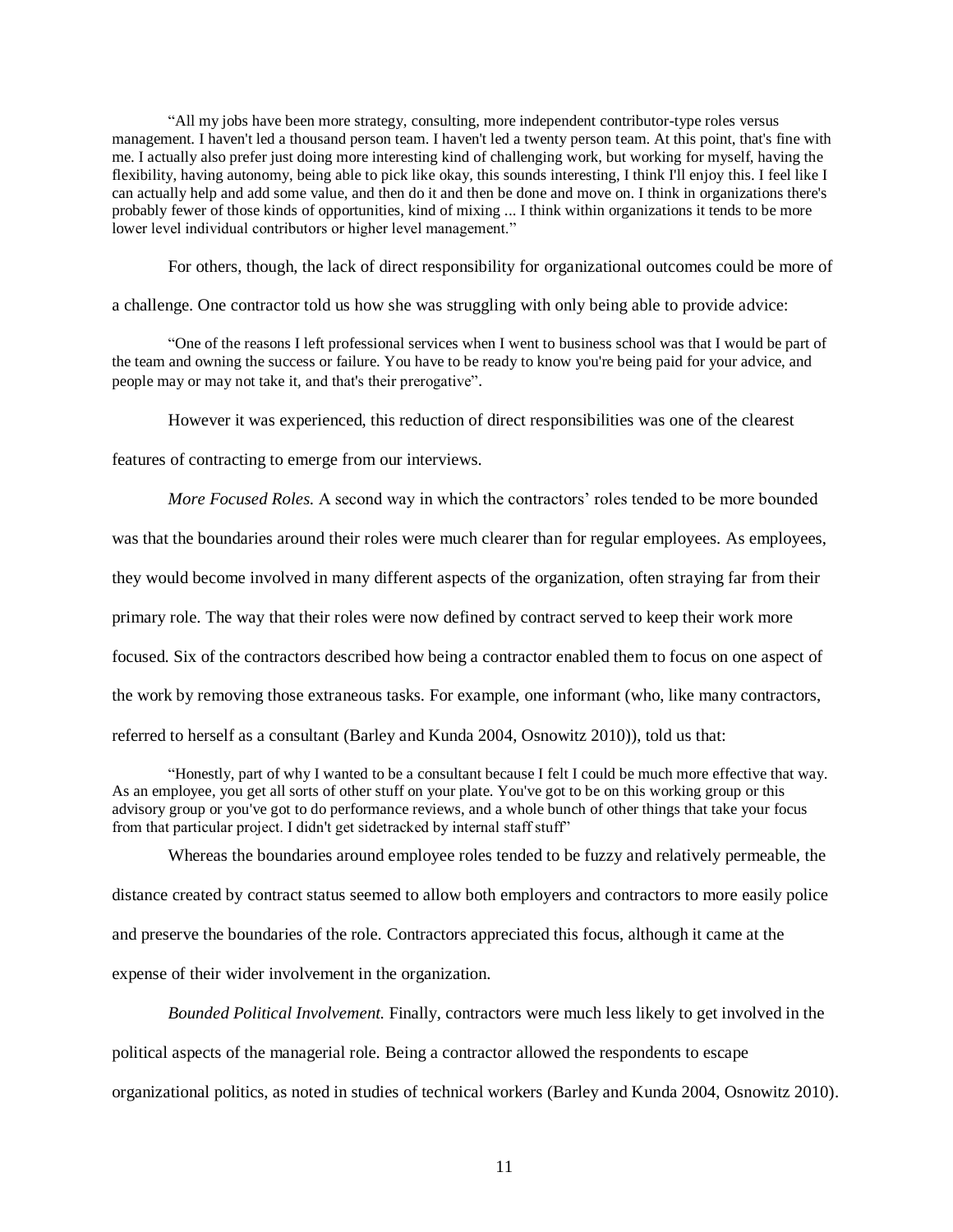"All my jobs have been more strategy, consulting, more independent contributor-type roles versus management. I haven't led a thousand person team. I haven't led a twenty person team. At this point, that's fine with me. I actually also prefer just doing more interesting kind of challenging work, but working for myself, having the flexibility, having autonomy, being able to pick like okay, this sounds interesting, I think I'll enjoy this. I feel like I can actually help and add some value, and then do it and then be done and move on. I think in organizations there's probably fewer of those kinds of opportunities, kind of mixing ... I think within organizations it tends to be more lower level individual contributors or higher level management."

For others, though, the lack of direct responsibility for organizational outcomes could be more of a challenge. One contractor told us how she was struggling with only being able to provide advice:

"One of the reasons I left professional services when I went to business school was that I would be part of the team and owning the success or failure. You have to be ready to know you're being paid for your advice, and people may or may not take it, and that's their prerogative".

However it was experienced, this reduction of direct responsibilities was one of the clearest features of contracting to emerge from our interviews.

*More Focused Roles.* A second way in which the contractors' roles tended to be more bounded was that the boundaries around their roles were much clearer than for regular employees. As employees, they would become involved in many different aspects of the organization, often straying far from their primary role. The way that their roles were now defined by contract served to keep their work more focused. Six of the contractors described how being a contractor enabled them to focus on one aspect of the work by removing those extraneous tasks. For example, one informant (who, like many contractors, referred to herself as a consultant (Barley and Kunda 2004, Osnowitz 2010)), told us that:

"Honestly, part of why I wanted to be a consultant because I felt I could be much more effective that way. As an employee, you get all sorts of other stuff on your plate. You've got to be on this working group or this advisory group or you've got to do performance reviews, and a whole bunch of other things that take your focus from that particular project. I didn't get sidetracked by internal staff stuff"

Whereas the boundaries around employee roles tended to be fuzzy and relatively permeable, the distance created by contract status seemed to allow both employers and contractors to more easily police and preserve the boundaries of the role. Contractors appreciated this focus, although it came at the expense of their wider involvement in the organization.

*Bounded Political Involvement.* Finally, contractors were much less likely to get involved in the political aspects of the managerial role. Being a contractor allowed the respondents to escape organizational politics, as noted in studies of technical workers (Barley and Kunda 2004, Osnowitz 2010).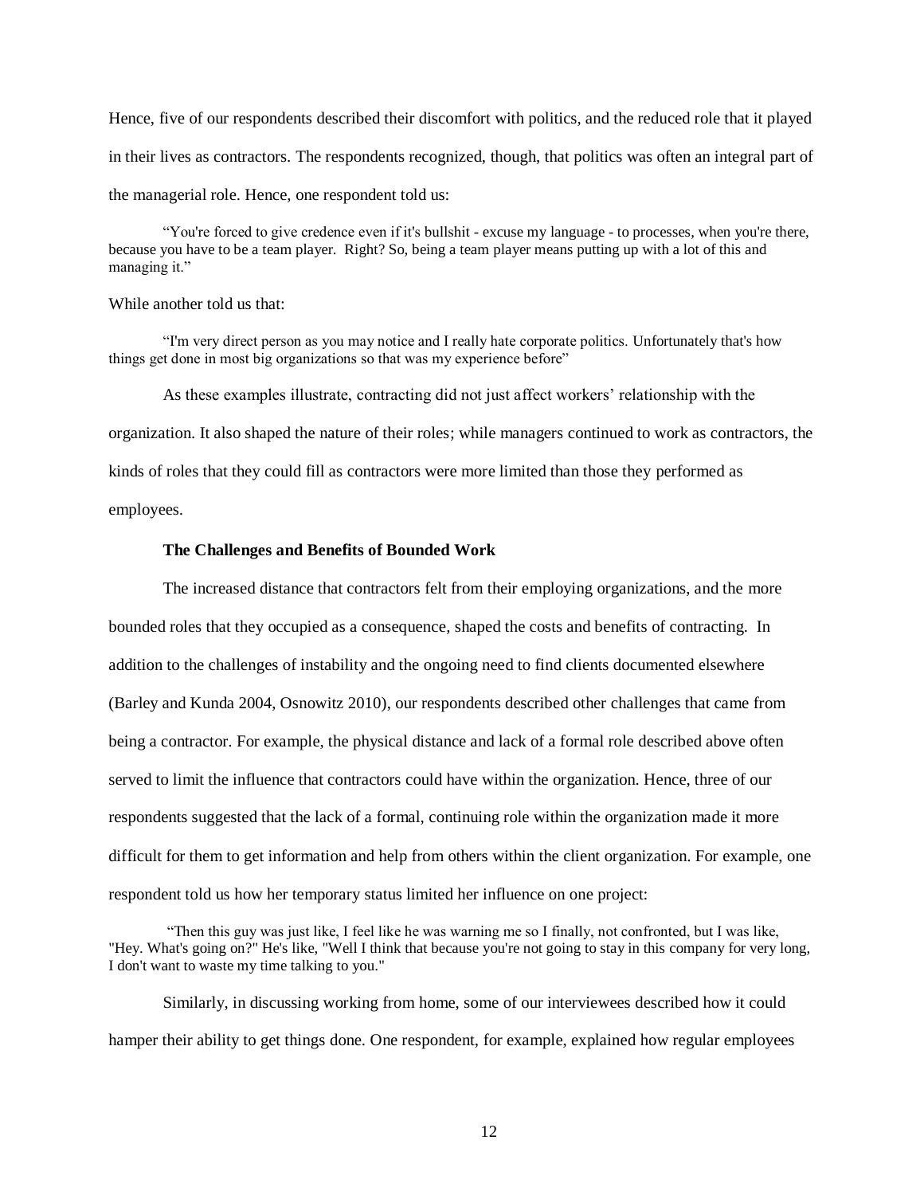Hence, five of our respondents described their discomfort with politics, and the reduced role that it played in their lives as contractors. The respondents recognized, though, that politics was often an integral part of the managerial role. Hence, one respondent told us:

> "You're forced to give credence even if it's bullshit - excuse my language - to processes, when you're there, because you have to be a team player. Right? So, being a team player means putting up with a lot of this and managing it."

While another told us that:

> "I'm very direct person as you may notice and I really hate corporate politics. Unfortunately that's how things get done in most big organizations so that was my experience before"

As these examples illustrate, contracting did not just affect workers' relationship with the organization. It also shaped the nature of their roles; while managers continued to work as contractors, the kinds of roles that they could fill as contractors were more limited than those they performed as employees.

**The Challenges and Benefits of Bounded Work**

The increased distance that contractors felt from their employing organizations, and the more bounded roles that they occupied as a consequence, shaped the costs and benefits of contracting. In addition to the challenges of instability and the ongoing need to find clients documented elsewhere (Barley and Kunda 2004, Osnowitz 2010), our respondents described other challenges that came from being a contractor. For example, the physical distance and lack of a formal role described above often served to limit the influence that contractors could have within the organization. Hence, three of our respondents suggested that the lack of a formal, continuing role within the organization made it more difficult for them to get information and help from others within the client organization. For example, one respondent told us how her temporary status limited her influence on one project:

> "Then this guy was just like, I feel like he was warning me so I finally, not confronted, but I was like, "Hey. What's going on?" He's like, "Well I think that because you're not going to stay in this company for very long, I don't want to waste my time talking to you."

Similarly, in discussing working from home, some of our interviewees described how it could hamper their ability to get things done. One respondent, for example, explained how regular employees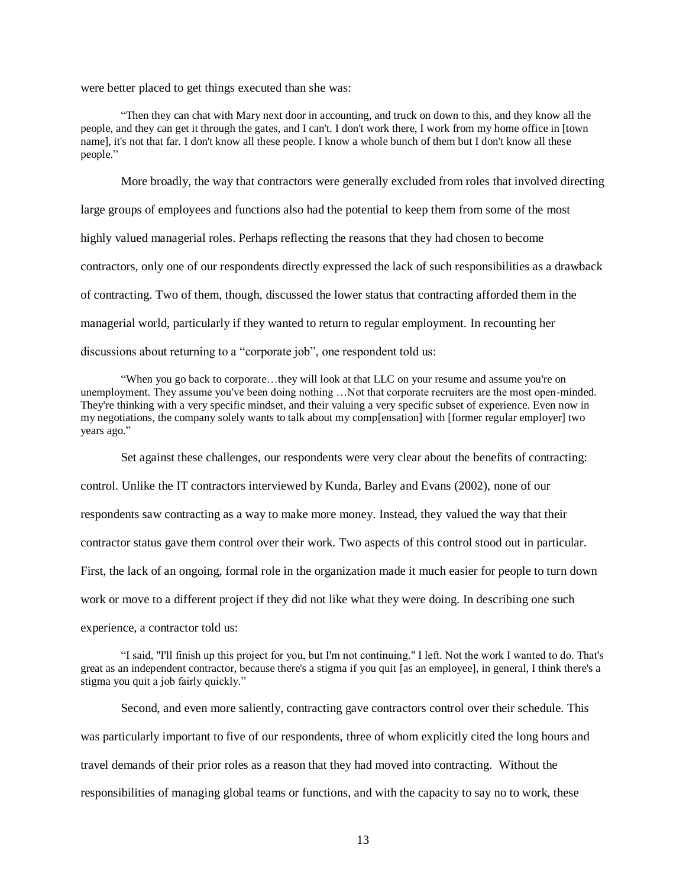were better placed to get things executed than she was:

> "Then they can chat with Mary next door in accounting, and truck on down to this, and they know all the people, and they can get it through the gates, and I can't. I don't work there, I work from my home office in [town name], it's not that far. I don't know all these people. I know a whole bunch of them but I don't know all these people."

More broadly, the way that contractors were generally excluded from roles that involved directing large groups of employees and functions also had the potential to keep them from some of the most highly valued managerial roles. Perhaps reflecting the reasons that they had chosen to become contractors, only one of our respondents directly expressed the lack of such responsibilities as a drawback of contracting. Two of them, though, discussed the lower status that contracting afforded them in the managerial world, particularly if they wanted to return to regular employment. In recounting her discussions about returning to a "corporate job", one respondent told us:

> "When you go back to corporate…they will look at that LLC on your resume and assume you're on unemployment. They assume you've been doing nothing …Not that corporate recruiters are the most open-minded. They're thinking with a very specific mindset, and their valuing a very specific subset of experience. Even now in my negotiations, the company solely wants to talk about my comp[ensation] with [former regular employer] two years ago."

Set against these challenges, our respondents were very clear about the benefits of contracting: control. Unlike the IT contractors interviewed by Kunda, Barley and Evans (2002), none of our respondents saw contracting as a way to make more money. Instead, they valued the way that their contractor status gave them control over their work. Two aspects of this control stood out in particular. First, the lack of an ongoing, formal role in the organization made it much easier for people to turn down work or move to a different project if they did not like what they were doing. In describing one such experience, a contractor told us:

> "I said, "I'll finish up this project for you, but I'm not continuing." I left. Not the work I wanted to do. That's great as an independent contractor, because there's a stigma if you quit [as an employee], in general, I think there's a stigma you quit a job fairly quickly."

Second, and even more saliently, contracting gave contractors control over their schedule. This was particularly important to five of our respondents, three of whom explicitly cited the long hours and travel demands of their prior roles as a reason that they had moved into contracting. Without the responsibilities of managing global teams or functions, and with the capacity to say no to work, these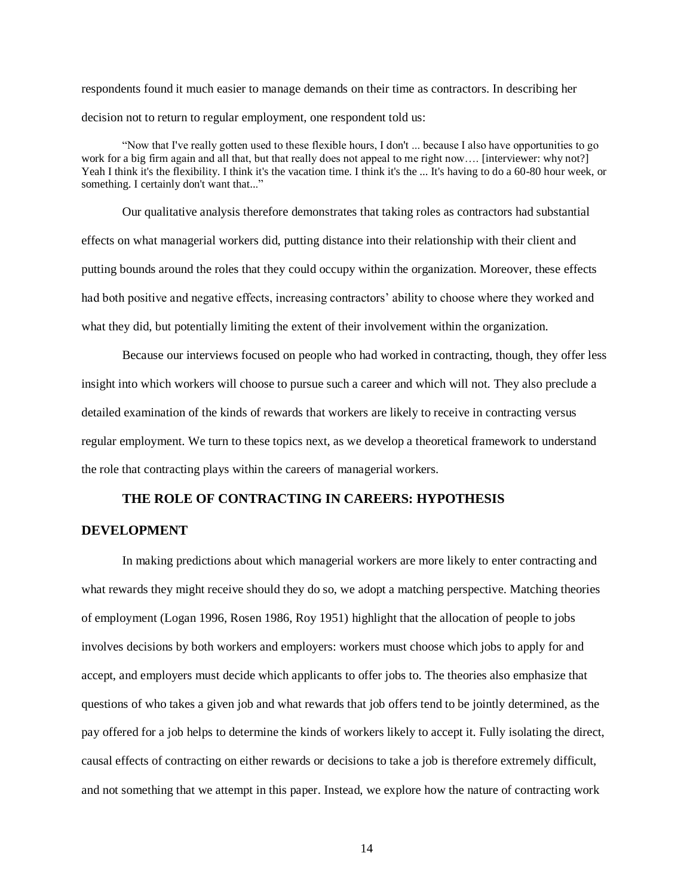respondents found it much easier to manage demands on their time as contractors. In describing her decision not to return to regular employment, one respondent told us:

> "Now that I've really gotten used to these flexible hours, I don't ... because I also have opportunities to go work for a big firm again and all that, but that really does not appeal to me right now…. [interviewer: why not?] Yeah I think it's the flexibility. I think it's the vacation time. I think it's the ... It's having to do a 60-80 hour week, or something. I certainly don't want that..."

Our qualitative analysis therefore demonstrates that taking roles as contractors had substantial effects on what managerial workers did, putting distance into their relationship with their client and putting bounds around the roles that they could occupy within the organization. Moreover, these effects had both positive and negative effects, increasing contractors' ability to choose where they worked and what they did, but potentially limiting the extent of their involvement within the organization.

Because our interviews focused on people who had worked in contracting, though, they offer less insight into which workers will choose to pursue such a career and which will not. They also preclude a detailed examination of the kinds of rewards that workers are likely to receive in contracting versus regular employment. We turn to these topics next, as we develop a theoretical framework to understand the role that contracting plays within the careers of managerial workers.

## THE ROLE OF CONTRACTING IN CAREERS: HYPOTHESIS DEVELOPMENT

In making predictions about which managerial workers are more likely to enter contracting and what rewards they might receive should they do so, we adopt a matching perspective. Matching theories of employment (Logan 1996, Rosen 1986, Roy 1951) highlight that the allocation of people to jobs involves decisions by both workers and employers: workers must choose which jobs to apply for and accept, and employers must decide which applicants to offer jobs to. The theories also emphasize that questions of who takes a given job and what rewards that job offers tend to be jointly determined, as the pay offered for a job helps to determine the kinds of workers likely to accept it. Fully isolating the direct, causal effects of contracting on either rewards or decisions to take a job is therefore extremely difficult, and not something that we attempt in this paper. Instead, we explore how the nature of contracting work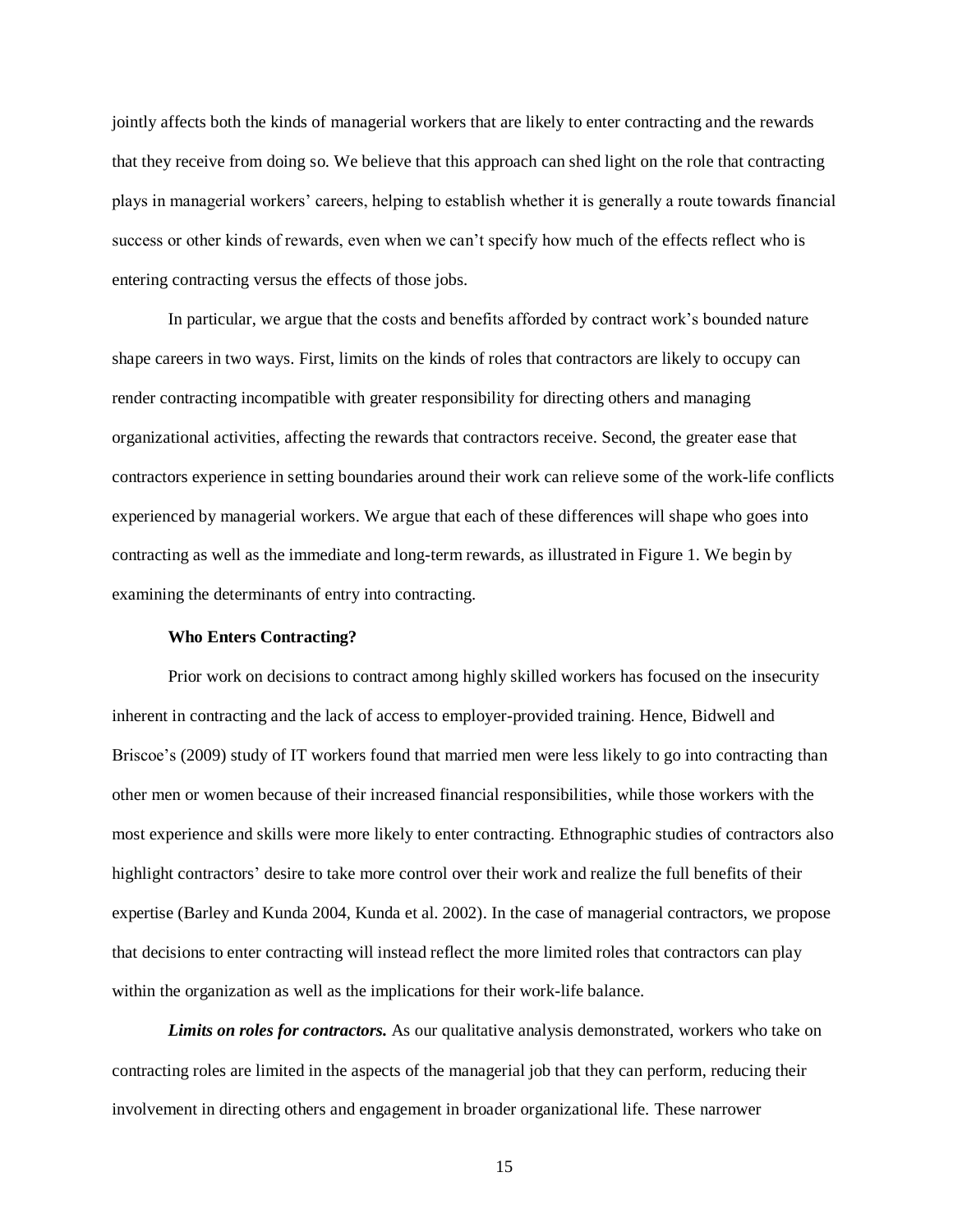jointly affects both the kinds of managerial workers that are likely to enter contracting and the rewards that they receive from doing so. We believe that this approach can shed light on the role that contracting plays in managerial workers' careers, helping to establish whether it is generally a route towards financial success or other kinds of rewards, even when we can't specify how much of the effects reflect who is entering contracting versus the effects of those jobs.

In particular, we argue that the costs and benefits afforded by contract work's bounded nature shape careers in two ways. First, limits on the kinds of roles that contractors are likely to occupy can render contracting incompatible with greater responsibility for directing others and managing organizational activities, affecting the rewards that contractors receive. Second, the greater ease that contractors experience in setting boundaries around their work can relieve some of the work-life conflicts experienced by managerial workers. We argue that each of these differences will shape who goes into contracting as well as the immediate and long-term rewards, as illustrated in Figure 1. We begin by examining the determinants of entry into contracting.

### Who Enters Contracting?

Prior work on decisions to contract among highly skilled workers has focused on the insecurity inherent in contracting and the lack of access to employer-provided training. Hence, Bidwell and Briscoe's (2009) study of IT workers found that married men were less likely to go into contracting than other men or women because of their increased financial responsibilities, while those workers with the most experience and skills were more likely to enter contracting. Ethnographic studies of contractors also highlight contractors' desire to take more control over their work and realize the full benefits of their expertise (Barley and Kunda 2004, Kunda et al. 2002). In the case of managerial contractors, we propose that decisions to enter contracting will instead reflect the more limited roles that contractors can play within the organization as well as the implications for their work-life balance.

***Limits on roles for contractors.*** As our qualitative analysis demonstrated, workers who take on contracting roles are limited in the aspects of the managerial job that they can perform, reducing their involvement in directing others and engagement in broader organizational life. These narrower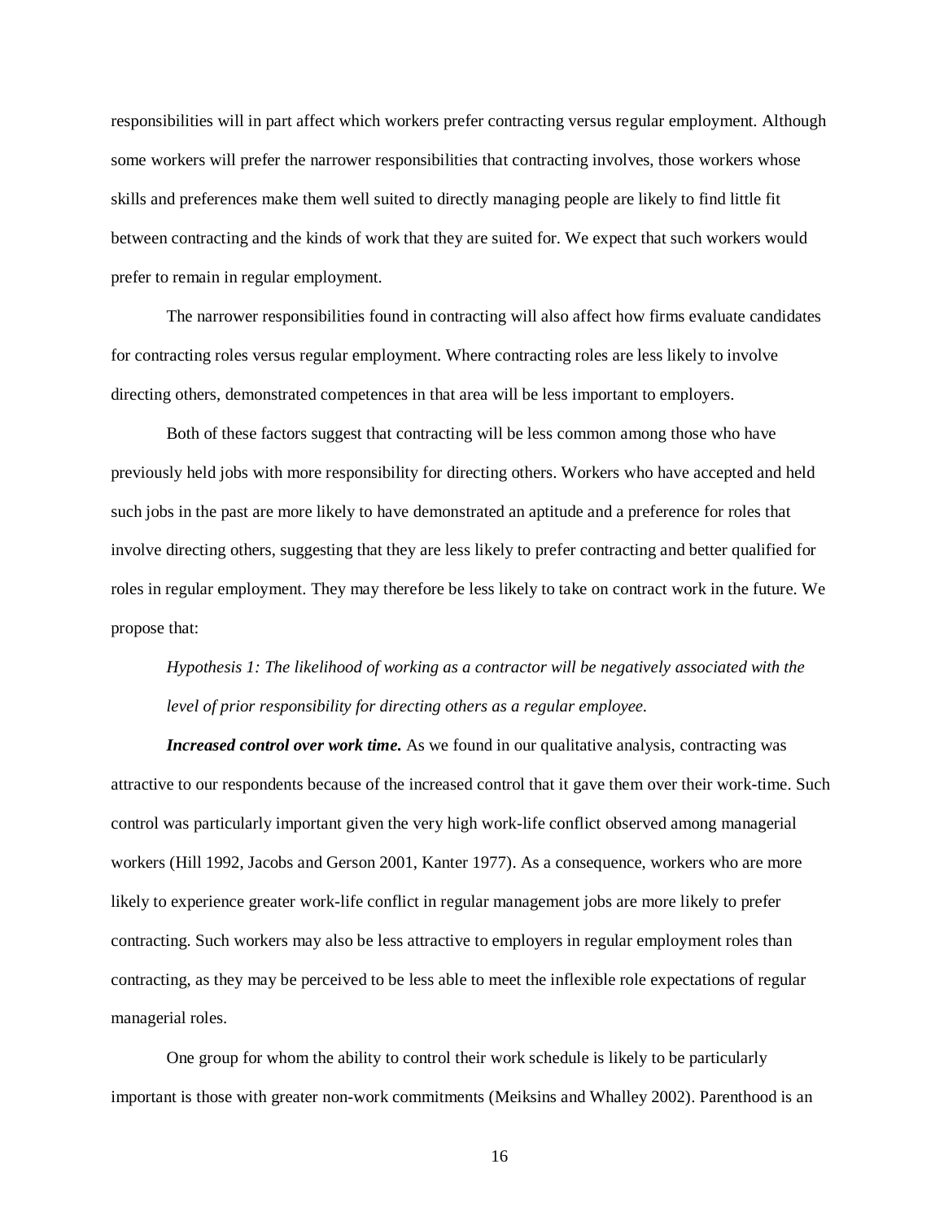responsibilities will in part affect which workers prefer contracting versus regular employment. Although some workers will prefer the narrower responsibilities that contracting involves, those workers whose skills and preferences make them well suited to directly managing people are likely to find little fit between contracting and the kinds of work that they are suited for. We expect that such workers would prefer to remain in regular employment.

The narrower responsibilities found in contracting will also affect how firms evaluate candidates for contracting roles versus regular employment. Where contracting roles are less likely to involve directing others, demonstrated competences in that area will be less important to employers.

Both of these factors suggest that contracting will be less common among those who have previously held jobs with more responsibility for directing others. Workers who have accepted and held such jobs in the past are more likely to have demonstrated an aptitude and a preference for roles that involve directing others, suggesting that they are less likely to prefer contracting and better qualified for roles in regular employment. They may therefore be less likely to take on contract work in the future. We propose that:

*Hypothesis 1: The likelihood of working as a contractor will be negatively associated with the level of prior responsibility for directing others as a regular employee.*

***Increased control over work time.*** As we found in our qualitative analysis, contracting was attractive to our respondents because of the increased control that it gave them over their work-time. Such control was particularly important given the very high work-life conflict observed among managerial workers (Hill 1992, Jacobs and Gerson 2001, Kanter 1977). As a consequence, workers who are more likely to experience greater work-life conflict in regular management jobs are more likely to prefer contracting. Such workers may also be less attractive to employers in regular employment roles than contracting, as they may be perceived to be less able to meet the inflexible role expectations of regular managerial roles.

One group for whom the ability to control their work schedule is likely to be particularly important is those with greater non-work commitments (Meiksins and Whalley 2002). Parenthood is an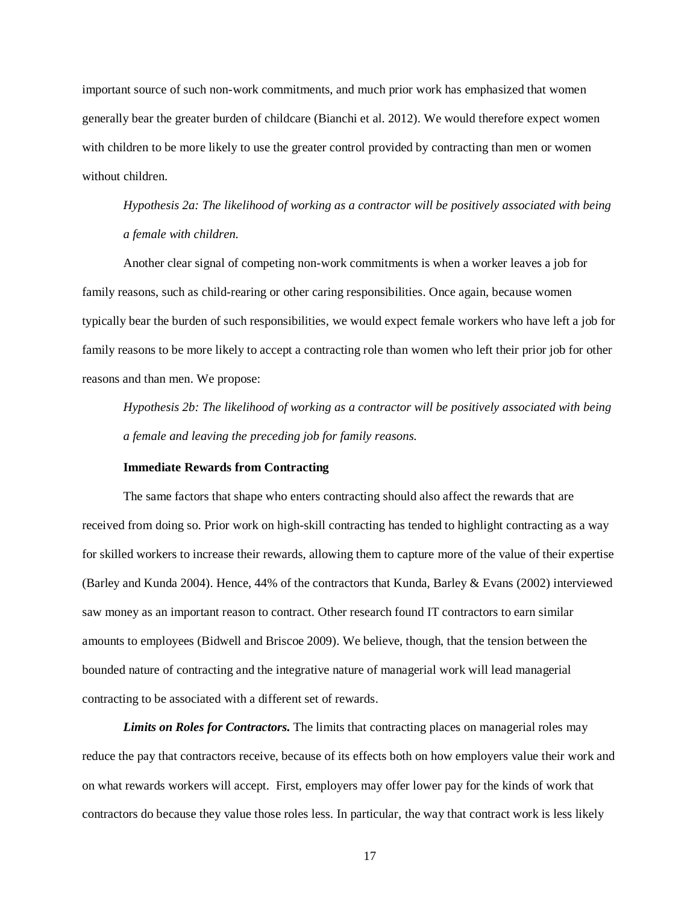important source of such non-work commitments, and much prior work has emphasized that women generally bear the greater burden of childcare (Bianchi et al. 2012). We would therefore expect women with children to be more likely to use the greater control provided by contracting than men or women without children.

*Hypothesis 2a: The likelihood of working as a contractor will be positively associated with being a female with children.*

Another clear signal of competing non-work commitments is when a worker leaves a job for family reasons, such as child-rearing or other caring responsibilities. Once again, because women typically bear the burden of such responsibilities, we would expect female workers who have left a job for family reasons to be more likely to accept a contracting role than women who left their prior job for other reasons and than men. We propose:

*Hypothesis 2b: The likelihood of working as a contractor will be positively associated with being a female and leaving the preceding job for family reasons.*

**Immediate Rewards from Contracting**

The same factors that shape who enters contracting should also affect the rewards that are received from doing so. Prior work on high-skill contracting has tended to highlight contracting as a way for skilled workers to increase their rewards, allowing them to capture more of the value of their expertise (Barley and Kunda 2004). Hence, 44% of the contractors that Kunda, Barley & Evans (2002) interviewed saw money as an important reason to contract. Other research found IT contractors to earn similar amounts to employees (Bidwell and Briscoe 2009). We believe, though, that the tension between the bounded nature of contracting and the integrative nature of managerial work will lead managerial contracting to be associated with a different set of rewards.

***Limits on Roles for Contractors.*** The limits that contracting places on managerial roles may reduce the pay that contractors receive, because of its effects both on how employers value their work and on what rewards workers will accept. First, employers may offer lower pay for the kinds of work that contractors do because they value those roles less. In particular, the way that contract work is less likely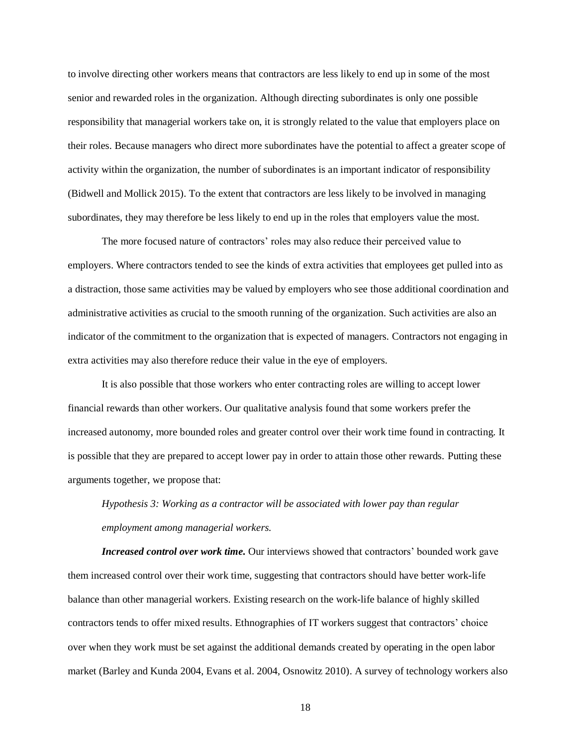to involve directing other workers means that contractors are less likely to end up in some of the most senior and rewarded roles in the organization. Although directing subordinates is only one possible responsibility that managerial workers take on, it is strongly related to the value that employers place on their roles. Because managers who direct more subordinates have the potential to affect a greater scope of activity within the organization, the number of subordinates is an important indicator of responsibility (Bidwell and Mollick 2015). To the extent that contractors are less likely to be involved in managing subordinates, they may therefore be less likely to end up in the roles that employers value the most.

The more focused nature of contractors' roles may also reduce their perceived value to employers. Where contractors tended to see the kinds of extra activities that employees get pulled into as a distraction, those same activities may be valued by employers who see those additional coordination and administrative activities as crucial to the smooth running of the organization. Such activities are also an indicator of the commitment to the organization that is expected of managers. Contractors not engaging in extra activities may also therefore reduce their value in the eye of employers.

It is also possible that those workers who enter contracting roles are willing to accept lower financial rewards than other workers. Our qualitative analysis found that some workers prefer the increased autonomy, more bounded roles and greater control over their work time found in contracting. It is possible that they are prepared to accept lower pay in order to attain those other rewards. Putting these arguments together, we propose that:

*Hypothesis 3: Working as a contractor will be associated with lower pay than regular employment among managerial workers.*

***Increased control over work time.*** Our interviews showed that contractors' bounded work gave them increased control over their work time, suggesting that contractors should have better work-life balance than other managerial workers. Existing research on the work-life balance of highly skilled contractors tends to offer mixed results. Ethnographies of IT workers suggest that contractors' choice over when they work must be set against the additional demands created by operating in the open labor market (Barley and Kunda 2004, Evans et al. 2004, Osnowitz 2010). A survey of technology workers also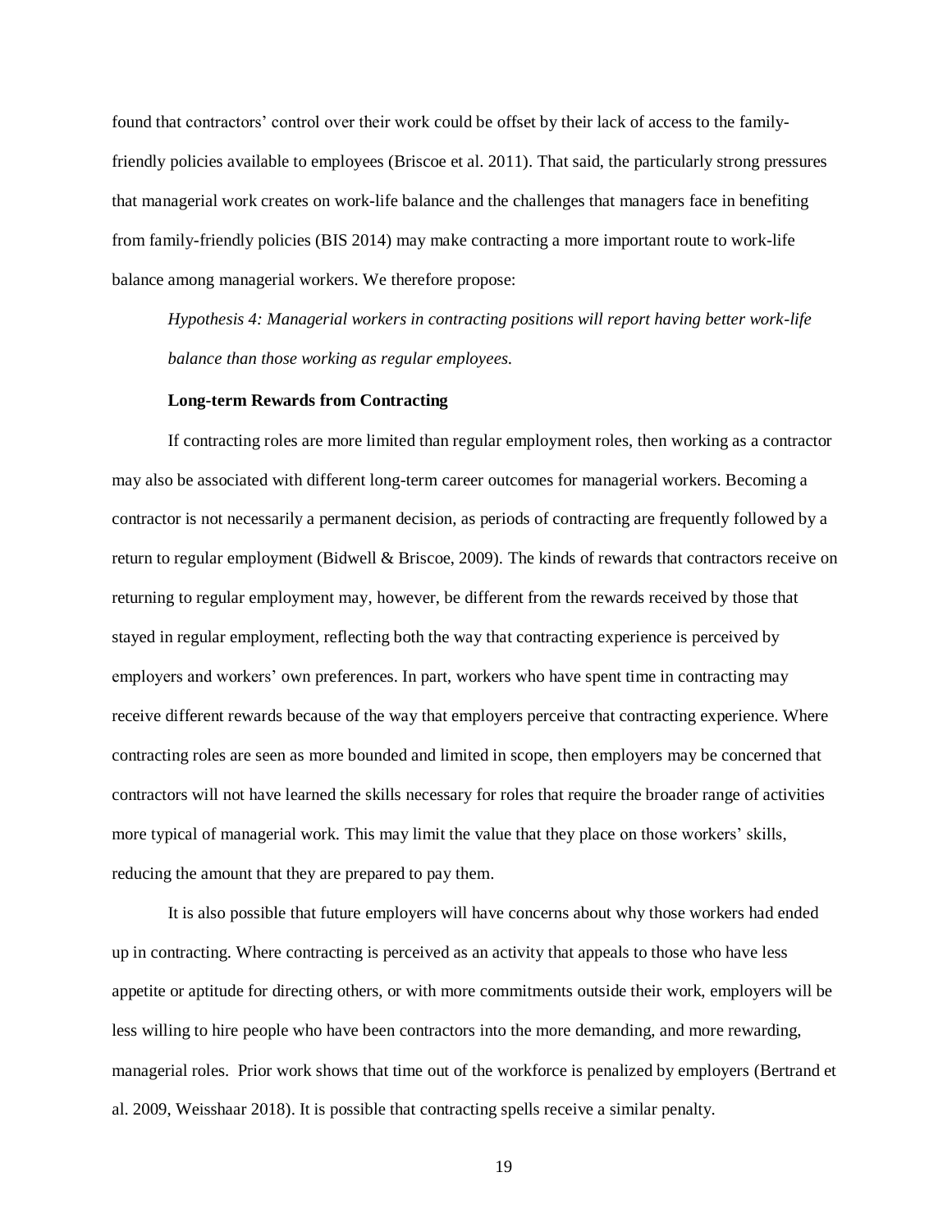found that contractors' control over their work could be offset by their lack of access to the family-friendly policies available to employees (Briscoe et al. 2011). That said, the particularly strong pressures that managerial work creates on work-life balance and the challenges that managers face in benefiting from family-friendly policies (BIS 2014) may make contracting a more important route to work-life balance among managerial workers. We therefore propose:

*Hypothesis 4: Managerial workers in contracting positions will report having better work-life balance than those working as regular employees.*

### Long-term Rewards from Contracting

If contracting roles are more limited than regular employment roles, then working as a contractor may also be associated with different long-term career outcomes for managerial workers. Becoming a contractor is not necessarily a permanent decision, as periods of contracting are frequently followed by a return to regular employment (Bidwell & Briscoe, 2009). The kinds of rewards that contractors receive on returning to regular employment may, however, be different from the rewards received by those that stayed in regular employment, reflecting both the way that contracting experience is perceived by employers and workers' own preferences. In part, workers who have spent time in contracting may receive different rewards because of the way that employers perceive that contracting experience. Where contracting roles are seen as more bounded and limited in scope, then employers may be concerned that contractors will not have learned the skills necessary for roles that require the broader range of activities more typical of managerial work. This may limit the value that they place on those workers' skills, reducing the amount that they are prepared to pay them.

It is also possible that future employers will have concerns about why those workers had ended up in contracting. Where contracting is perceived as an activity that appeals to those who have less appetite or aptitude for directing others, or with more commitments outside their work, employers will be less willing to hire people who have been contractors into the more demanding, and more rewarding, managerial roles. Prior work shows that time out of the workforce is penalized by employers (Bertrand et al. 2009, Weisshaar 2018). It is possible that contracting spells receive a similar penalty.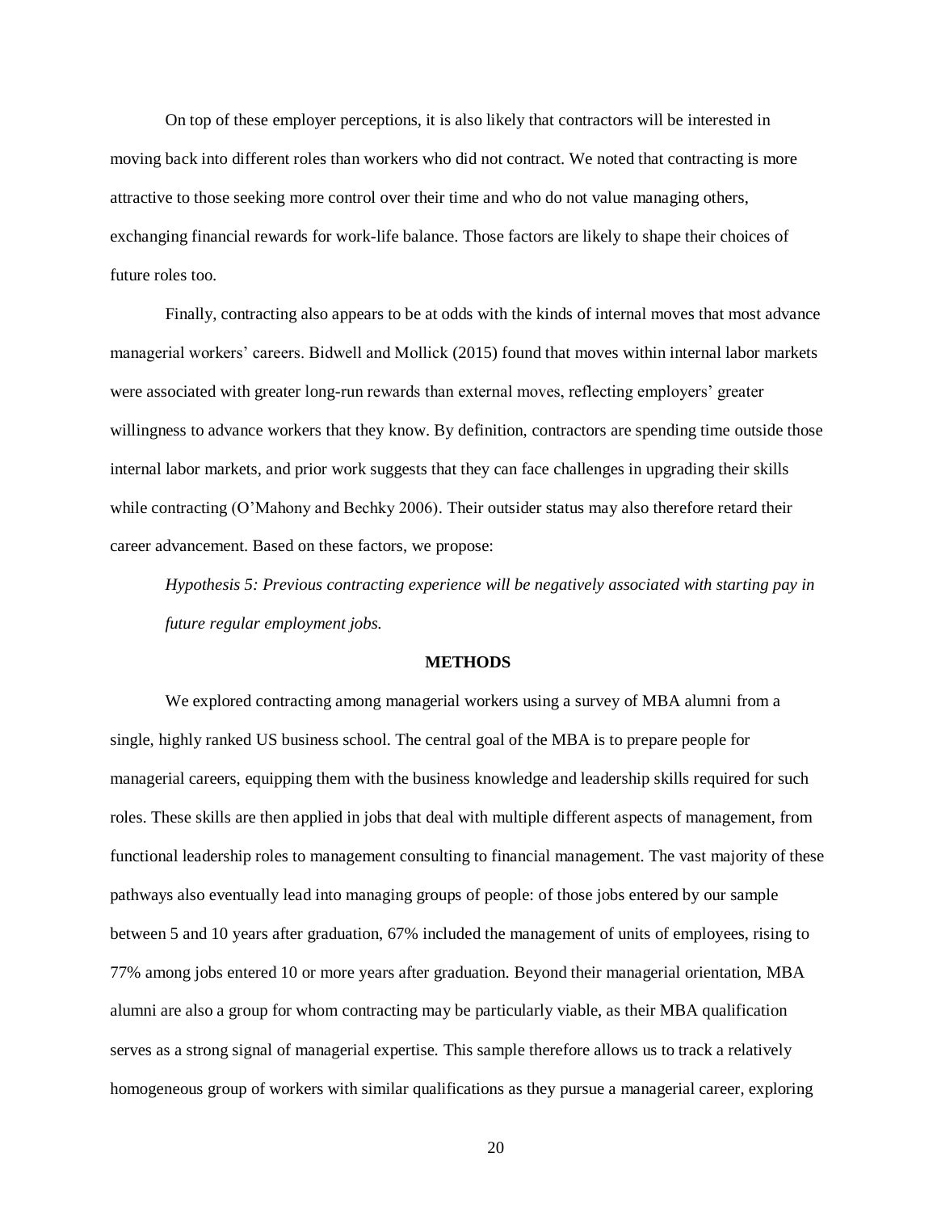On top of these employer perceptions, it is also likely that contractors will be interested in moving back into different roles than workers who did not contract. We noted that contracting is more attractive to those seeking more control over their time and who do not value managing others, exchanging financial rewards for work-life balance. Those factors are likely to shape their choices of future roles too.

Finally, contracting also appears to be at odds with the kinds of internal moves that most advance managerial workers' careers. Bidwell and Mollick (2015) found that moves within internal labor markets were associated with greater long-run rewards than external moves, reflecting employers' greater willingness to advance workers that they know. By definition, contractors are spending time outside those internal labor markets, and prior work suggests that they can face challenges in upgrading their skills while contracting (O'Mahony and Bechky 2006). Their outsider status may also therefore retard their career advancement. Based on these factors, we propose:

*Hypothesis 5: Previous contracting experience will be negatively associated with starting pay in future regular employment jobs.*

## METHODS

We explored contracting among managerial workers using a survey of MBA alumni from a single, highly ranked US business school. The central goal of the MBA is to prepare people for managerial careers, equipping them with the business knowledge and leadership skills required for such roles. These skills are then applied in jobs that deal with multiple different aspects of management, from functional leadership roles to management consulting to financial management. The vast majority of these pathways also eventually lead into managing groups of people: of those jobs entered by our sample between 5 and 10 years after graduation, 67% included the management of units of employees, rising to 77% among jobs entered 10 or more years after graduation. Beyond their managerial orientation, MBA alumni are also a group for whom contracting may be particularly viable, as their MBA qualification serves as a strong signal of managerial expertise. This sample therefore allows us to track a relatively homogeneous group of workers with similar qualifications as they pursue a managerial career, exploring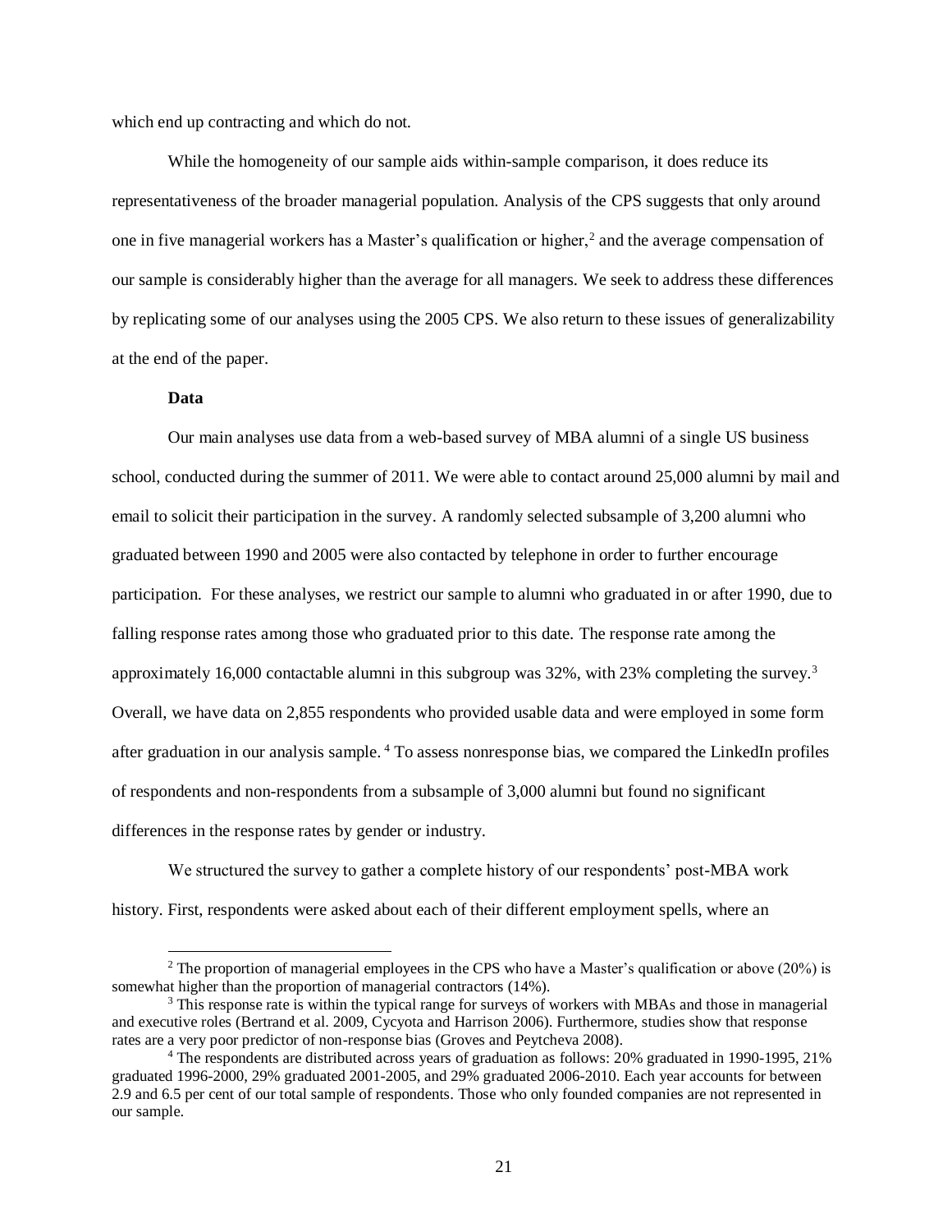which end up contracting and which do not.

While the homogeneity of our sample aids within-sample comparison, it does reduce its representativeness of the broader managerial population. Analysis of the CPS suggests that only around one in five managerial workers has a Master's qualification or higher,[2] and the average compensation of our sample is considerably higher than the average for all managers. We seek to address these differences by replicating some of our analyses using the 2005 CPS. We also return to these issues of generalizability at the end of the paper.

**Data**

Our main analyses use data from a web-based survey of MBA alumni of a single US business school, conducted during the summer of 2011. We were able to contact around 25,000 alumni by mail and email to solicit their participation in the survey. A randomly selected subsample of 3,200 alumni who graduated between 1990 and 2005 were also contacted by telephone in order to further encourage participation. For these analyses, we restrict our sample to alumni who graduated in or after 1990, due to falling response rates among those who graduated prior to this date. The response rate among the approximately 16,000 contactable alumni in this subgroup was 32%, with 23% completing the survey.[3] Overall, we have data on 2,855 respondents who provided usable data and were employed in some form after graduation in our analysis sample.[4] To assess nonresponse bias, we compared the LinkedIn profiles of respondents and non-respondents from a subsample of 3,000 alumni but found no significant differences in the response rates by gender or industry.

We structured the survey to gather a complete history of our respondents' post-MBA work history. First, respondents were asked about each of their different employment spells, where an

[2] The proportion of managerial employees in the CPS who have a Master's qualification or above (20%) is somewhat higher than the proportion of managerial contractors (14%).

[3] This response rate is within the typical range for surveys of workers with MBAs and those in managerial and executive roles (Bertrand et al. 2009, Cycyota and Harrison 2006). Furthermore, studies show that response rates are a very poor predictor of non-response bias (Groves and Peytcheva 2008).

[4] The respondents are distributed across years of graduation as follows: 20% graduated in 1990-1995, 21% graduated 1996-2000, 29% graduated 2001-2005, and 29% graduated 2006-2010. Each year accounts for between 2.9 and 6.5 per cent of our total sample of respondents. Those who only founded companies are not represented in our sample.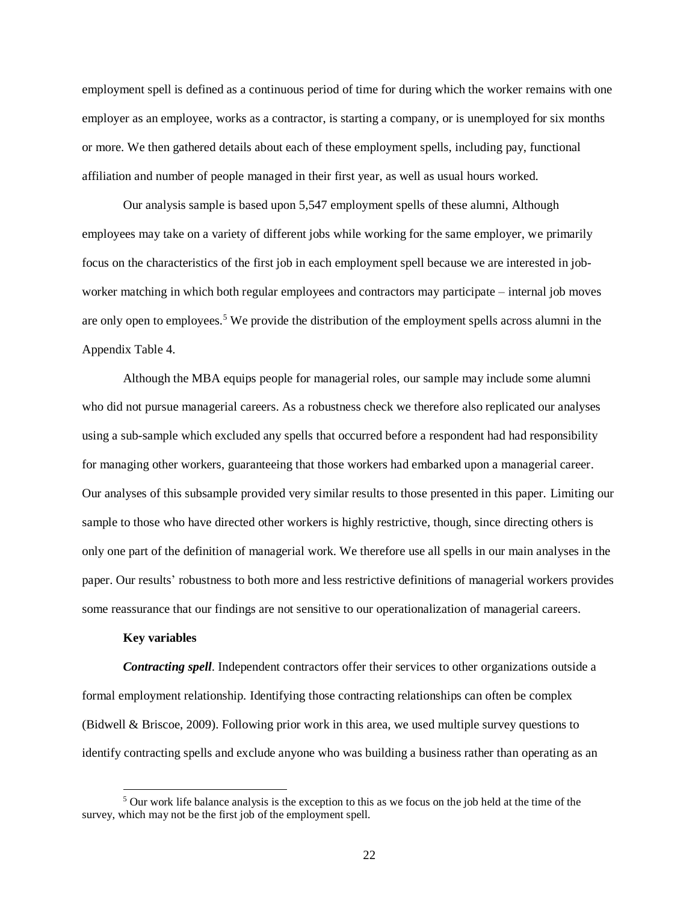employment spell is defined as a continuous period of time for during which the worker remains with one employer as an employee, works as a contractor, is starting a company, or is unemployed for six months or more. We then gathered details about each of these employment spells, including pay, functional affiliation and number of people managed in their first year, as well as usual hours worked.

Our analysis sample is based upon 5,547 employment spells of these alumni, Although employees may take on a variety of different jobs while working for the same employer, we primarily focus on the characteristics of the first job in each employment spell because we are interested in job-worker matching in which both regular employees and contractors may participate – internal job moves are only open to employees.[5] We provide the distribution of the employment spells across alumni in the Appendix Table 4.

Although the MBA equips people for managerial roles, our sample may include some alumni who did not pursue managerial careers. As a robustness check we therefore also replicated our analyses using a sub-sample which excluded any spells that occurred before a respondent had had responsibility for managing other workers, guaranteeing that those workers had embarked upon a managerial career. Our analyses of this subsample provided very similar results to those presented in this paper. Limiting our sample to those who have directed other workers is highly restrictive, though, since directing others is only one part of the definition of managerial work. We therefore use all spells in our main analyses in the paper. Our results' robustness to both more and less restrictive definitions of managerial workers provides some reassurance that our findings are not sensitive to our operationalization of managerial careers.

**Key variables**

***Contracting spell***. Independent contractors offer their services to other organizations outside a formal employment relationship. Identifying those contracting relationships can often be complex (Bidwell & Briscoe, 2009). Following prior work in this area, we used multiple survey questions to identify contracting spells and exclude anyone who was building a business rather than operating as an

[5] Our work life balance analysis is the exception to this as we focus on the job held at the time of the survey, which may not be the first job of the employment spell.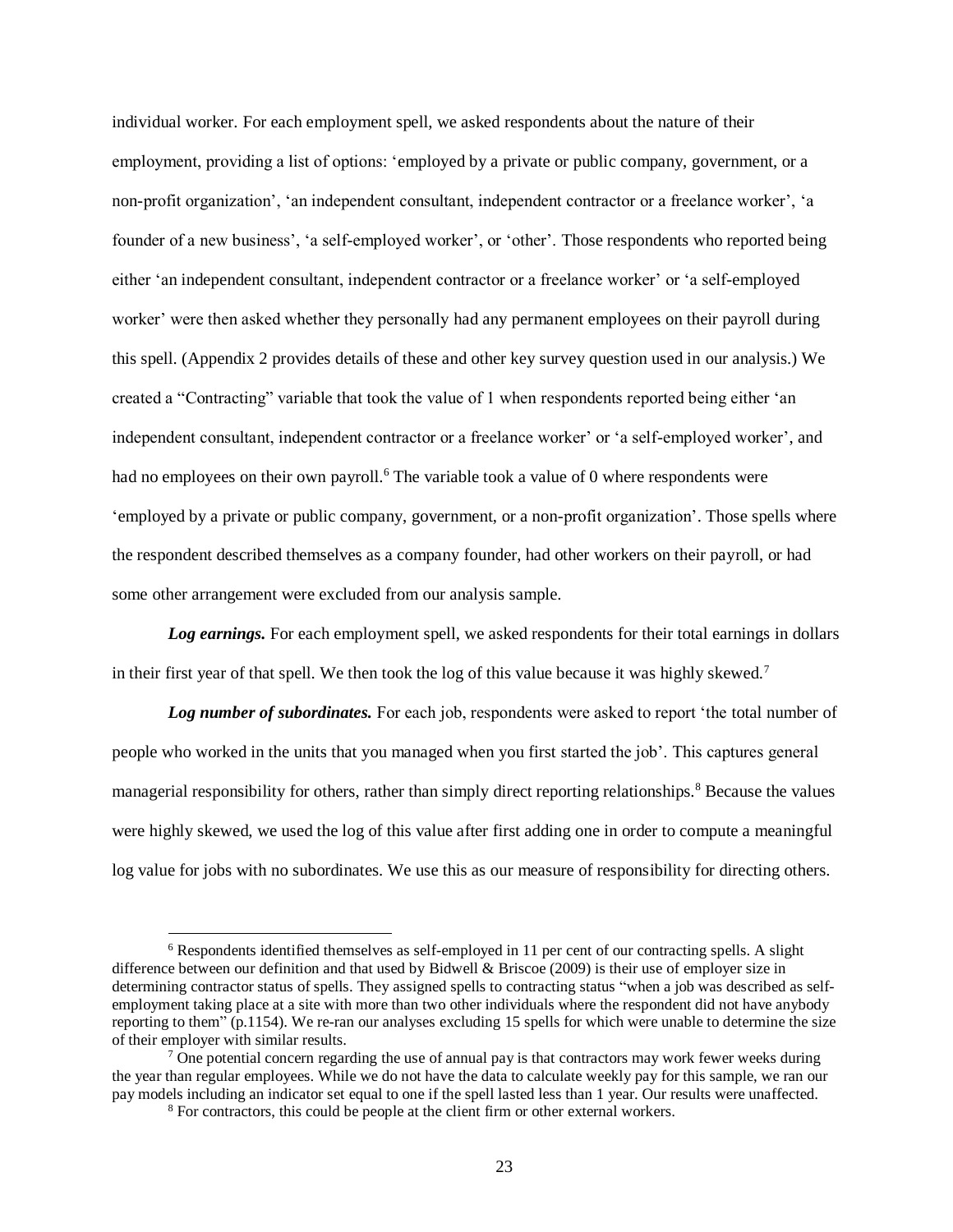individual worker. For each employment spell, we asked respondents about the nature of their employment, providing a list of options: 'employed by a private or public company, government, or a non-profit organization', 'an independent consultant, independent contractor or a freelance worker', 'a founder of a new business', 'a self-employed worker', or 'other'. Those respondents who reported being either 'an independent consultant, independent contractor or a freelance worker' or 'a self-employed worker' were then asked whether they personally had any permanent employees on their payroll during this spell. (Appendix 2 provides details of these and other key survey question used in our analysis.) We created a "Contracting" variable that took the value of 1 when respondents reported being either 'an independent consultant, independent contractor or a freelance worker' or 'a self-employed worker', and had no employees on their own payroll.[6] The variable took a value of 0 where respondents were 'employed by a private or public company, government, or a non-profit organization'. Those spells where the respondent described themselves as a company founder, had other workers on their payroll, or had some other arrangement were excluded from our analysis sample.

***Log earnings.*** For each employment spell, we asked respondents for their total earnings in dollars in their first year of that spell. We then took the log of this value because it was highly skewed.[7]

***Log number of subordinates.*** For each job, respondents were asked to report 'the total number of people who worked in the units that you managed when you first started the job'. This captures general managerial responsibility for others, rather than simply direct reporting relationships.[8] Because the values were highly skewed, we used the log of this value after first adding one in order to compute a meaningful log value for jobs with no subordinates. We use this as our measure of responsibility for directing others.

---

[6] Respondents identified themselves as self-employed in 11 per cent of our contracting spells. A slight difference between our definition and that used by Bidwell & Briscoe (2009) is their use of employer size in determining contractor status of spells. They assigned spells to contracting status "when a job was described as self-employment taking place at a site with more than two other individuals where the respondent did not have anybody reporting to them" (p.1154). We re-ran our analyses excluding 15 spells for which were unable to determine the size of their employer with similar results.

[7] One potential concern regarding the use of annual pay is that contractors may work fewer weeks during the year than regular employees. While we do not have the data to calculate weekly pay for this sample, we ran our pay models including an indicator set equal to one if the spell lasted less than 1 year. Our results were unaffected.

[8] For contractors, this could be people at the client firm or other external workers.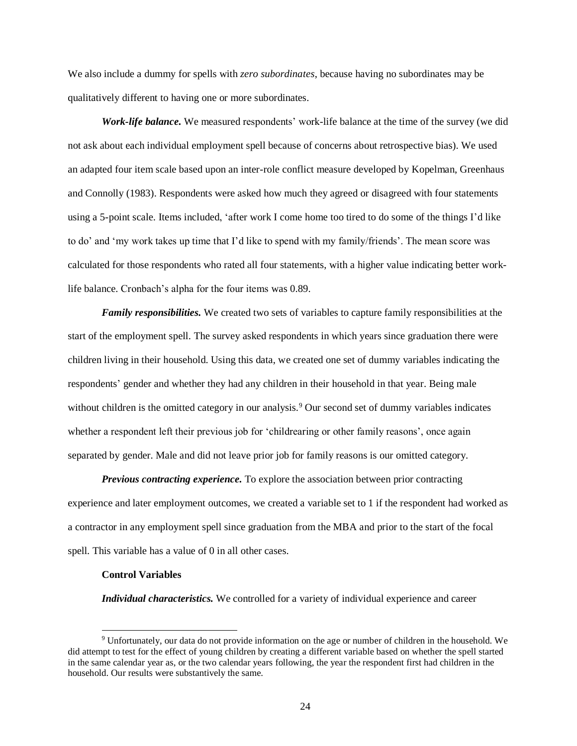We also include a dummy for spells with *zero subordinates*, because having no subordinates may be qualitatively different to having one or more subordinates.

***Work-life balance.*** We measured respondents' work-life balance at the time of the survey (we did not ask about each individual employment spell because of concerns about retrospective bias). We used an adapted four item scale based upon an inter-role conflict measure developed by Kopelman, Greenhaus and Connolly (1983). Respondents were asked how much they agreed or disagreed with four statements using a 5-point scale. Items included, 'after work I come home too tired to do some of the things I'd like to do' and 'my work takes up time that I'd like to spend with my family/friends'. The mean score was calculated for those respondents who rated all four statements, with a higher value indicating better work-life balance. Cronbach's alpha for the four items was 0.89.

***Family responsibilities.*** We created two sets of variables to capture family responsibilities at the start of the employment spell. The survey asked respondents in which years since graduation there were children living in their household. Using this data, we created one set of dummy variables indicating the respondents' gender and whether they had any children in their household in that year. Being male without children is the omitted category in our analysis.[9] Our second set of dummy variables indicates whether a respondent left their previous job for 'childrearing or other family reasons', once again separated by gender. Male and did not leave prior job for family reasons is our omitted category.

***Previous contracting experience.*** To explore the association between prior contracting experience and later employment outcomes, we created a variable set to 1 if the respondent had worked as a contractor in any employment spell since graduation from the MBA and prior to the start of the focal spell. This variable has a value of 0 in all other cases.

**Control Variables**

***Individual characteristics.*** We controlled for a variety of individual experience and career

[9] Unfortunately, our data do not provide information on the age or number of children in the household. We did attempt to test for the effect of young children by creating a different variable based on whether the spell started in the same calendar year as, or the two calendar years following, the year the respondent first had children in the household. Our results were substantively the same.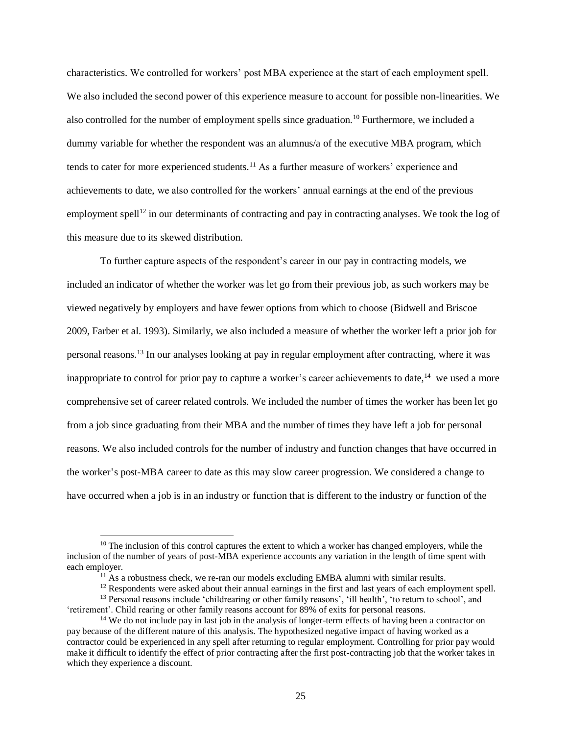characteristics. We controlled for workers' post MBA experience at the start of each employment spell. We also included the second power of this experience measure to account for possible non-linearities. We also controlled for the number of employment spells since graduation.[10] Furthermore, we included a dummy variable for whether the respondent was an alumnus/a of the executive MBA program, which tends to cater for more experienced students.[11] As a further measure of workers' experience and achievements to date, we also controlled for the workers' annual earnings at the end of the previous employment spell[12] in our determinants of contracting and pay in contracting analyses. We took the log of this measure due to its skewed distribution.

To further capture aspects of the respondent's career in our pay in contracting models, we included an indicator of whether the worker was let go from their previous job, as such workers may be viewed negatively by employers and have fewer options from which to choose (Bidwell and Briscoe 2009, Farber et al. 1993). Similarly, we also included a measure of whether the worker left a prior job for personal reasons.[13] In our analyses looking at pay in regular employment after contracting, where it was inappropriate to control for prior pay to capture a worker's career achievements to date,[14] we used a more comprehensive set of career related controls. We included the number of times the worker has been let go from a job since graduating from their MBA and the number of times they have left a job for personal reasons. We also included controls for the number of industry and function changes that have occurred in the worker's post-MBA career to date as this may slow career progression. We considered a change to have occurred when a job is in an industry or function that is different to the industry or function of the

---

[10] The inclusion of this control captures the extent to which a worker has changed employers, while the inclusion of the number of years of post-MBA experience accounts any variation in the length of time spent with each employer.

[11] As a robustness check, we re-ran our models excluding EMBA alumni with similar results.

[12] Respondents were asked about their annual earnings in the first and last years of each employment spell.

[13] Personal reasons include 'childrearing or other family reasons', 'ill health', 'to return to school', and 'retirement'. Child rearing or other family reasons account for 89% of exits for personal reasons.

[14] We do not include pay in last job in the analysis of longer-term effects of having been a contractor on pay because of the different nature of this analysis. The hypothesized negative impact of having worked as a contractor could be experienced in any spell after returning to regular employment. Controlling for prior pay would make it difficult to identify the effect of prior contracting after the first post-contracting job that the worker takes in which they experience a discount.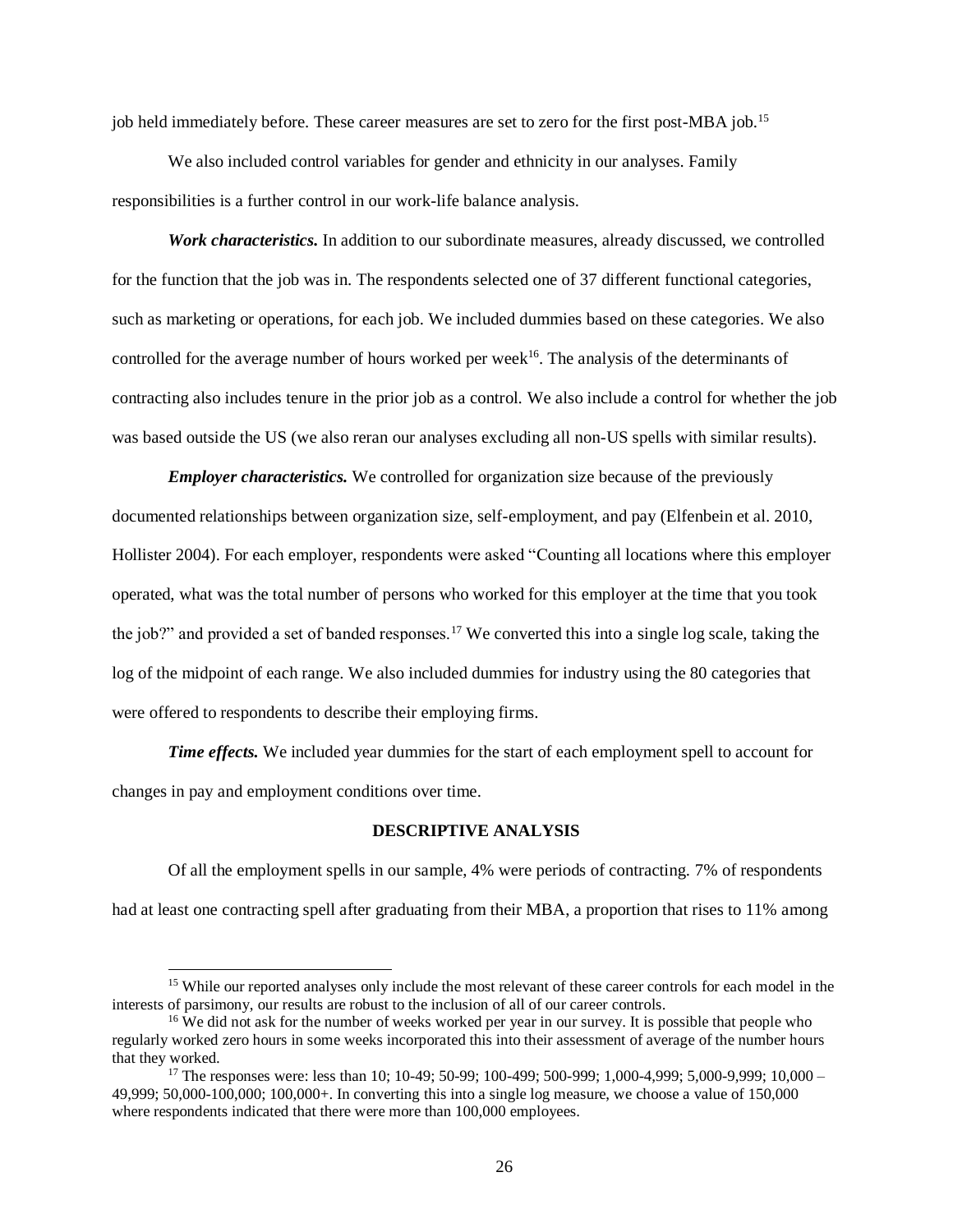job held immediately before. These career measures are set to zero for the first post-MBA job.[15]

We also included control variables for gender and ethnicity in our analyses. Family responsibilities is a further control in our work-life balance analysis.

***Work characteristics.*** In addition to our subordinate measures, already discussed, we controlled for the function that the job was in. The respondents selected one of 37 different functional categories, such as marketing or operations, for each job. We included dummies based on these categories. We also controlled for the average number of hours worked per week[16]. The analysis of the determinants of contracting also includes tenure in the prior job as a control. We also include a control for whether the job was based outside the US (we also reran our analyses excluding all non-US spells with similar results).

***Employer characteristics.*** We controlled for organization size because of the previously documented relationships between organization size, self-employment, and pay (Elfenbein et al. 2010, Hollister 2004). For each employer, respondents were asked "Counting all locations where this employer operated, what was the total number of persons who worked for this employer at the time that you took the job?" and provided a set of banded responses.[17] We converted this into a single log scale, taking the log of the midpoint of each range. We also included dummies for industry using the 80 categories that were offered to respondents to describe their employing firms.

***Time effects.*** We included year dummies for the start of each employment spell to account for changes in pay and employment conditions over time.

## DESCRIPTIVE ANALYSIS

Of all the employment spells in our sample, 4% were periods of contracting. 7% of respondents had at least one contracting spell after graduating from their MBA, a proportion that rises to 11% among

---

[15] While our reported analyses only include the most relevant of these career controls for each model in the interests of parsimony, our results are robust to the inclusion of all of our career controls.

[16] We did not ask for the number of weeks worked per year in our survey. It is possible that people who regularly worked zero hours in some weeks incorporated this into their assessment of average of the number hours that they worked.

[17] The responses were: less than 10; 10-49; 50-99; 100-499; 500-999; 1,000-4,999; 5,000-9,999; 10,000 – 49,999; 50,000-100,000; 100,000+. In converting this into a single log measure, we choose a value of 150,000 where respondents indicated that there were more than 100,000 employees.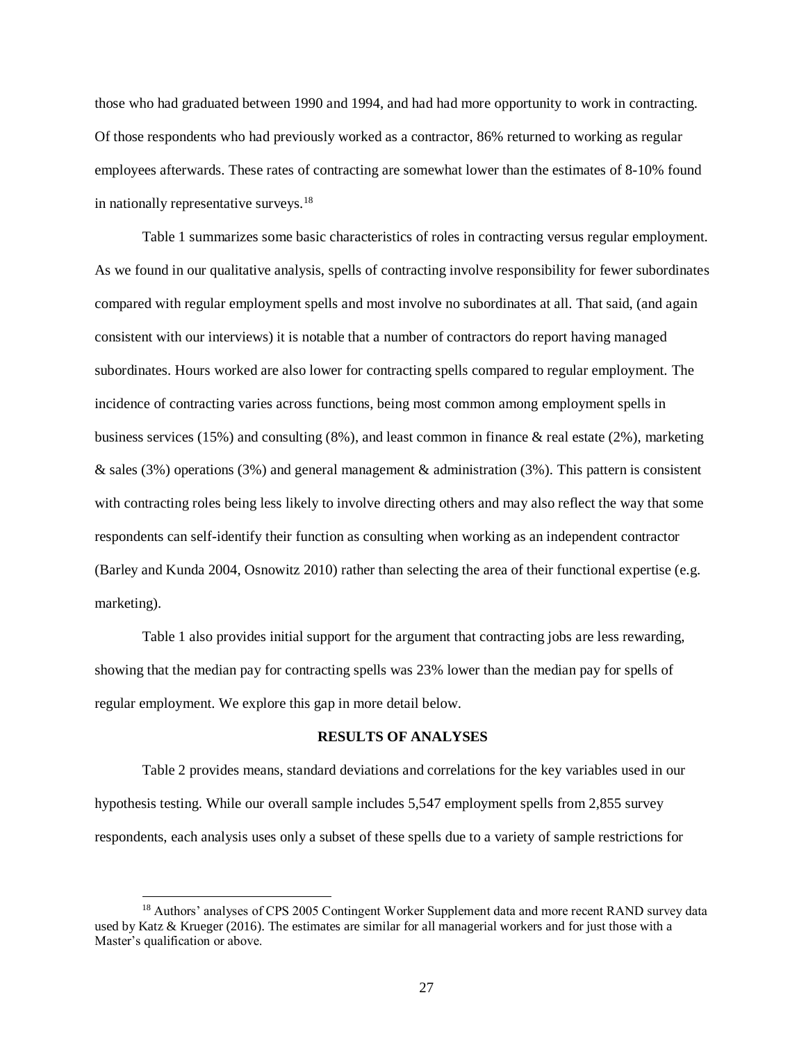those who had graduated between 1990 and 1994, and had had more opportunity to work in contracting. Of those respondents who had previously worked as a contractor, 86% returned to working as regular employees afterwards. These rates of contracting are somewhat lower than the estimates of 8-10% found in nationally representative surveys.[18]

Table 1 summarizes some basic characteristics of roles in contracting versus regular employment. As we found in our qualitative analysis, spells of contracting involve responsibility for fewer subordinates compared with regular employment spells and most involve no subordinates at all. That said, (and again consistent with our interviews) it is notable that a number of contractors do report having managed subordinates. Hours worked are also lower for contracting spells compared to regular employment. The incidence of contracting varies across functions, being most common among employment spells in business services (15%) and consulting (8%), and least common in finance & real estate (2%), marketing & sales (3%) operations (3%) and general management & administration (3%). This pattern is consistent with contracting roles being less likely to involve directing others and may also reflect the way that some respondents can self-identify their function as consulting when working as an independent contractor (Barley and Kunda 2004, Osnowitz 2010) rather than selecting the area of their functional expertise (e.g. marketing).

Table 1 also provides initial support for the argument that contracting jobs are less rewarding, showing that the median pay for contracting spells was 23% lower than the median pay for spells of regular employment. We explore this gap in more detail below.

## RESULTS OF ANALYSES

Table 2 provides means, standard deviations and correlations for the key variables used in our hypothesis testing. While our overall sample includes 5,547 employment spells from 2,855 survey respondents, each analysis uses only a subset of these spells due to a variety of sample restrictions for

[18] Authors' analyses of CPS 2005 Contingent Worker Supplement data and more recent RAND survey data used by Katz & Krueger (2016). The estimates are similar for all managerial workers and for just those with a Master's qualification or above.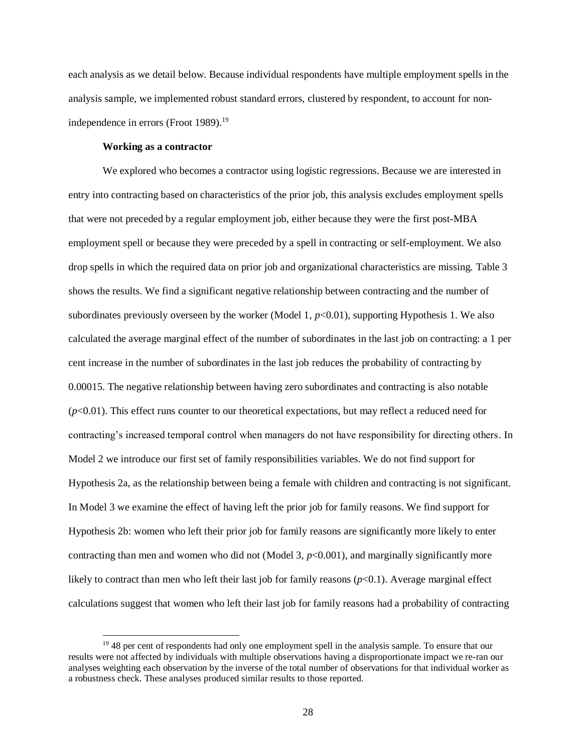each analysis as we detail below. Because individual respondents have multiple employment spells in the analysis sample, we implemented robust standard errors, clustered by respondent, to account for non-independence in errors (Froot 1989).[19]

**Working as a contractor**

We explored who becomes a contractor using logistic regressions. Because we are interested in entry into contracting based on characteristics of the prior job, this analysis excludes employment spells that were not preceded by a regular employment job, either because they were the first post-MBA employment spell or because they were preceded by a spell in contracting or self-employment. We also drop spells in which the required data on prior job and organizational characteristics are missing. Table 3 shows the results. We find a significant negative relationship between contracting and the number of subordinates previously overseen by the worker (Model 1, $p<0.01$), supporting Hypothesis 1. We also calculated the average marginal effect of the number of subordinates in the last job on contracting: a 1 per cent increase in the number of subordinates in the last job reduces the probability of contracting by 0.00015. The negative relationship between having zero subordinates and contracting is also notable ($p<0.01$). This effect runs counter to our theoretical expectations, but may reflect a reduced need for contracting's increased temporal control when managers do not have responsibility for directing others. In Model 2 we introduce our first set of family responsibilities variables. We do not find support for Hypothesis 2a, as the relationship between being a female with children and contracting is not significant. In Model 3 we examine the effect of having left the prior job for family reasons. We find support for Hypothesis 2b: women who left their prior job for family reasons are significantly more likely to enter contracting than men and women who did not (Model 3, $p<0.001$), and marginally significantly more likely to contract than men who left their last job for family reasons ($p<0.1$). Average marginal effect calculations suggest that women who left their last job for family reasons had a probability of contracting

[19] 48 per cent of respondents had only one employment spell in the analysis sample. To ensure that our results were not affected by individuals with multiple observations having a disproportionate impact we re-ran our analyses weighting each observation by the inverse of the total number of observations for that individual worker as a robustness check. These analyses produced similar results to those reported.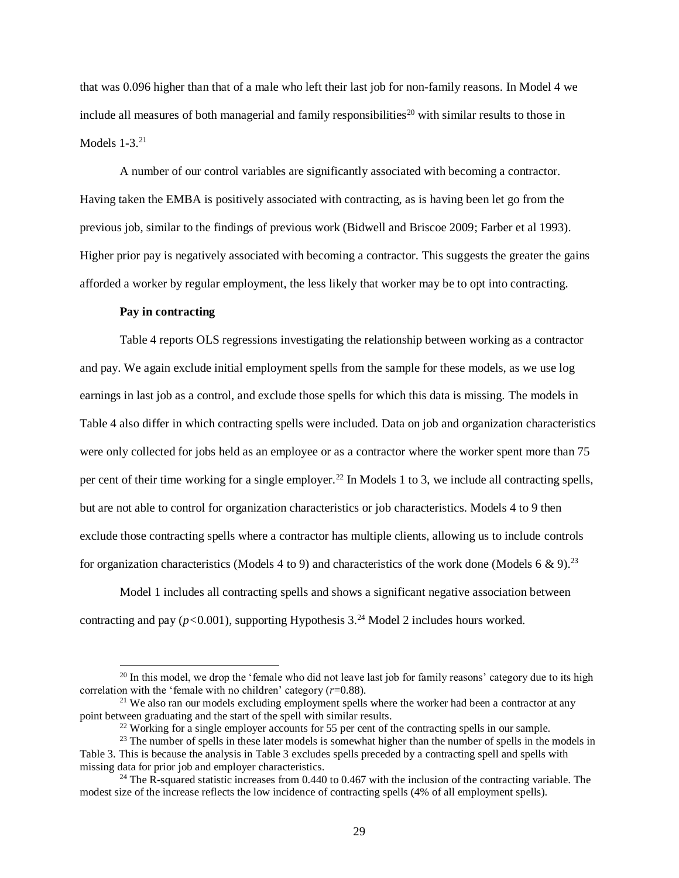that was 0.096 higher than that of a male who left their last job for non-family reasons. In Model 4 we include all measures of both managerial and family responsibilities[20] with similar results to those in Models 1-3.[21]

A number of our control variables are significantly associated with becoming a contractor. Having taken the EMBA is positively associated with contracting, as is having been let go from the previous job, similar to the findings of previous work (Bidwell and Briscoe 2009; Farber et al 1993). Higher prior pay is negatively associated with becoming a contractor. This suggests the greater the gains afforded a worker by regular employment, the less likely that worker may be to opt into contracting.

**Pay in contracting**

Table 4 reports OLS regressions investigating the relationship between working as a contractor and pay. We again exclude initial employment spells from the sample for these models, as we use log earnings in last job as a control, and exclude those spells for which this data is missing. The models in Table 4 also differ in which contracting spells were included. Data on job and organization characteristics were only collected for jobs held as an employee or as a contractor where the worker spent more than 75 per cent of their time working for a single employer.[22] In Models 1 to 3, we include all contracting spells, but are not able to control for organization characteristics or job characteristics. Models 4 to 9 then exclude those contracting spells where a contractor has multiple clients, allowing us to include controls for organization characteristics (Models 4 to 9) and characteristics of the work done (Models 6 & 9).[23]

Model 1 includes all contracting spells and shows a significant negative association between contracting and pay ($p<0.001$), supporting Hypothesis 3.[24] Model 2 includes hours worked.

[20] In this model, we drop the 'female who did not leave last job for family reasons' category due to its high correlation with the 'female with no children' category ($r=0.88$).

[21] We also ran our models excluding employment spells where the worker had been a contractor at any point between graduating and the start of the spell with similar results.

[22] Working for a single employer accounts for 55 per cent of the contracting spells in our sample.

[23] The number of spells in these later models is somewhat higher than the number of spells in the models in Table 3. This is because the analysis in Table 3 excludes spells preceded by a contracting spell and spells with missing data for prior job and employer characteristics.

[24] The R-squared statistic increases from 0.440 to 0.467 with the inclusion of the contracting variable. The modest size of the increase reflects the low incidence of contracting spells (4% of all employment spells).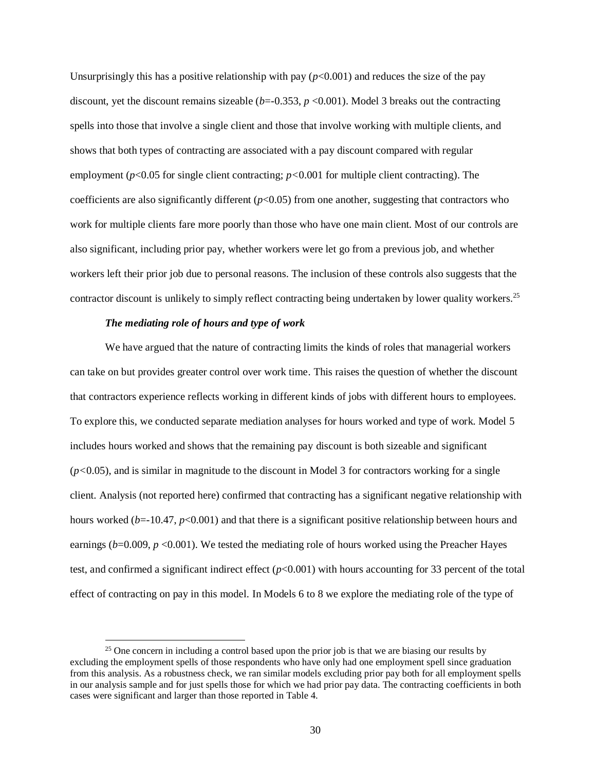Unsurprisingly this has a positive relationship with pay ($p$<0.001) and reduces the size of the pay discount, yet the discount remains sizeable ($b$=-0.353, $p$ <0.001). Model 3 breaks out the contracting spells into those that involve a single client and those that involve working with multiple clients, and shows that both types of contracting are associated with a pay discount compared with regular employment ($p$<0.05 for single client contracting; $p$<0.001 for multiple client contracting). The coefficients are also significantly different ($p$<0.05) from one another, suggesting that contractors who work for multiple clients fare more poorly than those who have one main client. Most of our controls are also significant, including prior pay, whether workers were let go from a previous job, and whether workers left their prior job due to personal reasons. The inclusion of these controls also suggests that the contractor discount is unlikely to simply reflect contracting being undertaken by lower quality workers.[25]

***The mediating role of hours and type of work***

We have argued that the nature of contracting limits the kinds of roles that managerial workers can take on but provides greater control over work time. This raises the question of whether the discount that contractors experience reflects working in different kinds of jobs with different hours to employees. To explore this, we conducted separate mediation analyses for hours worked and type of work. Model 5 includes hours worked and shows that the remaining pay discount is both sizeable and significant ($p$<0.05), and is similar in magnitude to the discount in Model 3 for contractors working for a single client. Analysis (not reported here) confirmed that contracting has a significant negative relationship with hours worked ($b$=-10.47, $p$<0.001) and that there is a significant positive relationship between hours and earnings ($b$=0.009, $p$ <0.001). We tested the mediating role of hours worked using the Preacher Hayes test, and confirmed a significant indirect effect ($p$<0.001) with hours accounting for 33 percent of the total effect of contracting on pay in this model. In Models 6 to 8 we explore the mediating role of the type of

[25] One concern in including a control based upon the prior job is that we are biasing our results by excluding the employment spells of those respondents who have only had one employment spell since graduation from this analysis. As a robustness check, we ran similar models excluding prior pay both for all employment spells in our analysis sample and for just spells those for which we had prior pay data. The contracting coefficients in both cases were significant and larger than those reported in Table 4.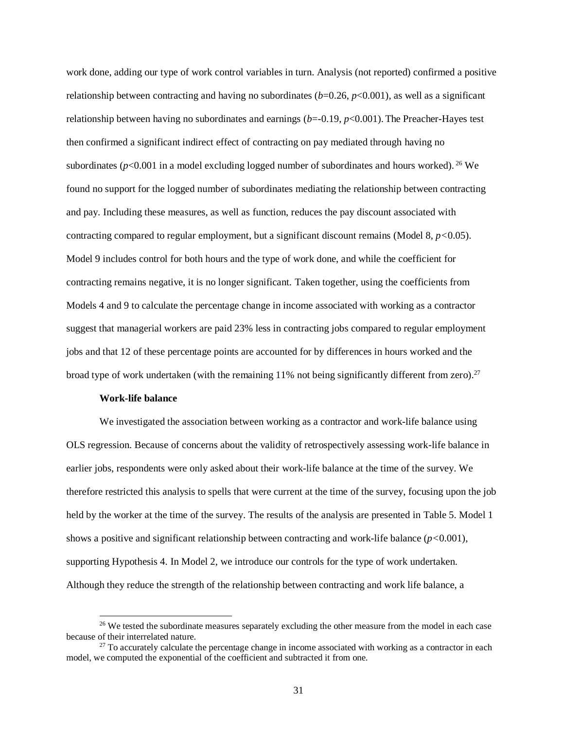work done, adding our type of work control variables in turn. Analysis (not reported) confirmed a positive relationship between contracting and having no subordinates ($b$=0.26, $p$<0.001), as well as a significant relationship between having no subordinates and earnings ($b$=-0.19, $p$<0.001). The Preacher-Hayes test then confirmed a significant indirect effect of contracting on pay mediated through having no subordinates ($p$<0.001 in a model excluding logged number of subordinates and hours worked).[26] We found no support for the logged number of subordinates mediating the relationship between contracting and pay. Including these measures, as well as function, reduces the pay discount associated with contracting compared to regular employment, but a significant discount remains (Model 8, $p$<0.05). Model 9 includes control for both hours and the type of work done, and while the coefficient for contracting remains negative, it is no longer significant. Taken together, using the coefficients from Models 4 and 9 to calculate the percentage change in income associated with working as a contractor suggest that managerial workers are paid 23% less in contracting jobs compared to regular employment jobs and that 12 of these percentage points are accounted for by differences in hours worked and the broad type of work undertaken (with the remaining 11% not being significantly different from zero).[27]

**Work-life balance**

We investigated the association between working as a contractor and work-life balance using OLS regression. Because of concerns about the validity of retrospectively assessing work-life balance in earlier jobs, respondents were only asked about their work-life balance at the time of the survey. We therefore restricted this analysis to spells that were current at the time of the survey, focusing upon the job held by the worker at the time of the survey. The results of the analysis are presented in Table 5. Model 1 shows a positive and significant relationship between contracting and work-life balance ($p$<0.001), supporting Hypothesis 4. In Model 2, we introduce our controls for the type of work undertaken. Although they reduce the strength of the relationship between contracting and work life balance, a

[26] We tested the subordinate measures separately excluding the other measure from the model in each case because of their interrelated nature.

[27] To accurately calculate the percentage change in income associated with working as a contractor in each model, we computed the exponential of the coefficient and subtracted it from one.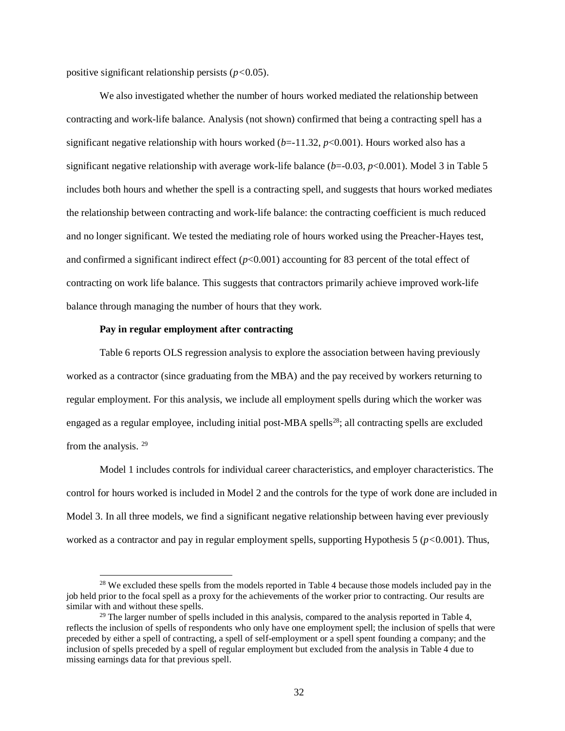positive significant relationship persists ($p<0.05$).

We also investigated whether the number of hours worked mediated the relationship between contracting and work-life balance. Analysis (not shown) confirmed that being a contracting spell has a significant negative relationship with hours worked ($b$=-11.32, $p<0.001$). Hours worked also has a significant negative relationship with average work-life balance ($b$=-0.03, $p<0.001$). Model 3 in Table 5 includes both hours and whether the spell is a contracting spell, and suggests that hours worked mediates the relationship between contracting and work-life balance: the contracting coefficient is much reduced and no longer significant. We tested the mediating role of hours worked using the Preacher-Hayes test, and confirmed a significant indirect effect ($p<0.001$) accounting for 83 percent of the total effect of contracting on work life balance. This suggests that contractors primarily achieve improved work-life balance through managing the number of hours that they work.

**Pay in regular employment after contracting**

Table 6 reports OLS regression analysis to explore the association between having previously worked as a contractor (since graduating from the MBA) and the pay received by workers returning to regular employment. For this analysis, we include all employment spells during which the worker was engaged as a regular employee, including initial post-MBA spells[28]; all contracting spells are excluded from the analysis. [29]

Model 1 includes controls for individual career characteristics, and employer characteristics. The control for hours worked is included in Model 2 and the controls for the type of work done are included in Model 3. In all three models, we find a significant negative relationship between having ever previously worked as a contractor and pay in regular employment spells, supporting Hypothesis 5 ($p<0.001$). Thus,

[28] We excluded these spells from the models reported in Table 4 because those models included pay in the job held prior to the focal spell as a proxy for the achievements of the worker prior to contracting. Our results are similar with and without these spells.

[29] The larger number of spells included in this analysis, compared to the analysis reported in Table 4, reflects the inclusion of spells of respondents who only have one employment spell; the inclusion of spells that were preceded by either a spell of contracting, a spell of self-employment or a spell spent founding a company; and the inclusion of spells preceded by a spell of regular employment but excluded from the analysis in Table 4 due to missing earnings data for that previous spell.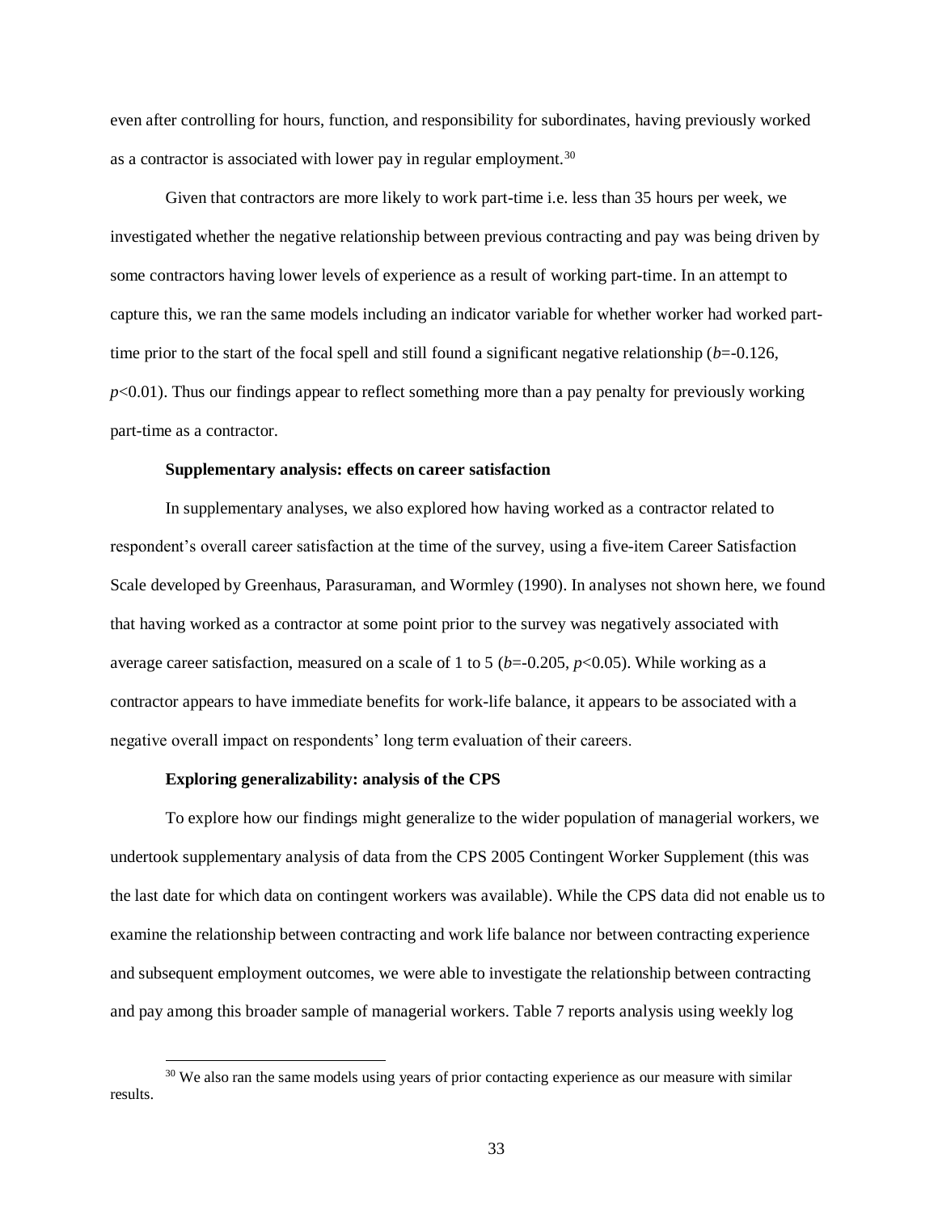even after controlling for hours, function, and responsibility for subordinates, having previously worked as a contractor is associated with lower pay in regular employment.[30]

Given that contractors are more likely to work part-time i.e. less than 35 hours per week, we investigated whether the negative relationship between previous contracting and pay was being driven by some contractors having lower levels of experience as a result of working part-time. In an attempt to capture this, we ran the same models including an indicator variable for whether worker had worked part-time prior to the start of the focal spell and still found a significant negative relationship ($b$=-0.126, $p$<0.01). Thus our findings appear to reflect something more than a pay penalty for previously working part-time as a contractor.

**Supplementary analysis: effects on career satisfaction**

In supplementary analyses, we also explored how having worked as a contractor related to respondent's overall career satisfaction at the time of the survey, using a five-item Career Satisfaction Scale developed by Greenhaus, Parasuraman, and Wormley (1990). In analyses not shown here, we found that having worked as a contractor at some point prior to the survey was negatively associated with average career satisfaction, measured on a scale of 1 to 5 ($b$=-0.205, $p$<0.05). While working as a contractor appears to have immediate benefits for work-life balance, it appears to be associated with a negative overall impact on respondents' long term evaluation of their careers.

**Exploring generalizability: analysis of the CPS**

To explore how our findings might generalize to the wider population of managerial workers, we undertook supplementary analysis of data from the CPS 2005 Contingent Worker Supplement (this was the last date for which data on contingent workers was available). While the CPS data did not enable us to examine the relationship between contracting and work life balance nor between contracting experience and subsequent employment outcomes, we were able to investigate the relationship between contracting and pay among this broader sample of managerial workers. Table 7 reports analysis using weekly log

[30] We also ran the same models using years of prior contacting experience as our measure with similar results.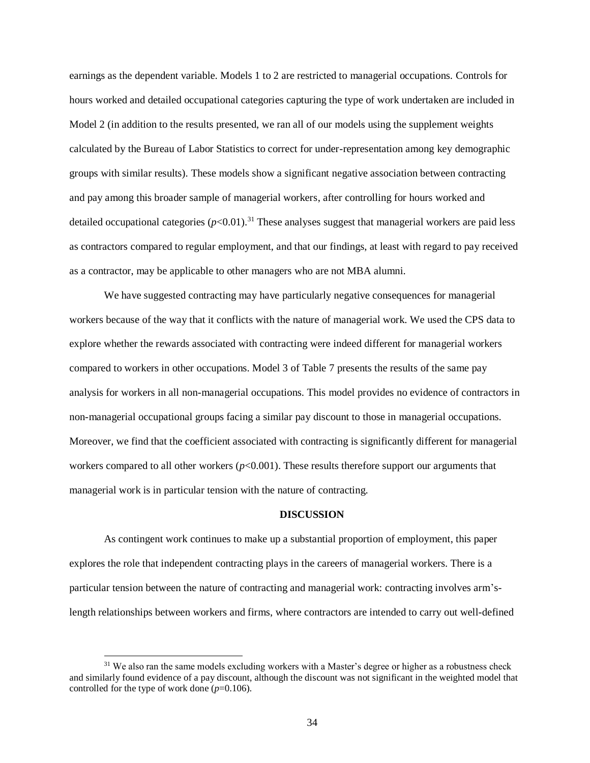earnings as the dependent variable. Models 1 to 2 are restricted to managerial occupations. Controls for hours worked and detailed occupational categories capturing the type of work undertaken are included in Model 2 (in addition to the results presented, we ran all of our models using the supplement weights calculated by the Bureau of Labor Statistics to correct for under-representation among key demographic groups with similar results). These models show a significant negative association between contracting and pay among this broader sample of managerial workers, after controlling for hours worked and detailed occupational categories ($p<0.01$).[31] These analyses suggest that managerial workers are paid less as contractors compared to regular employment, and that our findings, at least with regard to pay received as a contractor, may be applicable to other managers who are not MBA alumni.

We have suggested contracting may have particularly negative consequences for managerial workers because of the way that it conflicts with the nature of managerial work. We used the CPS data to explore whether the rewards associated with contracting were indeed different for managerial workers compared to workers in other occupations. Model 3 of Table 7 presents the results of the same pay analysis for workers in all non-managerial occupations. This model provides no evidence of contractors in non-managerial occupational groups facing a similar pay discount to those in managerial occupations. Moreover, we find that the coefficient associated with contracting is significantly different for managerial workers compared to all other workers ($p<0.001$). These results therefore support our arguments that managerial work is in particular tension with the nature of contracting.

## DISCUSSION

As contingent work continues to make up a substantial proportion of employment, this paper explores the role that independent contracting plays in the careers of managerial workers. There is a particular tension between the nature of contracting and managerial work: contracting involves arm's-length relationships between workers and firms, where contractors are intended to carry out well-defined

[31] We also ran the same models excluding workers with a Master's degree or higher as a robustness check and similarly found evidence of a pay discount, although the discount was not significant in the weighted model that controlled for the type of work done ($p=0.106$).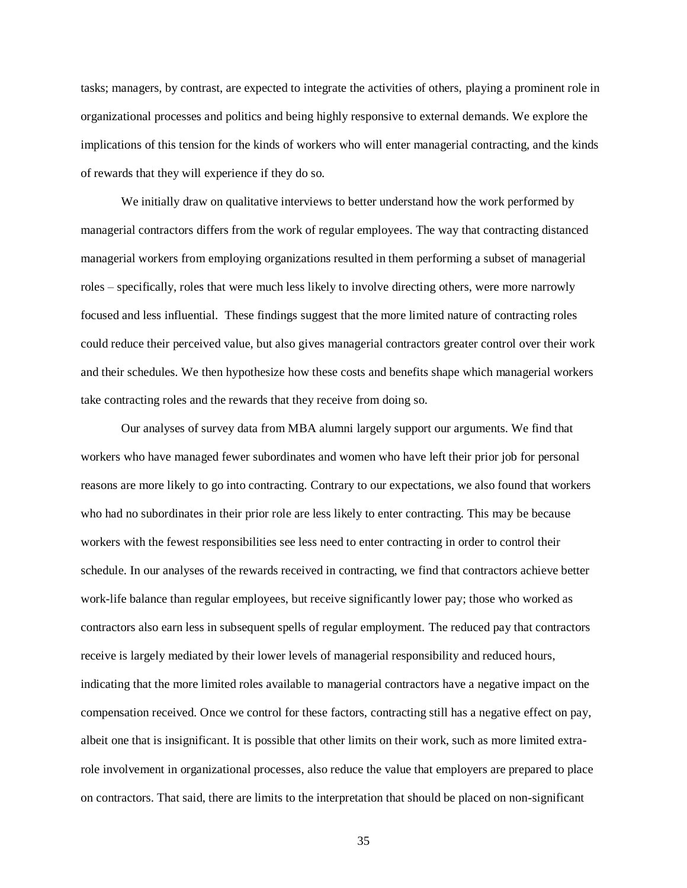tasks; managers, by contrast, are expected to integrate the activities of others, playing a prominent role in organizational processes and politics and being highly responsive to external demands. We explore the implications of this tension for the kinds of workers who will enter managerial contracting, and the kinds of rewards that they will experience if they do so.

We initially draw on qualitative interviews to better understand how the work performed by managerial contractors differs from the work of regular employees. The way that contracting distanced managerial workers from employing organizations resulted in them performing a subset of managerial roles – specifically, roles that were much less likely to involve directing others, were more narrowly focused and less influential. These findings suggest that the more limited nature of contracting roles could reduce their perceived value, but also gives managerial contractors greater control over their work and their schedules. We then hypothesize how these costs and benefits shape which managerial workers take contracting roles and the rewards that they receive from doing so.

Our analyses of survey data from MBA alumni largely support our arguments. We find that workers who have managed fewer subordinates and women who have left their prior job for personal reasons are more likely to go into contracting. Contrary to our expectations, we also found that workers who had no subordinates in their prior role are less likely to enter contracting. This may be because workers with the fewest responsibilities see less need to enter contracting in order to control their schedule. In our analyses of the rewards received in contracting, we find that contractors achieve better work-life balance than regular employees, but receive significantly lower pay; those who worked as contractors also earn less in subsequent spells of regular employment. The reduced pay that contractors receive is largely mediated by their lower levels of managerial responsibility and reduced hours, indicating that the more limited roles available to managerial contractors have a negative impact on the compensation received. Once we control for these factors, contracting still has a negative effect on pay, albeit one that is insignificant. It is possible that other limits on their work, such as more limited extra-role involvement in organizational processes, also reduce the value that employers are prepared to place on contractors. That said, there are limits to the interpretation that should be placed on non-significant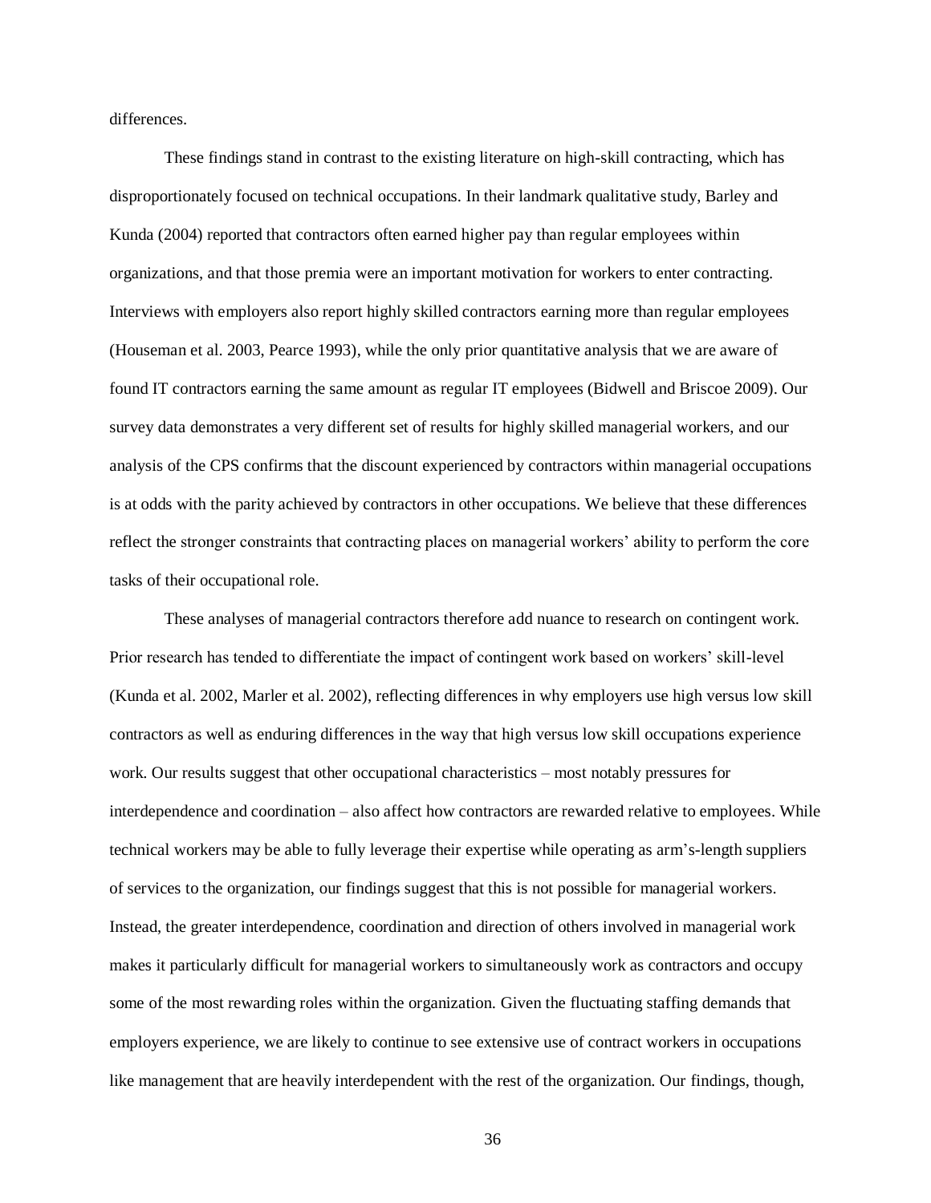differences.

These findings stand in contrast to the existing literature on high-skill contracting, which has disproportionately focused on technical occupations. In their landmark qualitative study, Barley and Kunda (2004) reported that contractors often earned higher pay than regular employees within organizations, and that those premia were an important motivation for workers to enter contracting. Interviews with employers also report highly skilled contractors earning more than regular employees (Houseman et al. 2003, Pearce 1993), while the only prior quantitative analysis that we are aware of found IT contractors earning the same amount as regular IT employees (Bidwell and Briscoe 2009). Our survey data demonstrates a very different set of results for highly skilled managerial workers, and our analysis of the CPS confirms that the discount experienced by contractors within managerial occupations is at odds with the parity achieved by contractors in other occupations. We believe that these differences reflect the stronger constraints that contracting places on managerial workers' ability to perform the core tasks of their occupational role.

These analyses of managerial contractors therefore add nuance to research on contingent work. Prior research has tended to differentiate the impact of contingent work based on workers' skill-level (Kunda et al. 2002, Marler et al. 2002), reflecting differences in why employers use high versus low skill contractors as well as enduring differences in the way that high versus low skill occupations experience work. Our results suggest that other occupational characteristics – most notably pressures for interdependence and coordination – also affect how contractors are rewarded relative to employees. While technical workers may be able to fully leverage their expertise while operating as arm's-length suppliers of services to the organization, our findings suggest that this is not possible for managerial workers. Instead, the greater interdependence, coordination and direction of others involved in managerial work makes it particularly difficult for managerial workers to simultaneously work as contractors and occupy some of the most rewarding roles within the organization. Given the fluctuating staffing demands that employers experience, we are likely to continue to see extensive use of contract workers in occupations like management that are heavily interdependent with the rest of the organization. Our findings, though,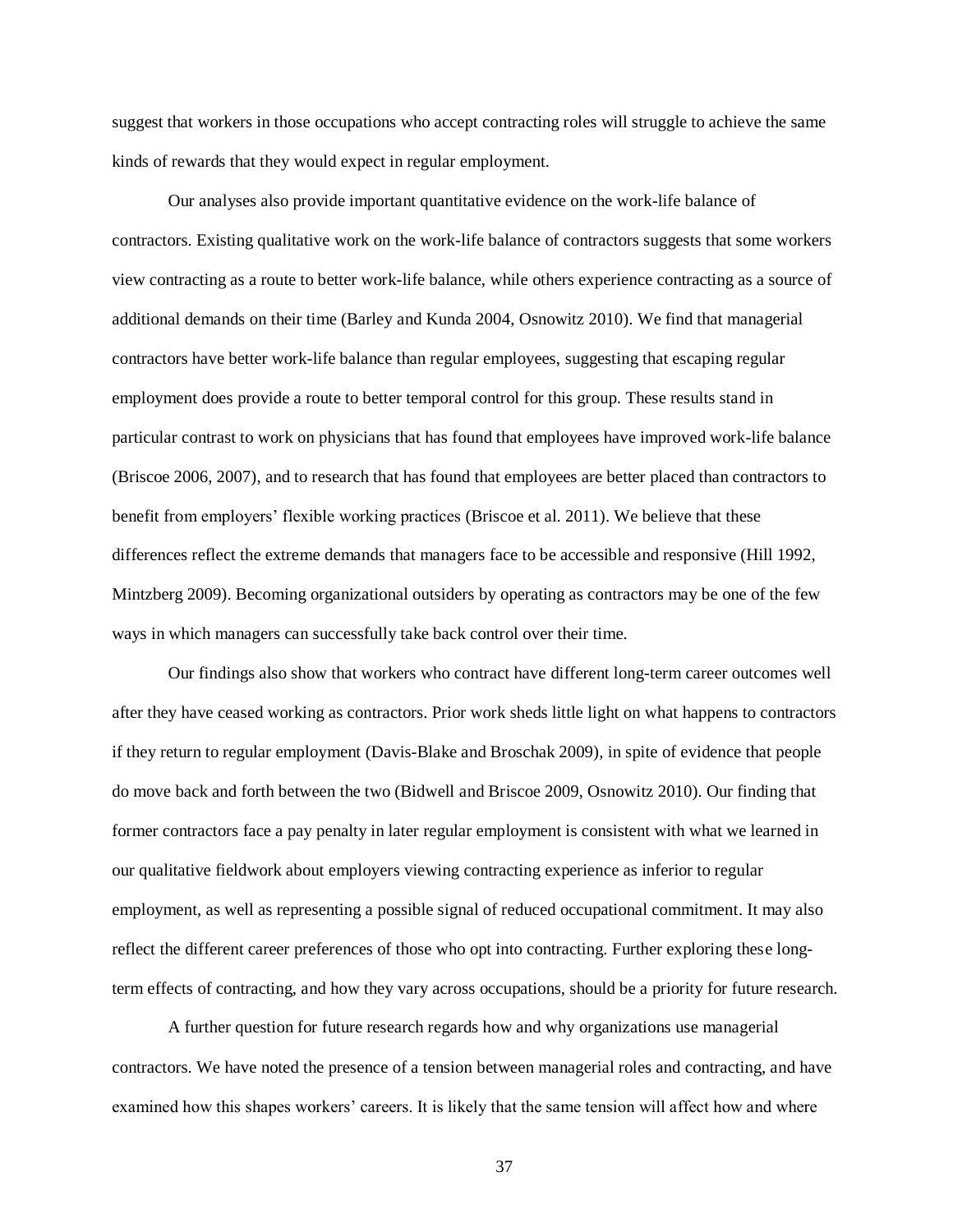suggest that workers in those occupations who accept contracting roles will struggle to achieve the same kinds of rewards that they would expect in regular employment.

Our analyses also provide important quantitative evidence on the work-life balance of contractors. Existing qualitative work on the work-life balance of contractors suggests that some workers view contracting as a route to better work-life balance, while others experience contracting as a source of additional demands on their time (Barley and Kunda 2004, Osnowitz 2010). We find that managerial contractors have better work-life balance than regular employees, suggesting that escaping regular employment does provide a route to better temporal control for this group. These results stand in particular contrast to work on physicians that has found that employees have improved work-life balance (Briscoe 2006, 2007), and to research that has found that employees are better placed than contractors to benefit from employers' flexible working practices (Briscoe et al. 2011). We believe that these differences reflect the extreme demands that managers face to be accessible and responsive (Hill 1992, Mintzberg 2009). Becoming organizational outsiders by operating as contractors may be one of the few ways in which managers can successfully take back control over their time.

Our findings also show that workers who contract have different long-term career outcomes well after they have ceased working as contractors. Prior work sheds little light on what happens to contractors if they return to regular employment (Davis-Blake and Broschak 2009), in spite of evidence that people do move back and forth between the two (Bidwell and Briscoe 2009, Osnowitz 2010). Our finding that former contractors face a pay penalty in later regular employment is consistent with what we learned in our qualitative fieldwork about employers viewing contracting experience as inferior to regular employment, as well as representing a possible signal of reduced occupational commitment. It may also reflect the different career preferences of those who opt into contracting. Further exploring these long-term effects of contracting, and how they vary across occupations, should be a priority for future research.

A further question for future research regards how and why organizations use managerial contractors. We have noted the presence of a tension between managerial roles and contracting, and have examined how this shapes workers' careers. It is likely that the same tension will affect how and where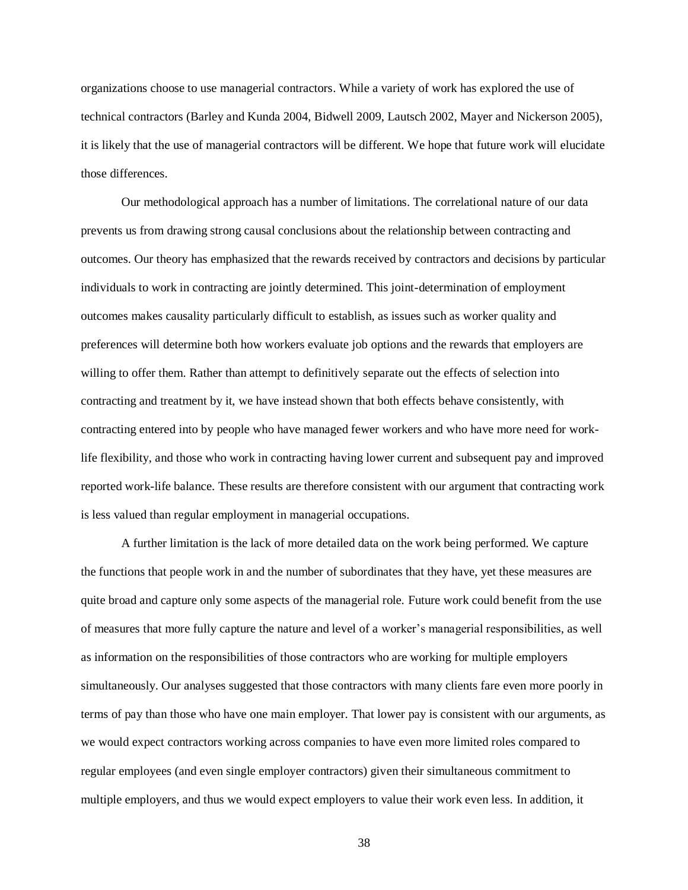organizations choose to use managerial contractors. While a variety of work has explored the use of technical contractors (Barley and Kunda 2004, Bidwell 2009, Lautsch 2002, Mayer and Nickerson 2005), it is likely that the use of managerial contractors will be different. We hope that future work will elucidate those differences.

Our methodological approach has a number of limitations. The correlational nature of our data prevents us from drawing strong causal conclusions about the relationship between contracting and outcomes. Our theory has emphasized that the rewards received by contractors and decisions by particular individuals to work in contracting are jointly determined. This joint-determination of employment outcomes makes causality particularly difficult to establish, as issues such as worker quality and preferences will determine both how workers evaluate job options and the rewards that employers are willing to offer them. Rather than attempt to definitively separate out the effects of selection into contracting and treatment by it, we have instead shown that both effects behave consistently, with contracting entered into by people who have managed fewer workers and who have more need for work-life flexibility, and those who work in contracting having lower current and subsequent pay and improved reported work-life balance. These results are therefore consistent with our argument that contracting work is less valued than regular employment in managerial occupations.

A further limitation is the lack of more detailed data on the work being performed. We capture the functions that people work in and the number of subordinates that they have, yet these measures are quite broad and capture only some aspects of the managerial role. Future work could benefit from the use of measures that more fully capture the nature and level of a worker's managerial responsibilities, as well as information on the responsibilities of those contractors who are working for multiple employers simultaneously. Our analyses suggested that those contractors with many clients fare even more poorly in terms of pay than those who have one main employer. That lower pay is consistent with our arguments, as we would expect contractors working across companies to have even more limited roles compared to regular employees (and even single employer contractors) given their simultaneous commitment to multiple employers, and thus we would expect employers to value their work even less. In addition, it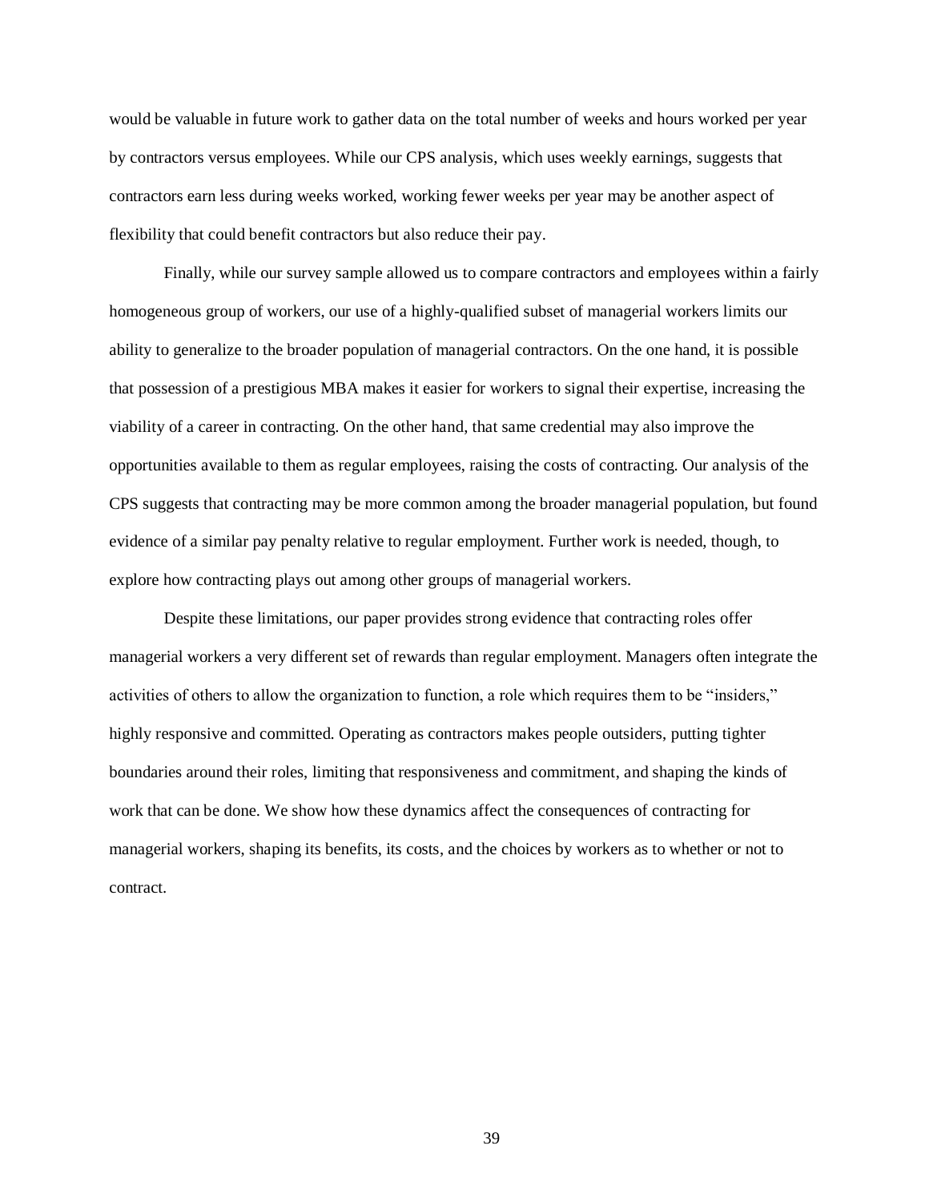would be valuable in future work to gather data on the total number of weeks and hours worked per year by contractors versus employees. While our CPS analysis, which uses weekly earnings, suggests that contractors earn less during weeks worked, working fewer weeks per year may be another aspect of flexibility that could benefit contractors but also reduce their pay.

Finally, while our survey sample allowed us to compare contractors and employees within a fairly homogeneous group of workers, our use of a highly-qualified subset of managerial workers limits our ability to generalize to the broader population of managerial contractors. On the one hand, it is possible that possession of a prestigious MBA makes it easier for workers to signal their expertise, increasing the viability of a career in contracting. On the other hand, that same credential may also improve the opportunities available to them as regular employees, raising the costs of contracting. Our analysis of the CPS suggests that contracting may be more common among the broader managerial population, but found evidence of a similar pay penalty relative to regular employment. Further work is needed, though, to explore how contracting plays out among other groups of managerial workers.

Despite these limitations, our paper provides strong evidence that contracting roles offer managerial workers a very different set of rewards than regular employment. Managers often integrate the activities of others to allow the organization to function, a role which requires them to be "insiders," highly responsive and committed. Operating as contractors makes people outsiders, putting tighter boundaries around their roles, limiting that responsiveness and commitment, and shaping the kinds of work that can be done. We show how these dynamics affect the consequences of contracting for managerial workers, shaping its benefits, its costs, and the choices by workers as to whether or not to contract.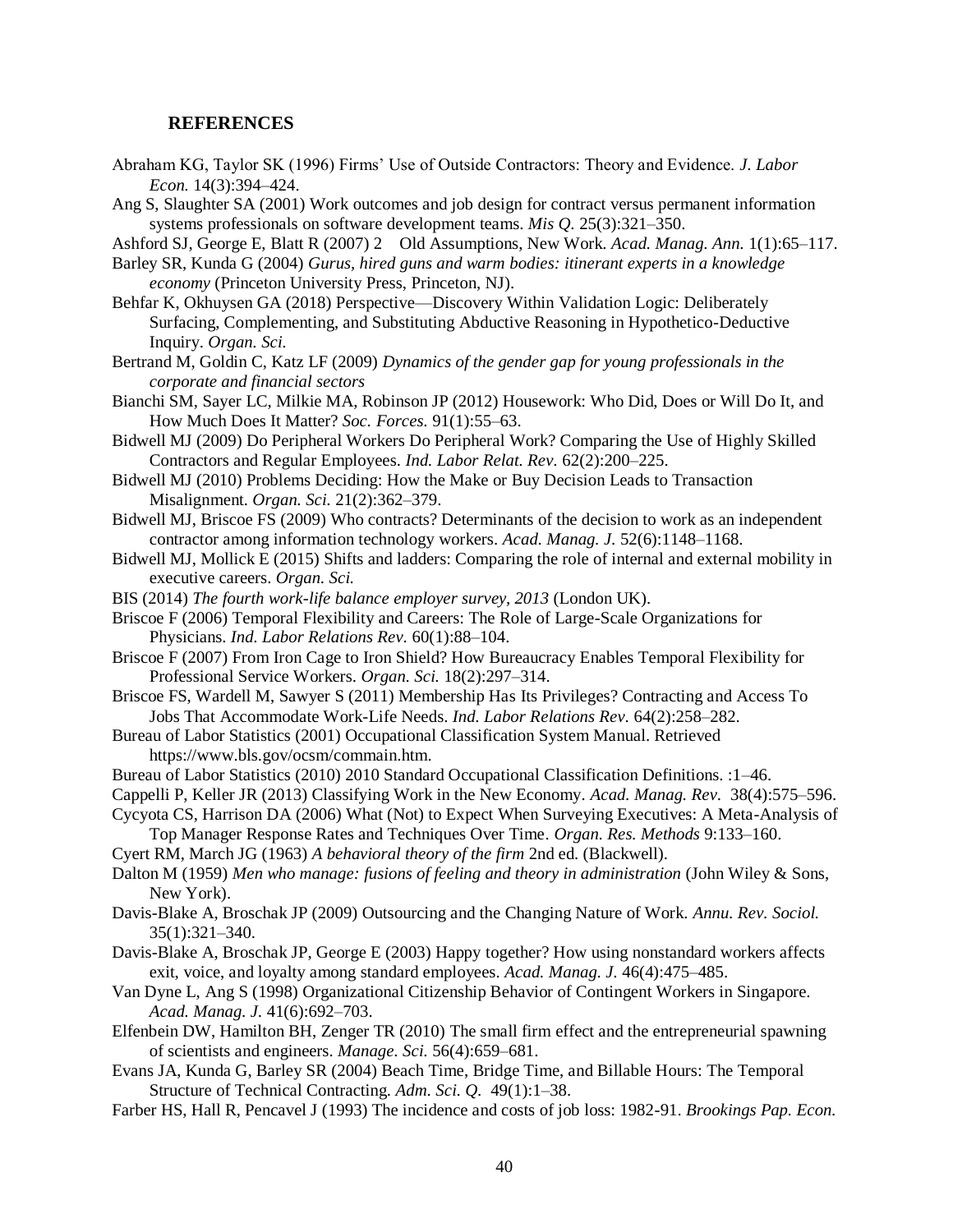## REFERENCES

Abraham KG, Taylor SK (1996) Firms' Use of Outside Contractors: Theory and Evidence. *J. Labor Econ.* 14(3):394–424.

Ang S, Slaughter SA (2001) Work outcomes and job design for contract versus permanent information systems professionals on software development teams. *Mis Q.* 25(3):321–350.

Ashford SJ, George E, Blatt R (2007) 2 Old Assumptions, New Work. *Acad. Manag. Ann.* 1(1):65–117.

Barley SR, Kunda G (2004) *Gurus, hired guns and warm bodies: itinerant experts in a knowledge economy* (Princeton University Press, Princeton, NJ).

Behfar K, Okhuysen GA (2018) Perspective—Discovery Within Validation Logic: Deliberately Surfacing, Complementing, and Substituting Abductive Reasoning in Hypothetico-Deductive Inquiry. *Organ. Sci.*

Bertrand M, Goldin C, Katz LF (2009) *Dynamics of the gender gap for young professionals in the corporate and financial sectors*

Bianchi SM, Sayer LC, Milkie MA, Robinson JP (2012) Housework: Who Did, Does or Will Do It, and How Much Does It Matter? *Soc. Forces.* 91(1):55–63.

Bidwell MJ (2009) Do Peripheral Workers Do Peripheral Work? Comparing the Use of Highly Skilled Contractors and Regular Employees. *Ind. Labor Relat. Rev.* 62(2):200–225.

Bidwell MJ (2010) Problems Deciding: How the Make or Buy Decision Leads to Transaction Misalignment. *Organ. Sci.* 21(2):362–379.

Bidwell MJ, Briscoe FS (2009) Who contracts? Determinants of the decision to work as an independent contractor among information technology workers. *Acad. Manag. J.* 52(6):1148–1168.

Bidwell MJ, Mollick E (2015) Shifts and ladders: Comparing the role of internal and external mobility in executive careers. *Organ. Sci.*

BIS (2014) *The fourth work-life balance employer survey, 2013* (London UK).

Briscoe F (2006) Temporal Flexibility and Careers: The Role of Large-Scale Organizations for Physicians. *Ind. Labor Relations Rev.* 60(1):88–104.

Briscoe F (2007) From Iron Cage to Iron Shield? How Bureaucracy Enables Temporal Flexibility for Professional Service Workers. *Organ. Sci.* 18(2):297–314.

Briscoe FS, Wardell M, Sawyer S (2011) Membership Has Its Privileges? Contracting and Access To Jobs That Accommodate Work-Life Needs. *Ind. Labor Relations Rev.* 64(2):258–282.

Bureau of Labor Statistics (2001) Occupational Classification System Manual. Retrieved https://www.bls.gov/ocsm/commain.htm.

Bureau of Labor Statistics (2010) 2010 Standard Occupational Classification Definitions. :1–46.

Cappelli P, Keller JR (2013) Classifying Work in the New Economy. *Acad. Manag. Rev.* 38(4):575–596.

Cycyota CS, Harrison DA (2006) What (Not) to Expect When Surveying Executives: A Meta-Analysis of Top Manager Response Rates and Techniques Over Time. *Organ. Res. Methods* 9:133–160.

Cyert RM, March JG (1963) *A behavioral theory of the firm* 2nd ed. (Blackwell).

Dalton M (1959) *Men who manage: fusions of feeling and theory in administration* (John Wiley & Sons, New York).

Davis-Blake A, Broschak JP (2009) Outsourcing and the Changing Nature of Work. *Annu. Rev. Sociol.* 35(1):321–340.

Davis-Blake A, Broschak JP, George E (2003) Happy together? How using nonstandard workers affects exit, voice, and loyalty among standard employees. *Acad. Manag. J.* 46(4):475–485.

Van Dyne L, Ang S (1998) Organizational Citizenship Behavior of Contingent Workers in Singapore. *Acad. Manag. J.* 41(6):692–703.

Elfenbein DW, Hamilton BH, Zenger TR (2010) The small firm effect and the entrepreneurial spawning of scientists and engineers. *Manage. Sci.* 56(4):659–681.

Evans JA, Kunda G, Barley SR (2004) Beach Time, Bridge Time, and Billable Hours: The Temporal Structure of Technical Contracting. *Adm. Sci. Q.* 49(1):1–38.

Farber HS, Hall R, Pencavel J (1993) The incidence and costs of job loss: 1982-91. *Brookings Pap. Econ.*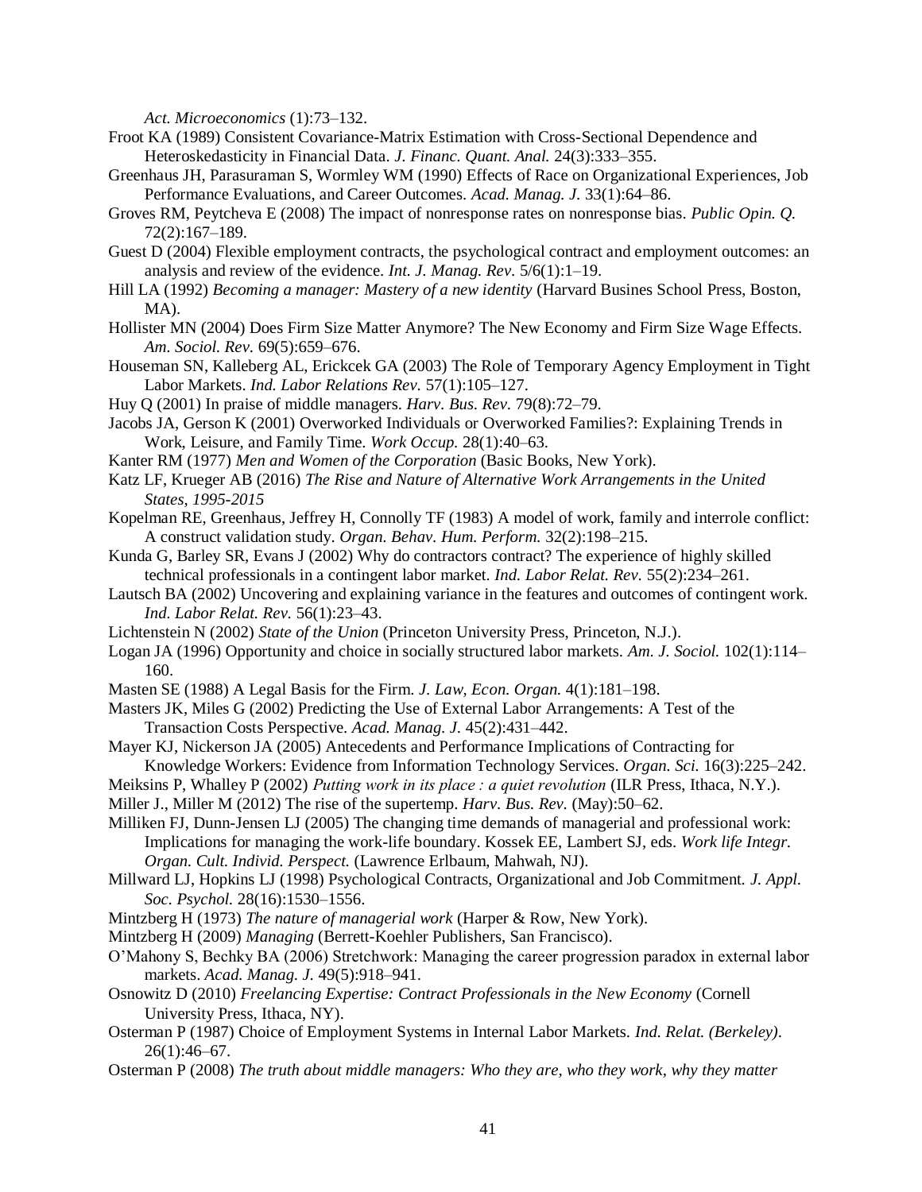*Act. Microeconomics* (1):73–132.

Froot KA (1989) Consistent Covariance-Matrix Estimation with Cross-Sectional Dependence and Heteroskedasticity in Financial Data. *J. Financ. Quant. Anal.* 24(3):333–355.

Greenhaus JH, Parasuraman S, Wormley WM (1990) Effects of Race on Organizational Experiences, Job Performance Evaluations, and Career Outcomes. *Acad. Manag. J.* 33(1):64–86.

Groves RM, Peytcheva E (2008) The impact of nonresponse rates on nonresponse bias. *Public Opin. Q.* 72(2):167–189.

Guest D (2004) Flexible employment contracts, the psychological contract and employment outcomes: an analysis and review of the evidence. *Int. J. Manag. Rev.* 5/6(1):1–19.

Hill LA (1992) *Becoming a manager: Mastery of a new identity* (Harvard Busines School Press, Boston, MA).

Hollister MN (2004) Does Firm Size Matter Anymore? The New Economy and Firm Size Wage Effects. *Am. Sociol. Rev.* 69(5):659–676.

Houseman SN, Kalleberg AL, Erickcek GA (2003) The Role of Temporary Agency Employment in Tight Labor Markets. *Ind. Labor Relations Rev.* 57(1):105–127.

Huy Q (2001) In praise of middle managers. *Harv. Bus. Rev.* 79(8):72–79.

Jacobs JA, Gerson K (2001) Overworked Individuals or Overworked Families?: Explaining Trends in Work, Leisure, and Family Time. *Work Occup.* 28(1):40–63.

Kanter RM (1977) *Men and Women of the Corporation* (Basic Books, New York).

Katz LF, Krueger AB (2016) *The Rise and Nature of Alternative Work Arrangements in the United States, 1995-2015*

Kopelman RE, Greenhaus, Jeffrey H, Connolly TF (1983) A model of work, family and interrole conflict: A construct validation study. *Organ. Behav. Hum. Perform.* 32(2):198–215.

Kunda G, Barley SR, Evans J (2002) Why do contractors contract? The experience of highly skilled technical professionals in a contingent labor market. *Ind. Labor Relat. Rev.* 55(2):234–261.

Lautsch BA (2002) Uncovering and explaining variance in the features and outcomes of contingent work. *Ind. Labor Relat. Rev.* 56(1):23–43.

Lichtenstein N (2002) *State of the Union* (Princeton University Press, Princeton, N.J.).

Logan JA (1996) Opportunity and choice in socially structured labor markets. *Am. J. Sociol.* 102(1):114–160.

Masten SE (1988) A Legal Basis for the Firm. *J. Law, Econ. Organ.* 4(1):181–198.

Masters JK, Miles G (2002) Predicting the Use of External Labor Arrangements: A Test of the Transaction Costs Perspective. *Acad. Manag. J.* 45(2):431–442.

Mayer KJ, Nickerson JA (2005) Antecedents and Performance Implications of Contracting for Knowledge Workers: Evidence from Information Technology Services. *Organ. Sci.* 16(3):225–242.

Meiksins P, Whalley P (2002) *Putting work in its place : a quiet revolution* (ILR Press, Ithaca, N.Y.).

Miller J., Miller M (2012) The rise of the supertemp. *Harv. Bus. Rev.* (May):50–62.

Milliken FJ, Dunn-Jensen LJ (2005) The changing time demands of managerial and professional work: Implications for managing the work-life boundary. Kossek EE, Lambert SJ, eds. *Work life Integr. Organ. Cult. Individ. Perspect.* (Lawrence Erlbaum, Mahwah, NJ).

Millward LJ, Hopkins LJ (1998) Psychological Contracts, Organizational and Job Commitment. *J. Appl. Soc. Psychol.* 28(16):1530–1556.

Mintzberg H (1973) *The nature of managerial work* (Harper & Row, New York).

Mintzberg H (2009) *Managing* (Berrett-Koehler Publishers, San Francisco).

O'Mahony S, Bechky BA (2006) Stretchwork: Managing the career progression paradox in external labor markets. *Acad. Manag. J.* 49(5):918–941.

Osnowitz D (2010) *Freelancing Expertise: Contract Professionals in the New Economy* (Cornell University Press, Ithaca, NY).

Osterman P (1987) Choice of Employment Systems in Internal Labor Markets. *Ind. Relat. (Berkeley).* 26(1):46–67.

Osterman P (2008) *The truth about middle managers: Who they are, who they work, why they matter*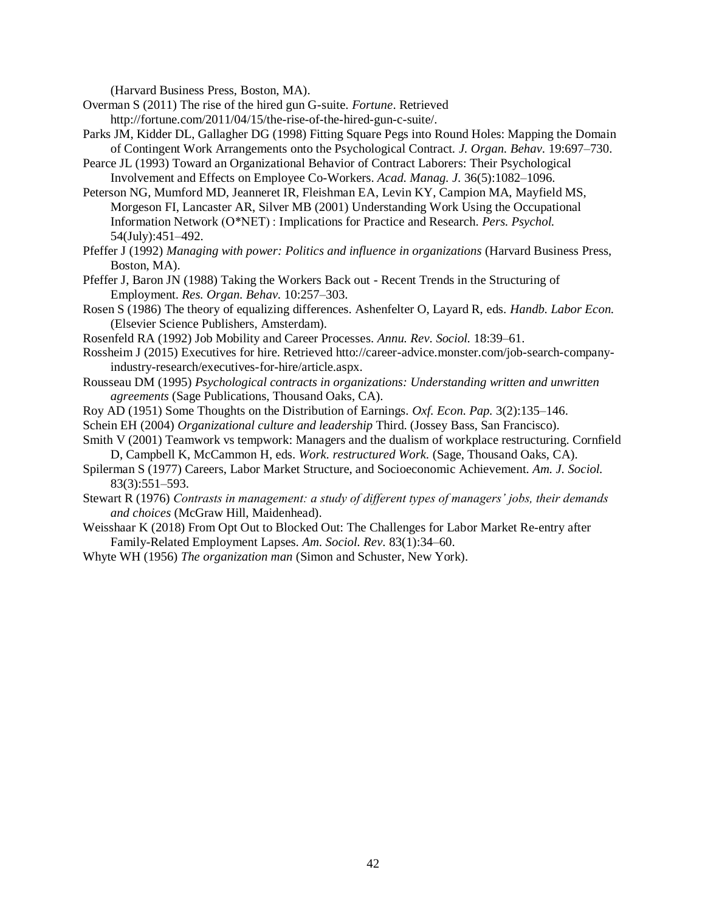(Harvard Business Press, Boston, MA).

Overman S (2011) The rise of the hired gun G-suite. *Fortune*. Retrieved http://fortune.com/2011/04/15/the-rise-of-the-hired-gun-c-suite/.

Parks JM, Kidder DL, Gallagher DG (1998) Fitting Square Pegs into Round Holes: Mapping the Domain of Contingent Work Arrangements onto the Psychological Contract. *J. Organ. Behav.* 19:697–730.

Pearce JL (1993) Toward an Organizational Behavior of Contract Laborers: Their Psychological Involvement and Effects on Employee Co-Workers. *Acad. Manag. J.* 36(5):1082–1096.

Peterson NG, Mumford MD, Jeanneret IR, Fleishman EA, Levin KY, Campion MA, Mayfield MS, Morgeson FI, Lancaster AR, Silver MB (2001) Understanding Work Using the Occupational Information Network (O*NET) : Implications for Practice and Research. *Pers. Psychol.* 54(July):451–492.

Pfeffer J (1992) *Managing with power: Politics and influence in organizations* (Harvard Business Press, Boston, MA).

Pfeffer J, Baron JN (1988) Taking the Workers Back out - Recent Trends in the Structuring of Employment. *Res. Organ. Behav.* 10:257–303.

Rosen S (1986) The theory of equalizing differences. Ashenfelter O, Layard R, eds. *Handb. Labor Econ.* (Elsevier Science Publishers, Amsterdam).

Rosenfeld RA (1992) Job Mobility and Career Processes. *Annu. Rev. Sociol.* 18:39–61.

Rossheim J (2015) Executives for hire. Retrieved htto://career-advice.monster.com/job-search-company-industry-research/executives-for-hire/article.aspx.

Rousseau DM (1995) *Psychological contracts in organizations: Understanding written and unwritten agreements* (Sage Publications, Thousand Oaks, CA).

Roy AD (1951) Some Thoughts on the Distribution of Earnings. *Oxf. Econ. Pap.* 3(2):135–146.

Schein EH (2004) *Organizational culture and leadership* Third. (Jossey Bass, San Francisco).

Smith V (2001) Teamwork vs tempwork: Managers and the dualism of workplace restructuring. Cornfield D, Campbell K, McCammon H, eds. *Work. restructured Work.* (Sage, Thousand Oaks, CA).

Spilerman S (1977) Careers, Labor Market Structure, and Socioeconomic Achievement. *Am. J. Sociol.* 83(3):551–593.

Stewart R (1976) *Contrasts in management: a study of different types of managers' jobs, their demands and choices* (McGraw Hill, Maidenhead).

Weisshaar K (2018) From Opt Out to Blocked Out: The Challenges for Labor Market Re-entry after Family-Related Employment Lapses. *Am. Sociol. Rev.* 83(1):34–60.

Whyte WH (1956) *The organization man* (Simon and Schuster, New York).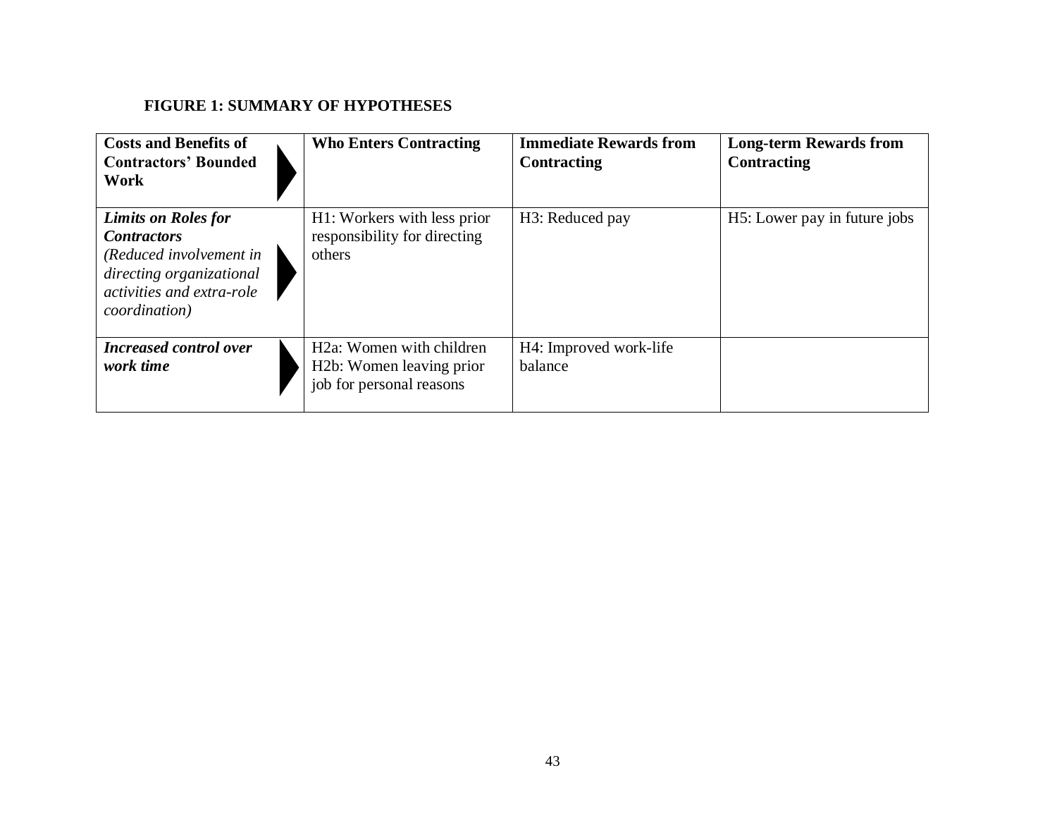**FIGURE 1: SUMMARY OF HYPOTHESES**

| **Costs and Benefits of Contractors' Bounded Work** | **Who Enters Contracting** | **Immediate Rewards from Contracting** | **Long-term Rewards from Contracting** |
|---|---|---|---|
| ***Limits on Roles for Contractors*** *(Reduced involvement in directing organizational activities and extra-role coordination)* | H1: Workers with less prior responsibility for directing others | H3: Reduced pay | H5: Lower pay in future jobs |
| ***Increased control over work time*** | H2a: Women with children<br>H2b: Women leaving prior job for personal reasons | H4: Improved work-life balance | |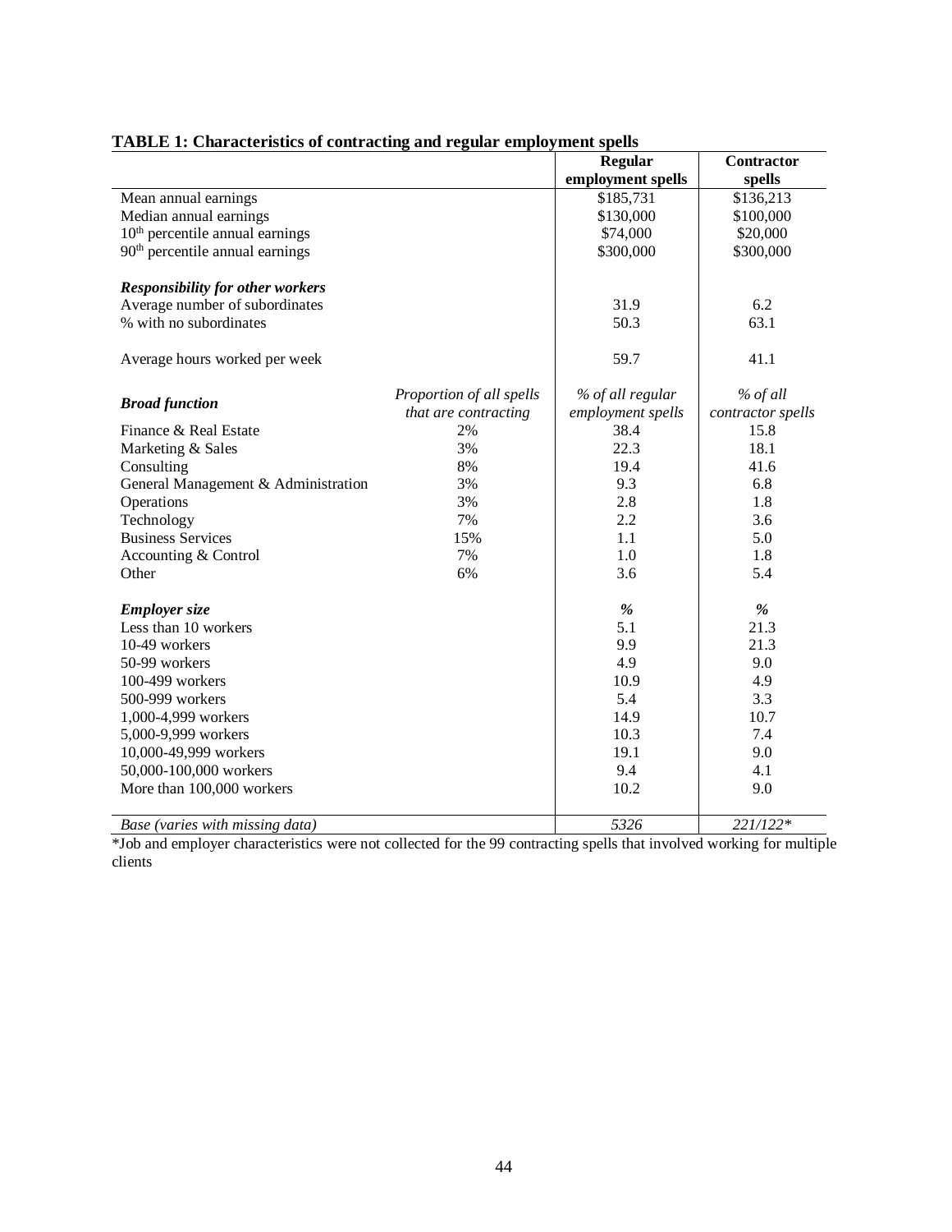**TABLE 1: Characteristics of contracting and regular employment spells**

| | | Regular employment spells | Contractor spells |
|---|---|---|---|
| Mean annual earnings | | $185,731 | $136,213 |
| Median annual earnings | | $130,000 | $100,000 |
| 10th percentile annual earnings | | $74,000 | $20,000 |
| 90th percentile annual earnings | | $300,000 | $300,000 |
| | | | |
| ***Responsibility for other workers*** | | | |
| Average number of subordinates | | 31.9 | 6.2 |
| % with no subordinates | | 50.3 | 63.1 |
| | | | |
| Average hours worked per week | | 59.7 | 41.1 |
| | | | |
| ***Broad function*** | *Proportion of all spells that are contracting* | *% of all regular employment spells* | *% of all contractor spells* |
| Finance & Real Estate | 2% | 38.4 | 15.8 |
| Marketing & Sales | 3% | 22.3 | 18.1 |
| Consulting | 8% | 19.4 | 41.6 |
| General Management & Administration | 3% | 9.3 | 6.8 |
| Operations | 3% | 2.8 | 1.8 |
| Technology | 7% | 2.2 | 3.6 |
| Business Services | 15% | 1.1 | 5.0 |
| Accounting & Control | 7% | 1.0 | 1.8 |
| Other | 6% | 3.6 | 5.4 |
| | | | |
| ***Employer size*** | | ***%*** | ***%*** |
| Less than 10 workers | | 5.1 | 21.3 |
| 10-49 workers | | 9.9 | 21.3 |
| 50-99 workers | | 4.9 | 9.0 |
| 100-499 workers | | 10.9 | 4.9 |
| 500-999 workers | | 5.4 | 3.3 |
| 1,000-4,999 workers | | 14.9 | 10.7 |
| 5,000-9,999 workers | | 10.3 | 7.4 |
| 10,000-49,999 workers | | 19.1 | 9.0 |
| 50,000-100,000 workers | | 9.4 | 4.1 |
| More than 100,000 workers | | 10.2 | 9.0 |
| | | | |
| *Base (varies with missing data)* | | *5326* | *221/122** |

*Job and employer characteristics were not collected for the 99 contracting spells that involved working for multiple clients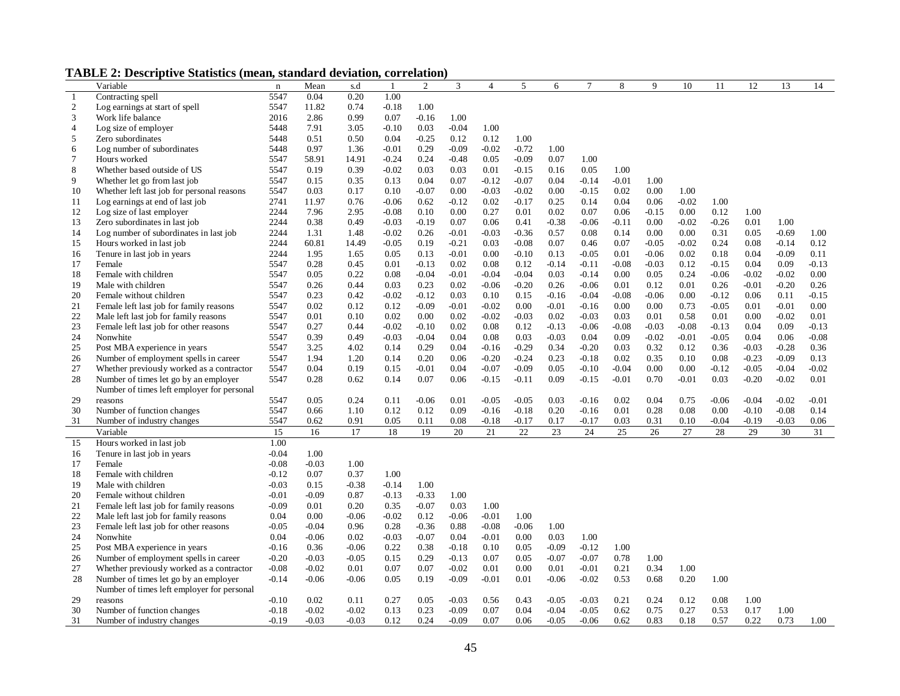**TABLE 2: Descriptive Statistics (mean, standard deviation, correlation)**

| | Variable | n | Mean | s.d | 1 | 2 | 3 | 4 | 5 | 6 | 7 | 8 | 9 | 10 | 11 | 12 | 13 | 14 |
|---|---|---|---|---|---|---|---|---|---|---|---|---|---|---|---|---|---|---|
| 1 | Contracting spell | 5547 | 0.04 | 0.20 | 1.00 | | | | | | | | | | | | | |
| 2 | Log earnings at start of spell | 5547 | 11.82 | 0.74 | -0.18 | 1.00 | | | | | | | | | | | | |
| 3 | Work life balance | 2016 | 2.86 | 0.99 | 0.07 | -0.16 | 1.00 | | | | | | | | | | | |
| 4 | Log size of employer | 5448 | 7.91 | 3.05 | -0.10 | 0.03 | -0.04 | 1.00 | | | | | | | | | | |
| 5 | Zero subordinates | 5448 | 0.51 | 0.50 | 0.04 | -0.25 | 0.12 | 0.12 | 1.00 | | | | | | | | | |
| 6 | Log number of subordinates | 5448 | 0.97 | 1.36 | -0.01 | 0.29 | -0.09 | -0.02 | -0.72 | 1.00 | | | | | | | | |
| 7 | Hours worked | 5547 | 58.91 | 14.91 | -0.24 | 0.24 | -0.48 | 0.05 | -0.09 | 0.07 | 1.00 | | | | | | | |
| 8 | Whether based outside of US | 5547 | 0.19 | 0.39 | -0.02 | 0.03 | 0.03 | 0.01 | -0.15 | 0.16 | 0.05 | 1.00 | | | | | | |
| 9 | Whether let go from last job | 5547 | 0.15 | 0.35 | 0.13 | 0.04 | 0.07 | -0.12 | -0.07 | 0.04 | -0.14 | -0.01 | 1.00 | | | | | |
| 10 | Whether left last job for personal reasons | 5547 | 0.03 | 0.17 | 0.10 | -0.07 | 0.00 | -0.03 | -0.02 | 0.00 | -0.15 | 0.02 | 0.00 | 1.00 | | | | |
| 11 | Log earnings at end of last job | 2741 | 11.97 | 0.76 | -0.06 | 0.62 | -0.12 | 0.02 | -0.17 | 0.25 | 0.14 | 0.04 | 0.06 | -0.02 | 1.00 | | | |
| 12 | Log size of last employer | 2244 | 7.96 | 2.95 | -0.08 | 0.10 | 0.00 | 0.27 | 0.01 | 0.02 | 0.07 | 0.06 | -0.15 | 0.00 | 0.12 | 1.00 | | |
| 13 | Zero subordinates in last job | 2244 | 0.38 | 0.49 | -0.03 | -0.19 | 0.07 | 0.06 | 0.41 | -0.38 | -0.06 | -0.11 | 0.00 | -0.02 | -0.26 | 0.01 | 1.00 | |
| 14 | Log number of subordinates in last job | 2244 | 1.31 | 1.48 | -0.02 | 0.26 | -0.01 | -0.03 | -0.36 | 0.57 | 0.08 | 0.14 | 0.00 | 0.00 | 0.31 | 0.05 | -0.69 | 1.00 |
| 15 | Hours worked in last job | 2244 | 60.81 | 14.49 | -0.05 | 0.19 | -0.21 | 0.03 | -0.08 | 0.07 | 0.46 | 0.07 | -0.05 | -0.02 | 0.24 | 0.08 | -0.14 | 0.12 |
| 16 | Tenure in last job in years | 2244 | 1.95 | 1.65 | 0.05 | 0.13 | -0.01 | 0.00 | -0.10 | 0.13 | -0.05 | 0.01 | -0.06 | 0.02 | 0.18 | 0.04 | -0.09 | 0.11 |
| 17 | Female | 5547 | 0.28 | 0.45 | 0.01 | -0.13 | 0.02 | 0.08 | 0.12 | -0.14 | -0.11 | -0.08 | -0.03 | 0.12 | -0.15 | 0.04 | 0.09 | -0.13 |
| 18 | Female with children | 5547 | 0.05 | 0.22 | 0.08 | -0.04 | -0.01 | -0.04 | -0.04 | 0.03 | -0.14 | 0.00 | 0.05 | 0.24 | -0.06 | -0.02 | -0.02 | 0.00 |
| 19 | Male with children | 5547 | 0.26 | 0.44 | 0.03 | 0.23 | 0.02 | -0.06 | -0.20 | 0.26 | -0.06 | 0.01 | 0.12 | 0.01 | 0.26 | -0.01 | -0.20 | 0.26 |
| 20 | Female without children | 5547 | 0.23 | 0.42 | -0.02 | -0.12 | 0.03 | 0.10 | 0.15 | -0.16 | -0.04 | -0.08 | -0.06 | 0.00 | -0.12 | 0.06 | 0.11 | -0.15 |
| 21 | Female left last job for family reasons | 5547 | 0.02 | 0.12 | 0.12 | -0.09 | -0.01 | -0.02 | 0.00 | -0.01 | -0.16 | 0.00 | 0.00 | 0.73 | -0.05 | 0.01 | -0.01 | 0.00 |
| 22 | Male left last job for family reasons | 5547 | 0.01 | 0.10 | 0.02 | 0.00 | 0.02 | -0.02 | -0.03 | 0.02 | -0.03 | 0.03 | 0.01 | 0.58 | 0.01 | 0.00 | -0.02 | 0.01 |
| 23 | Female left last job for other reasons | 5547 | 0.27 | 0.44 | -0.02 | -0.10 | 0.02 | 0.08 | 0.12 | -0.13 | -0.06 | -0.08 | -0.03 | -0.08 | -0.13 | 0.04 | 0.09 | -0.13 |
| 24 | Nonwhite | 5547 | 0.39 | 0.49 | -0.03 | -0.04 | 0.04 | 0.08 | 0.03 | -0.03 | 0.04 | 0.09 | -0.02 | -0.01 | -0.05 | 0.04 | 0.06 | -0.08 |
| 25 | Post MBA experience in years | 5547 | 3.25 | 4.02 | 0.14 | 0.29 | 0.04 | -0.16 | -0.29 | 0.34 | -0.20 | 0.03 | 0.32 | 0.12 | 0.36 | -0.03 | -0.28 | 0.36 |
| 26 | Number of employment spells in career | 5547 | 1.94 | 1.20 | 0.14 | 0.20 | 0.06 | -0.20 | -0.24 | 0.23 | -0.18 | 0.02 | 0.35 | 0.10 | 0.08 | -0.23 | -0.09 | 0.13 |
| 27 | Whether previously worked as a contractor | 5547 | 0.04 | 0.19 | 0.15 | -0.01 | 0.04 | -0.07 | -0.09 | 0.05 | -0.10 | -0.04 | 0.00 | 0.00 | -0.12 | -0.05 | -0.04 | -0.02 |
| 28 | Number of times let go by an employer | 5547 | 0.28 | 0.62 | 0.14 | 0.07 | 0.06 | -0.15 | -0.11 | 0.09 | -0.15 | -0.01 | 0.70 | -0.01 | 0.03 | -0.20 | -0.02 | 0.01 |
| 29 | Number of times left employer for personal reasons | 5547 | 0.05 | 0.24 | 0.11 | -0.06 | 0.01 | -0.05 | -0.05 | 0.03 | -0.16 | 0.02 | 0.04 | 0.75 | -0.06 | -0.04 | -0.02 | -0.01 |
| 30 | Number of function changes | 5547 | 0.66 | 1.10 | 0.12 | 0.12 | 0.09 | -0.16 | -0.18 | 0.20 | -0.16 | 0.01 | 0.28 | 0.08 | 0.00 | -0.10 | -0.08 | 0.14 |
| 31 | Number of industry changes | 5547 | 0.62 | 0.91 | 0.05 | 0.11 | 0.08 | -0.18 | -0.17 | 0.17 | -0.17 | 0.03 | 0.31 | 0.10 | -0.04 | -0.19 | -0.03 | 0.06 |

| | Variable | 15 | 16 | 17 | 18 | 19 | 20 | 21 | 22 | 23 | 24 | 25 | 26 | 27 | 28 | 29 | 30 | 31 |
|---|---|---|---|---|---|---|---|---|---|---|---|---|---|---|---|---|---|---|
| 15 | Hours worked in last job | 1.00 | | | | | | | | | | | | | | | | |
| 16 | Tenure in last job in years | -0.04 | 1.00 | | | | | | | | | | | | | | | |
| 17 | Female | -0.08 | -0.03 | 1.00 | | | | | | | | | | | | | | |
| 18 | Female with children | -0.12 | 0.07 | 0.37 | 1.00 | | | | | | | | | | | | | |
| 19 | Male with children | -0.03 | 0.15 | -0.38 | -0.14 | 1.00 | | | | | | | | | | | | |
| 20 | Female without children | -0.01 | -0.09 | 0.87 | -0.13 | -0.33 | 1.00 | | | | | | | | | | | |
| 21 | Female left last job for family reasons | -0.09 | 0.01 | 0.20 | 0.35 | -0.07 | 0.03 | 1.00 | | | | | | | | | | |
| 22 | Male left last job for family reasons | 0.04 | 0.00 | -0.06 | -0.02 | 0.12 | -0.06 | -0.01 | 1.00 | | | | | | | | | |
| 23 | Female left last job for other reasons | -0.05 | -0.04 | 0.96 | 0.28 | -0.36 | 0.88 | -0.08 | -0.06 | 1.00 | | | | | | | | |
| 24 | Nonwhite | 0.04 | -0.06 | 0.02 | -0.03 | -0.07 | 0.04 | -0.01 | 0.00 | 0.03 | 1.00 | | | | | | | |
| 25 | Post MBA experience in years | -0.16 | 0.36 | -0.06 | 0.22 | 0.38 | -0.18 | 0.10 | 0.05 | -0.09 | -0.12 | 1.00 | | | | | | |
| 26 | Number of employment spells in career | -0.20 | -0.03 | -0.05 | 0.15 | 0.29 | -0.13 | 0.07 | 0.05 | -0.07 | -0.07 | 0.78 | 1.00 | | | | | |
| 27 | Whether previously worked as a contractor | -0.08 | -0.02 | 0.01 | 0.07 | 0.07 | -0.02 | 0.01 | 0.00 | 0.01 | -0.01 | 0.21 | 0.34 | 1.00 | | | | |
| 28 | Number of times let go by an employer | -0.14 | -0.06 | -0.06 | 0.05 | 0.19 | -0.09 | -0.01 | 0.01 | -0.06 | -0.02 | 0.53 | 0.68 | 0.20 | 1.00 | | | |
| 29 | Number of times left employer for personal reasons | -0.10 | 0.02 | 0.11 | 0.27 | 0.05 | -0.03 | 0.56 | 0.43 | -0.05 | -0.03 | 0.21 | 0.24 | 0.12 | 0.08 | 1.00 | | |
| 30 | Number of function changes | -0.18 | -0.02 | -0.02 | 0.13 | 0.23 | -0.09 | 0.07 | 0.04 | -0.04 | -0.05 | 0.62 | 0.75 | 0.27 | 0.53 | 0.17 | 1.00 | |
| 31 | Number of industry changes | -0.19 | -0.03 | -0.03 | 0.12 | 0.24 | -0.09 | 0.07 | 0.06 | -0.05 | -0.06 | 0.62 | 0.83 | 0.18 | 0.57 | 0.22 | 0.73 | 1.00 |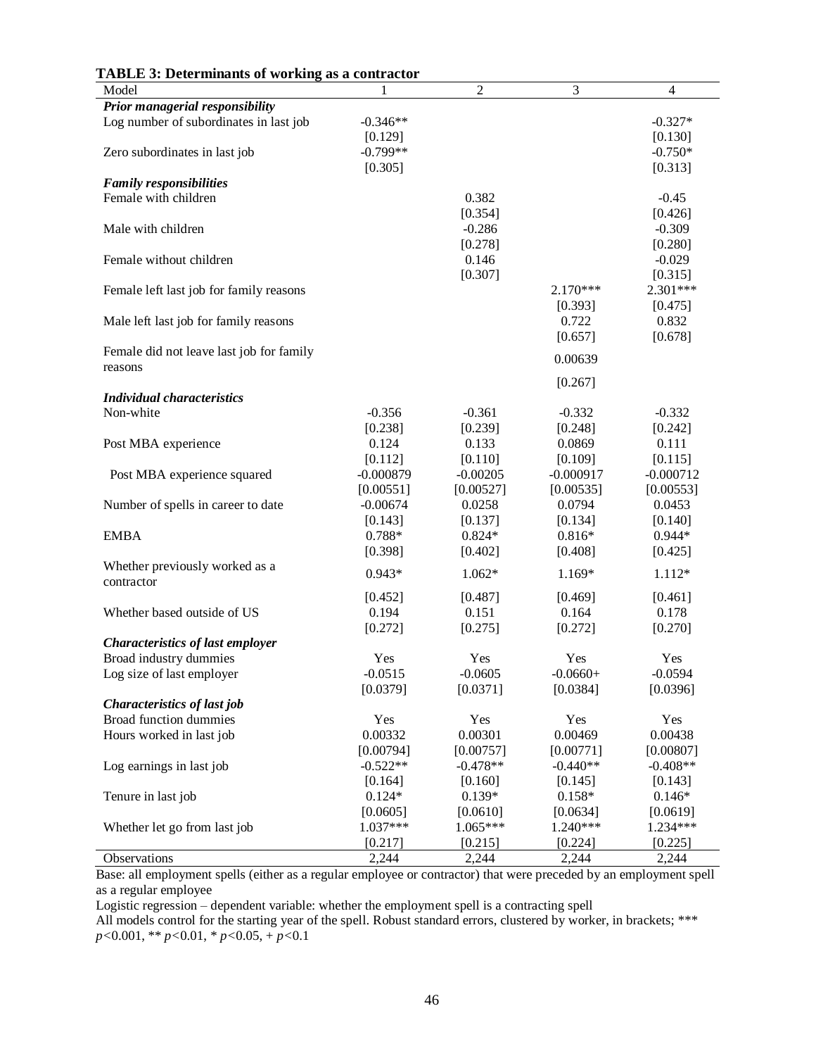**TABLE 3: Determinants of working as a contractor**

| Model | 1 | 2 | 3 | 4 |
|---|---|---|---|---|
| ***Prior managerial responsibility*** | | | | |
| Log number of subordinates in last job | -0.346** | | | -0.327* |
| | [0.129] | | | [0.130] |
| Zero subordinates in last job | -0.799** | | | -0.750* |
| | [0.305] | | | [0.313] |
| ***Family responsibilities*** | | | | |
| Female with children | | 0.382 | | -0.45 |
| | | [0.354] | | [0.426] |
| Male with children | | -0.286 | | -0.309 |
| | | [0.278] | | [0.280] |
| Female without children | | 0.146 | | -0.029 |
| | | [0.307] | | [0.315] |
| Female left last job for family reasons | | | 2.170*** | 2.301*** |
| | | | [0.393] | [0.475] |
| Male left last job for family reasons | | | 0.722 | 0.832 |
| | | | [0.657] | [0.678] |
| Female did not leave last job for family reasons | | | 0.00639 | |
| | | | [0.267] | |
| ***Individual characteristics*** | | | | |
| Non-white | -0.356 | -0.361 | -0.332 | -0.332 |
| | [0.238] | [0.239] | [0.248] | [0.242] |
| Post MBA experience | 0.124 | 0.133 | 0.0869 | 0.111 |
| | [0.112] | [0.110] | [0.109] | [0.115] |
| Post MBA experience squared | -0.000879 | -0.00205 | -0.000917 | -0.000712 |
| | [0.00551] | [0.00527] | [0.00535] | [0.00553] |
| Number of spells in career to date | -0.00674 | 0.0258 | 0.0794 | 0.0453 |
| | [0.143] | [0.137] | [0.134] | [0.140] |
| EMBA | 0.788* | 0.824* | 0.816* | 0.944* |
| | [0.398] | [0.402] | [0.408] | [0.425] |
| Whether previously worked as a contractor | 0.943* | 1.062* | 1.169* | 1.112* |
| | [0.452] | [0.487] | [0.469] | [0.461] |
| Whether based outside of US | 0.194 | 0.151 | 0.164 | 0.178 |
| | [0.272] | [0.275] | [0.272] | [0.270] |
| ***Characteristics of last employer*** | | | | |
| Broad industry dummies | Yes | Yes | Yes | Yes |
| Log size of last employer | -0.0515 | -0.0605 | -0.0660+ | -0.0594 |
| | [0.0379] | [0.0371] | [0.0384] | [0.0396] |
| ***Characteristics of last job*** | | | | |
| Broad function dummies | Yes | Yes | Yes | Yes |
| Hours worked in last job | 0.00332 | 0.00301 | 0.00469 | 0.00438 |
| | [0.00794] | [0.00757] | [0.00771] | [0.00807] |
| Log earnings in last job | -0.522** | -0.478** | -0.440** | -0.408** |
| | [0.164] | [0.160] | [0.145] | [0.143] |
| Tenure in last job | 0.124* | 0.139* | 0.158* | 0.146* |
| | [0.0605] | [0.0610] | [0.0634] | [0.0619] |
| Whether let go from last job | 1.037*** | 1.065*** | 1.240*** | 1.234*** |
| | [0.217] | [0.215] | [0.224] | [0.225] |
| Observations | 2,244 | 2,244 | 2,244 | 2,244 |

Base: all employment spells (either as a regular employee or contractor) that were preceded by an employment spell as a regular employee

Logistic regression – dependent variable: whether the employment spell is a contracting spell

All models control for the starting year of the spell. Robust standard errors, clustered by worker, in brackets; *** $p<0.001$, ** $p<0.01$, * $p<0.05$, + $p<0.1$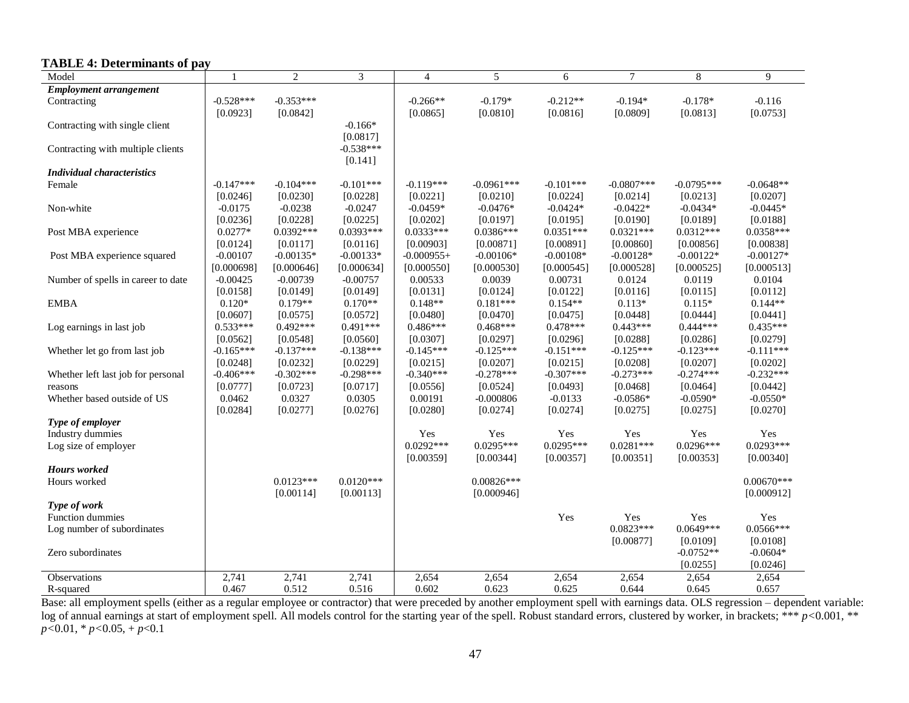**TABLE 4: Determinants of pay**

| Model | 1 | 2 | 3 | 4 | 5 | 6 | 7 | 8 | 9 |
|---|---|---|---|---|---|---|---|---|---|
| ***Employment arrangement*** | | | | | | | | | |
| Contracting | -0.528*** | -0.353*** | | -0.266** | -0.179* | -0.212** | -0.194* | -0.178* | -0.116 |
| | [0.0923] | [0.0842] | | [0.0865] | [0.0810] | [0.0816] | [0.0809] | [0.0813] | [0.0753] |
| Contracting with single client | | | -0.166* | | | | | | |
| | | | [0.0817] | | | | | | |
| Contracting with multiple clients | | | -0.538*** | | | | | | |
| | | | [0.141] | | | | | | |
| ***Individual characteristics*** | | | | | | | | | |
| Female | -0.147*** | -0.104*** | -0.101*** | -0.119*** | -0.0961*** | -0.101*** | -0.0807*** | -0.0795*** | -0.0648** |
| | [0.0246] | [0.0230] | [0.0228] | [0.0221] | [0.0210] | [0.0224] | [0.0214] | [0.0213] | [0.0207] |
| Non-white | -0.0175 | -0.0238 | -0.0247 | -0.0459* | -0.0476* | -0.0424* | -0.0422* | -0.0434* | -0.0445* |
| | [0.0236] | [0.0228] | [0.0225] | [0.0202] | [0.0197] | [0.0195] | [0.0190] | [0.0189] | [0.0188] |
| Post MBA experience | 0.0277* | 0.0392*** | 0.0393*** | 0.0333*** | 0.0386*** | 0.0351*** | 0.0321*** | 0.0312*** | 0.0358*** |
| | [0.0124] | [0.0117] | [0.0116] | [0.00903] | [0.00871] | [0.00891] | [0.00860] | [0.00856] | [0.00838] |
| Post MBA experience squared | -0.00107 | -0.00135* | -0.00133* | -0.000955+ | -0.00106* | -0.00108* | -0.00128* | -0.00122* | -0.00127* |
| | [0.000698] | [0.000646] | [0.000634] | [0.000550] | [0.000530] | [0.000545] | [0.000528] | [0.000525] | [0.000513] |
| Number of spells in career to date | -0.00425 | -0.00739 | -0.00757 | 0.00533 | 0.0039 | 0.00731 | 0.0124 | 0.0119 | 0.0104 |
| | [0.0158] | [0.0149] | [0.0149] | [0.0131] | [0.0124] | [0.0122] | [0.0116] | [0.0115] | [0.0112] |
| EMBA | 0.120* | 0.179** | 0.170** | 0.148** | 0.181*** | 0.154** | 0.113* | 0.115* | 0.144** |
| | [0.0607] | [0.0575] | [0.0572] | [0.0480] | [0.0470] | [0.0475] | [0.0448] | [0.0444] | [0.0441] |
| Log earnings in last job | 0.533*** | 0.492*** | 0.491*** | 0.486*** | 0.468*** | 0.478*** | 0.443*** | 0.444*** | 0.435*** |
| | [0.0562] | [0.0548] | [0.0560] | [0.0307] | [0.0297] | [0.0296] | [0.0288] | [0.0286] | [0.0279] |
| Whether let go from last job | -0.165*** | -0.137*** | -0.138*** | -0.145*** | -0.125*** | -0.151*** | -0.125*** | -0.123*** | -0.111*** |
| | [0.0248] | [0.0232] | [0.0229] | [0.0215] | [0.0207] | [0.0215] | [0.0208] | [0.0207] | [0.0202] |
| Whether left last job for personal reasons | -0.406*** | -0.302*** | -0.298*** | -0.340*** | -0.278*** | -0.307*** | -0.273*** | -0.274*** | -0.232*** |
| | [0.0777] | [0.0723] | [0.0717] | [0.0556] | [0.0524] | [0.0493] | [0.0468] | [0.0464] | [0.0442] |
| Whether based outside of US | 0.0462 | 0.0327 | 0.0305 | 0.00191 | -0.000806 | -0.0133 | -0.0586* | -0.0590* | -0.0550* |
| | [0.0284] | [0.0277] | [0.0276] | [0.0280] | [0.0274] | [0.0274] | [0.0275] | [0.0275] | [0.0270] |
| ***Type of employer*** | | | | | | | | | |
| Industry dummies | | | | Yes | Yes | Yes | Yes | Yes | Yes |
| Log size of employer | | | | 0.0292*** | 0.0295*** | 0.0295*** | 0.0281*** | 0.0296*** | 0.0293*** |
| | | | | [0.00359] | [0.00344] | [0.00357] | [0.00351] | [0.00353] | [0.00340] |
| ***Hours worked*** | | | | | | | | | |
| Hours worked | | 0.0123*** | 0.0120*** | | 0.00826*** | | | | 0.00670*** |
| | | [0.00114] | [0.00113] | | [0.000946] | | | | [0.000912] |
| ***Type of work*** | | | | | | | | | |
| Function dummies | | | | | | Yes | Yes | Yes | Yes |
| Log number of subordinates | | | | | | | 0.0823*** | 0.0649*** | 0.0566*** |
| | | | | | | | [0.00877] | [0.0109] | [0.0108] |
| Zero subordinates | | | | | | | | -0.0752** | -0.0604* |
| | | | | | | | | [0.0255] | [0.0246] |
| Observations | 2,741 | 2,741 | 2,741 | 2,654 | 2,654 | 2,654 | 2,654 | 2,654 | 2,654 |
| R-squared | 0.467 | 0.512 | 0.516 | 0.602 | 0.623 | 0.625 | 0.644 | 0.645 | 0.657 |

Base: all employment spells (either as a regular employee or contractor) that were preceded by another employment spell with earnings data. OLS regression – dependent variable: log of annual earnings at start of employment spell. All models control for the starting year of the spell. Robust standard errors, clustered by worker, in brackets; *** $p<0.001$, ** $p<0.01$, * $p<0.05$, + $p<0.1$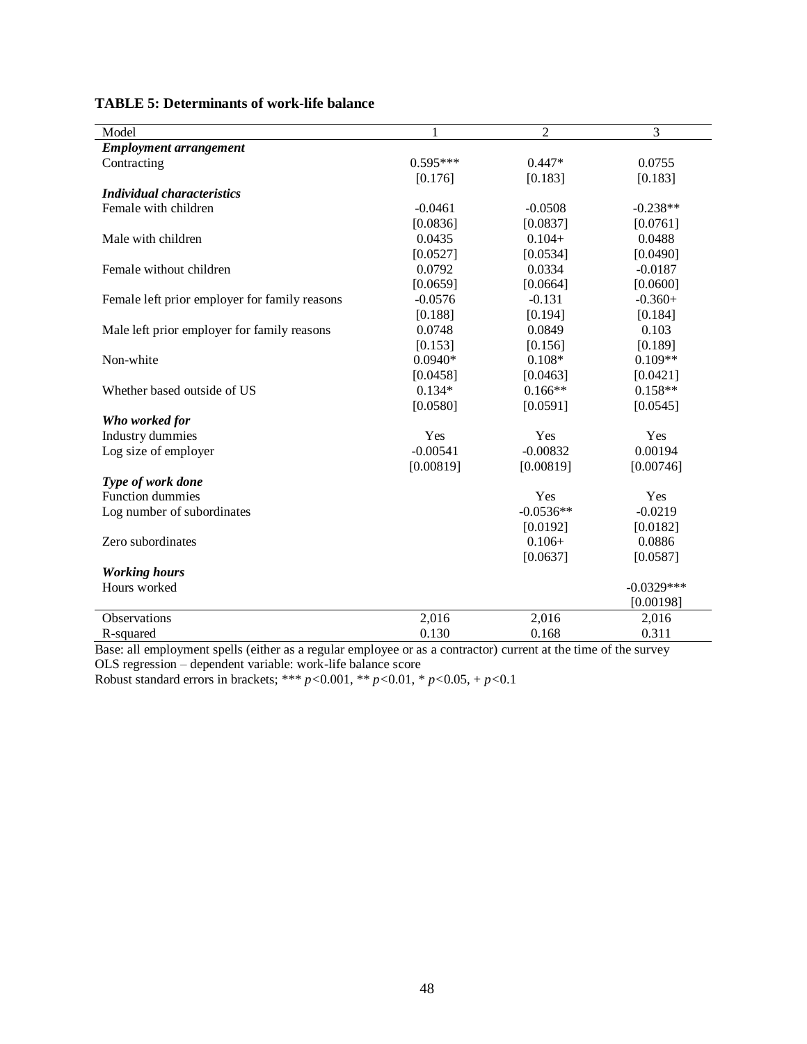**TABLE 5: Determinants of work-life balance**

| Model | 1 | 2 | 3 |
|---|---|---|---|
| ***Employment arrangement*** | | | |
| Contracting | 0.595*** | 0.447* | 0.0755 |
| | [0.176] | [0.183] | [0.183] |
| ***Individual characteristics*** | | | |
| Female with children | -0.0461 | -0.0508 | -0.238** |
| | [0.0836] | [0.0837] | [0.0761] |
| Male with children | 0.0435 | 0.104+ | 0.0488 |
| | [0.0527] | [0.0534] | [0.0490] |
| Female without children | 0.0792 | 0.0334 | -0.0187 |
| | [0.0659] | [0.0664] | [0.0600] |
| Female left prior employer for family reasons | -0.0576 | -0.131 | -0.360+ |
| | [0.188] | [0.194] | [0.184] |
| Male left prior employer for family reasons | 0.0748 | 0.0849 | 0.103 |
| | [0.153] | [0.156] | [0.189] |
| Non-white | 0.0940* | 0.108* | 0.109** |
| | [0.0458] | [0.0463] | [0.0421] |
| Whether based outside of US | 0.134* | 0.166** | 0.158** |
| | [0.0580] | [0.0591] | [0.0545] |
| ***Who worked for*** | | | |
| Industry dummies | Yes | Yes | Yes |
| Log size of employer | -0.00541 | -0.00832 | 0.00194 |
| | [0.00819] | [0.00819] | [0.00746] |
| ***Type of work done*** | | | |
| Function dummies | | Yes | Yes |
| Log number of subordinates | | -0.0536** | -0.0219 |
| | | [0.0192] | [0.0182] |
| Zero subordinates | | 0.106+ | 0.0886 |
| | | [0.0637] | [0.0587] |
| ***Working hours*** | | | |
| Hours worked | | | -0.0329*** |
| | | | [0.00198] |
| Observations | 2,016 | 2,016 | 2,016 |
| R-squared | 0.130 | 0.168 | 0.311 |

Base: all employment spells (either as a regular employee or as a contractor) current at the time of the survey
OLS regression – dependent variable: work-life balance score
Robust standard errors in brackets; *** $p<0.001$, ** $p<0.01$, * $p<0.05$, + $p<0.1$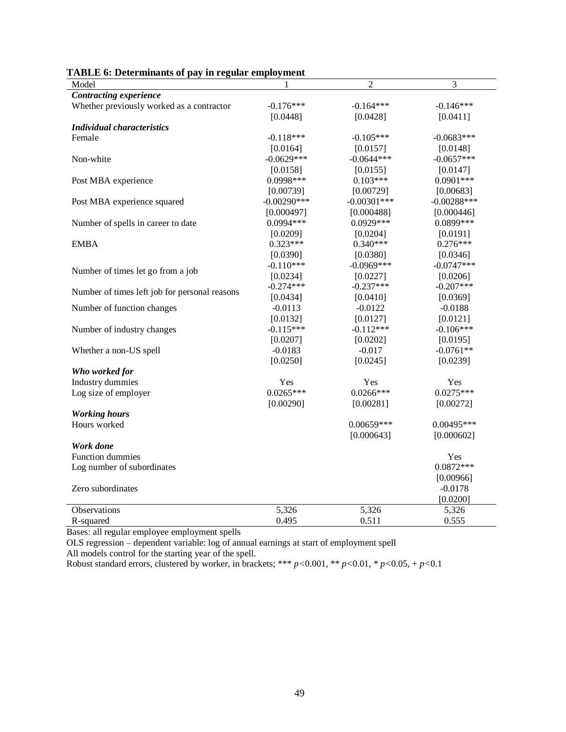**TABLE 6: Determinants of pay in regular employment**

| Model | 1 | 2 | 3 |
|---|---|---|---|
| ***Contracting experience*** | | | |
| Whether previously worked as a contractor | -0.176*** | -0.164*** | -0.146*** |
| | [0.0448] | [0.0428] | [0.0411] |
| ***Individual characteristics*** | | | |
| Female | -0.118*** | -0.105*** | -0.0683*** |
| | [0.0164] | [0.0157] | [0.0148] |
| Non-white | -0.0629*** | -0.0644*** | -0.0657*** |
| | [0.0158] | [0.0155] | [0.0147] |
| Post MBA experience | 0.0998*** | 0.103*** | 0.0901*** |
| | [0.00739] | [0.00729] | [0.00683] |
| Post MBA experience squared | -0.00290*** | -0.00301*** | -0.00288*** |
| | [0.000497] | [0.000488] | [0.000446] |
| Number of spells in career to date | 0.0994*** | 0.0929*** | 0.0899*** |
| | [0.0209] | [0.0204] | [0.0191] |
| EMBA | 0.323*** | 0.340*** | 0.276*** |
| | [0.0390] | [0.0380] | [0.0346] |
| Number of times let go from a job | -0.110*** | -0.0969*** | -0.0747*** |
| | [0.0234] | [0.0227] | [0.0206] |
| Number of times left job for personal reasons | -0.274*** | -0.237*** | -0.207*** |
| | [0.0434] | [0.0410] | [0.0369] |
| Number of function changes | -0.0113 | -0.0122 | -0.0188 |
| | [0.0132] | [0.0127] | [0.0121] |
| Number of industry changes | -0.115*** | -0.112*** | -0.106*** |
| | [0.0207] | [0.0202] | [0.0195] |
| Whether a non-US spell | -0.0183 | -0.017 | -0.0761** |
| | [0.0250] | [0.0245] | [0.0239] |
| ***Who worked for*** | | | |
| Industry dummies | Yes | Yes | Yes |
| Log size of employer | 0.0265*** | 0.0266*** | 0.0275*** |
| | [0.00290] | [0.00281] | [0.00272] |
| ***Working hours*** | | | |
| Hours worked | | 0.00659*** | 0.00495*** |
| | | [0.000643] | [0.000602] |
| ***Work done*** | | | |
| Function dummies | | | Yes |
| Log number of subordinates | | | 0.0872*** |
| | | | [0.00966] |
| Zero subordinates | | | -0.0178 |
| | | | [0.0200] |
| Observations | 5,326 | 5,326 | 5,326 |
| R-squared | 0.495 | 0.511 | 0.555 |

Bases: all regular employee employment spells

OLS regression – dependent variable: log of annual earnings at start of employment spell

All models control for the starting year of the spell.

Robust standard errors, clustered by worker, in brackets; *** $p$<0.001, ** $p$<0.01, * $p$<0.05, + $p$<0.1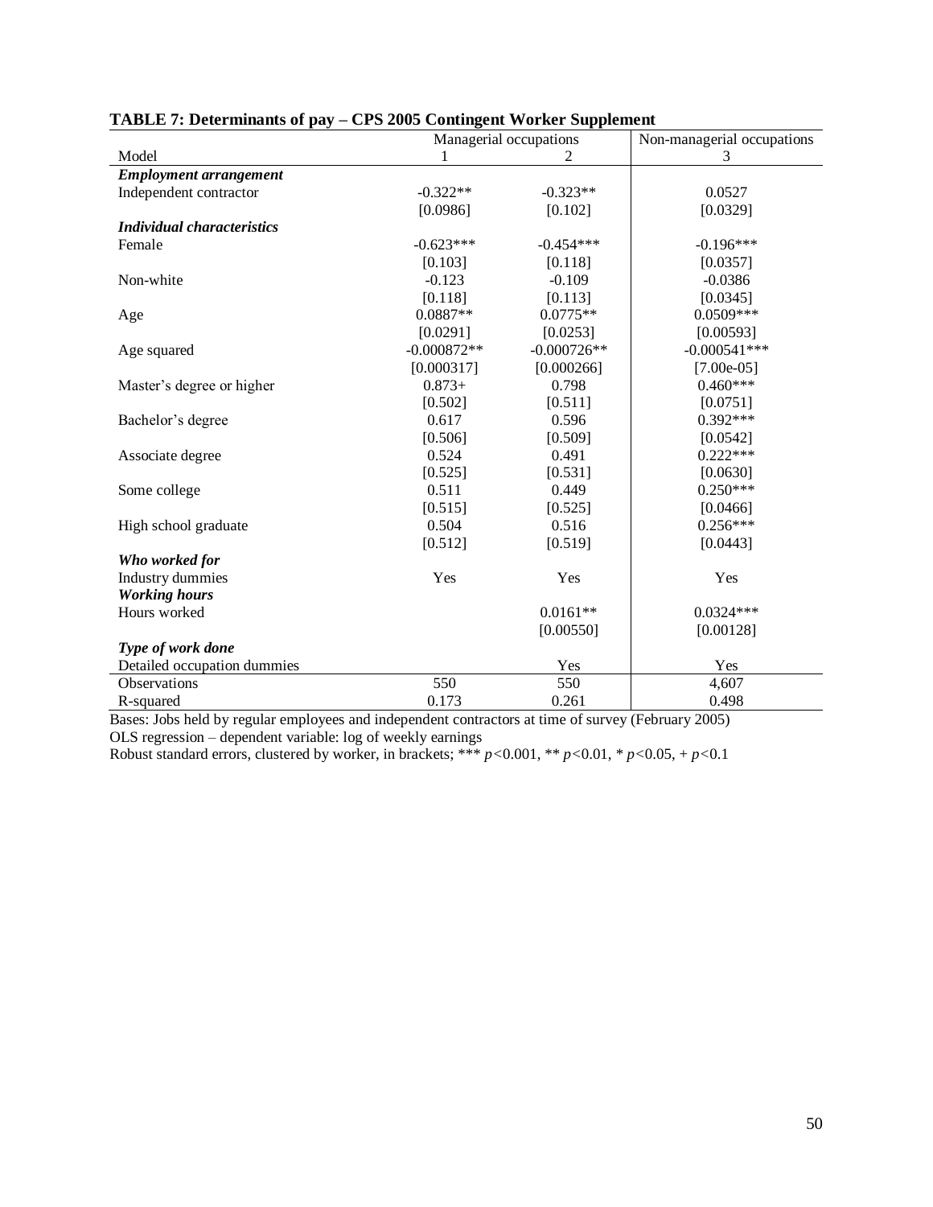**TABLE 7: Determinants of pay – CPS 2005 Contingent Worker Supplement**

| | Managerial occupations | | Non-managerial occupations |
|---|---|---|---|
| Model | 1 | 2 | 3 |
| ***Employment arrangement*** | | | |
| Independent contractor | -0.322** | -0.323** | 0.0527 |
| | [0.0986] | [0.102] | [0.0329] |
| ***Individual characteristics*** | | | |
| Female | -0.623*** | -0.454*** | -0.196*** |
| | [0.103] | [0.118] | [0.0357] |
| Non-white | -0.123 | -0.109 | -0.0386 |
| | [0.118] | [0.113] | [0.0345] |
| Age | 0.0887** | 0.0775** | 0.0509*** |
| | [0.0291] | [0.0253] | [0.00593] |
| Age squared | -0.000872** | -0.000726** | -0.000541*** |
| | [0.000317] | [0.000266] | [7.00e-05] |
| Master's degree or higher | 0.873+ | 0.798 | 0.460*** |
| | [0.502] | [0.511] | [0.0751] |
| Bachelor's degree | 0.617 | 0.596 | 0.392*** |
| | [0.506] | [0.509] | [0.0542] |
| Associate degree | 0.524 | 0.491 | 0.222*** |
| | [0.525] | [0.531] | [0.0630] |
| Some college | 0.511 | 0.449 | 0.250*** |
| | [0.515] | [0.525] | [0.0466] |
| High school graduate | 0.504 | 0.516 | 0.256*** |
| | [0.512] | [0.519] | [0.0443] |
| ***Who worked for*** | | | |
| Industry dummies | Yes | Yes | Yes |
| ***Working hours*** | | | |
| Hours worked | | 0.0161** | 0.0324*** |
| | | [0.00550] | [0.00128] |
| ***Type of work done*** | | | |
| Detailed occupation dummies | | Yes | Yes |
| Observations | 550 | 550 | 4,607 |
| R-squared | 0.173 | 0.261 | 0.498 |

Bases: Jobs held by regular employees and independent contractors at time of survey (February 2005)
OLS regression – dependent variable: log of weekly earnings
Robust standard errors, clustered by worker, in brackets; *** $p<0.001$, ** $p<0.01$, * $p<0.05$, + $p<0.1$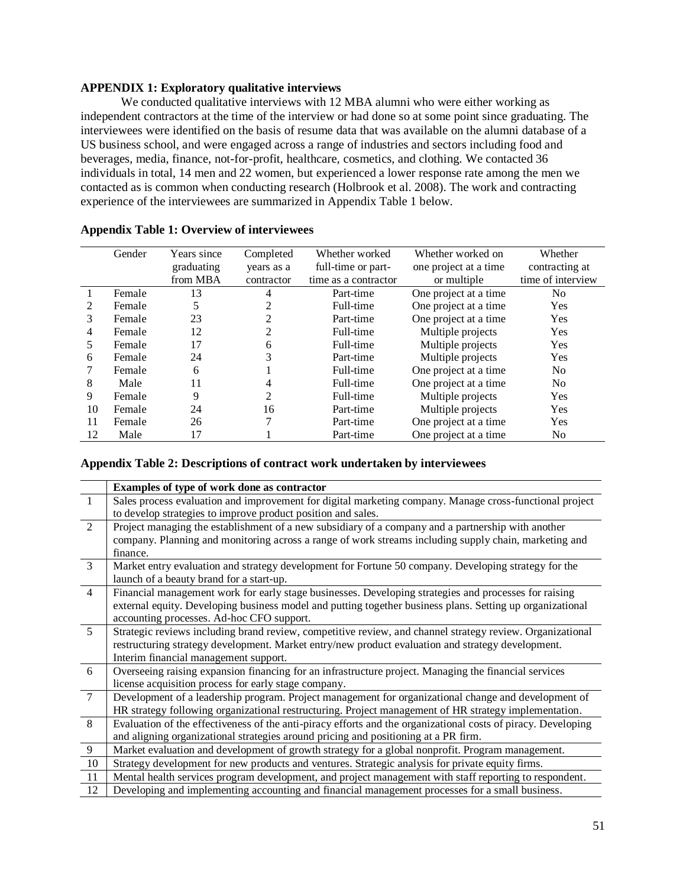### APPENDIX 1: Exploratory qualitative interviews

We conducted qualitative interviews with 12 MBA alumni who were either working as independent contractors at the time of the interview or had done so at some point since graduating. The interviewees were identified on the basis of resume data that was available on the alumni database of a US business school, and were engaged across a range of industries and sectors including food and beverages, media, finance, not-for-profit, healthcare, cosmetics, and clothing. We contacted 36 individuals in total, 14 men and 22 women, but experienced a lower response rate among the men we contacted as is common when conducting research (Holbrook et al. 2008). The work and contracting experience of the interviewees are summarized in Appendix Table 1 below.

**Appendix Table 1: Overview of interviewees**

| | Gender | Years since graduating from MBA | Completed years as a contractor | Whether worked full-time or part-time as a contractor | Whether worked on one project at a time or multiple | Whether contracting at time of interview |
|---|---|---|---|---|---|---|
| 1 | Female | 13 | 4 | Part-time | One project at a time | No |
| 2 | Female | 5 | 2 | Full-time | One project at a time | Yes |
| 3 | Female | 23 | 2 | Part-time | One project at a time | Yes |
| 4 | Female | 12 | 2 | Full-time | Multiple projects | Yes |
| 5 | Female | 17 | 6 | Full-time | Multiple projects | Yes |
| 6 | Female | 24 | 3 | Part-time | Multiple projects | Yes |
| 7 | Female | 6 | 1 | Full-time | One project at a time | No |
| 8 | Male | 11 | 4 | Full-time | One project at a time | No |
| 9 | Female | 9 | 2 | Full-time | Multiple projects | Yes |
| 10 | Female | 24 | 16 | Part-time | Multiple projects | Yes |
| 11 | Female | 26 | 7 | Part-time | One project at a time | Yes |
| 12 | Male | 17 | 1 | Part-time | One project at a time | No |

**Appendix Table 2: Descriptions of contract work undertaken by interviewees**

| | Examples of type of work done as contractor |
|---|---|
| 1 | Sales process evaluation and improvement for digital marketing company. Manage cross-functional project to develop strategies to improve product position and sales. |
| 2 | Project managing the establishment of a new subsidiary of a company and a partnership with another company. Planning and monitoring across a range of work streams including supply chain, marketing and finance. |
| 3 | Market entry evaluation and strategy development for Fortune 50 company. Developing strategy for the launch of a beauty brand for a start-up. |
| 4 | Financial management work for early stage businesses. Developing strategies and processes for raising external equity. Developing business model and putting together business plans. Setting up organizational accounting processes. Ad-hoc CFO support. |
| 5 | Strategic reviews including brand review, competitive review, and channel strategy review. Organizational restructuring strategy development. Market entry/new product evaluation and strategy development. Interim financial management support. |
| 6 | Overseeing raising expansion financing for an infrastructure project. Managing the financial services license acquisition process for early stage company. |
| 7 | Development of a leadership program. Project management for organizational change and development of HR strategy following organizational restructuring. Project management of HR strategy implementation. |
| 8 | Evaluation of the effectiveness of the anti-piracy efforts and the organizational costs of piracy. Developing and aligning organizational strategies around pricing and positioning at a PR firm. |
| 9 | Market evaluation and development of growth strategy for a global nonprofit. Program management. |
| 10 | Strategy development for new products and ventures. Strategic analysis for private equity firms. |
| 11 | Mental health services program development, and project management with staff reporting to respondent. |
| 12 | Developing and implementing accounting and financial management processes for a small business. |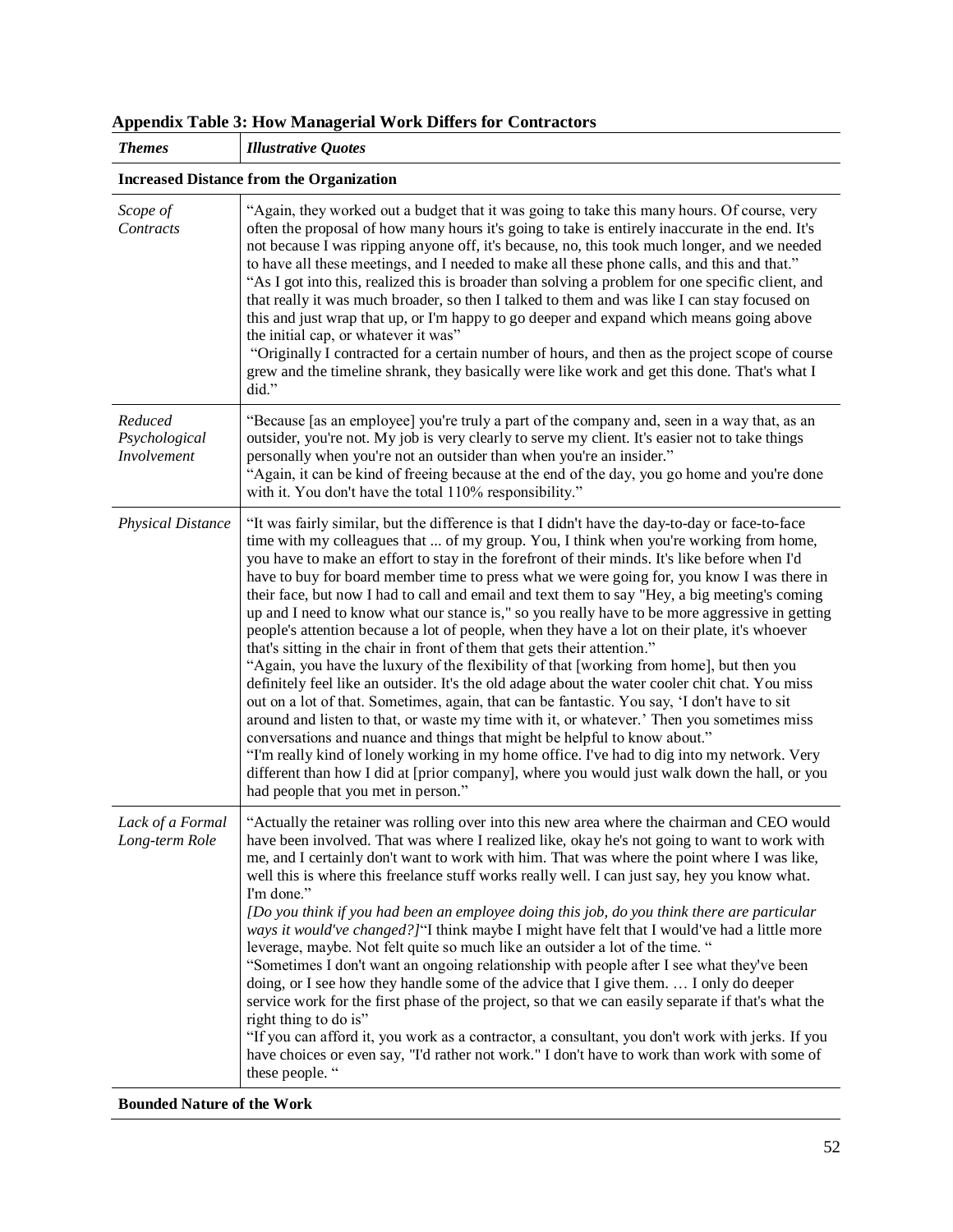**Appendix Table 3: How Managerial Work Differs for Contractors**

| *Themes* | *Illustrative Quotes* |
|---|---|
| **Increased Distance from the Organization** | |
| *Scope of Contracts* | "Again, they worked out a budget that it was going to take this many hours. Of course, very often the proposal of how many hours it's going to take is entirely inaccurate in the end. It's not because I was ripping anyone off, it's because, no, this took much longer, and we needed to have all these meetings, and I needed to make all these phone calls, and this and that." "As I got into this, realized this is broader than solving a problem for one specific client, and that really it was much broader, so then I talked to them and was like I can stay focused on this and just wrap that up, or I'm happy to go deeper and expand which means going above the initial cap, or whatever it was" "Originally I contracted for a certain number of hours, and then as the project scope of course grew and the timeline shrank, they basically were like work and get this done. That's what I did." |
| *Reduced Psychological Involvement* | "Because [as an employee] you're truly a part of the company and, seen in a way that, as an outsider, you're not. My job is very clearly to serve my client. It's easier not to take things personally when you're not an outsider than when you're an insider." "Again, it can be kind of freeing because at the end of the day, you go home and you're done with it. You don't have the total 110% responsibility." |
| *Physical Distance* | "It was fairly similar, but the difference is that I didn't have the day-to-day or face-to-face time with my colleagues that ... of my group. You, I think when you're working from home, you have to make an effort to stay in the forefront of their minds. It's like before when I'd have to buy for board member time to press what we were going for, you know I was there in their face, but now I had to call and email and text them to say "Hey, a big meeting's coming up and I need to know what our stance is," so you really have to be more aggressive in getting people's attention because a lot of people, when they have a lot on their plate, it's whoever that's sitting in the chair in front of them that gets their attention." "Again, you have the luxury of the flexibility of that [working from home], but then you definitely feel like an outsider. It's the old adage about the water cooler chit chat. You miss out on a lot of that. Sometimes, again, that can be fantastic. You say, 'I don't have to sit around and listen to that, or waste my time with it, or whatever.' Then you sometimes miss conversations and nuance and things that might be helpful to know about." "I'm really kind of lonely working in my home office. I've had to dig into my network. Very different than how I did at [prior company], where you would just walk down the hall, or you had people that you met in person." |
| *Lack of a Formal Long-term Role* | "Actually the retainer was rolling over into this new area where the chairman and CEO would have been involved. That was where I realized like, okay he's not going to want to work with me, and I certainly don't want to work with him. That was where the point where I was like, well this is where this freelance stuff works really well. I can just say, hey you know what. I'm done." *[Do you think if you had been an employee doing this job, do you think there are particular ways it would've changed?]*"I think maybe I might have felt that I would've had a little more leverage, maybe. Not felt quite so much like an outsider a lot of the time. " "Sometimes I don't want an ongoing relationship with people after I see what they've been doing, or I see how they handle some of the advice that I give them. … I only do deeper service work for the first phase of the project, so that we can easily separate if that's what the right thing to do is" "If you can afford it, you work as a contractor, a consultant, you don't work with jerks. If you have choices or even say, "I'd rather not work." I don't have to work than work with some of these people. " |
| **Bounded Nature of the Work** | |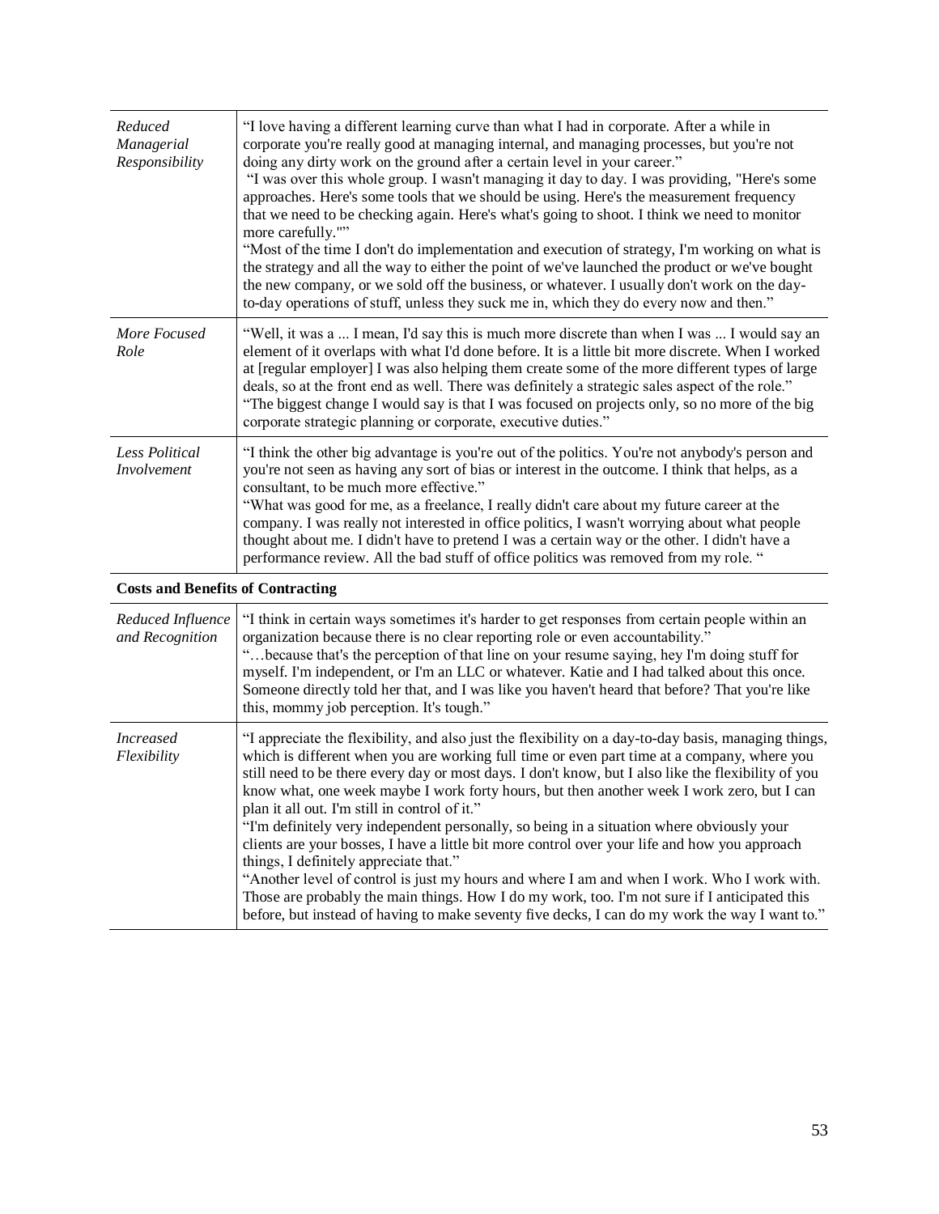| | |
|---|---|
| *Reduced Managerial Responsibility* | "I love having a different learning curve than what I had in corporate. After a while in corporate you're really good at managing internal, and managing processes, but you're not doing any dirty work on the ground after a certain level in your career." "I was over this whole group. I wasn't managing it day to day. I was providing, "Here's some approaches. Here's some tools that we should be using. Here's the measurement frequency that we need to be checking again. Here's what's going to shoot. I think we need to monitor more carefully."" "Most of the time I don't do implementation and execution of strategy, I'm working on what is the strategy and all the way to either the point of we've launched the product or we've bought the new company, or we sold off the business, or whatever. I usually don't work on the day-to-day operations of stuff, unless they suck me in, which they do every now and then." |
| *More Focused Role* | "Well, it was a ... I mean, I'd say this is much more discrete than when I was ... I would say an element of it overlaps with what I'd done before. It is a little bit more discrete. When I worked at [regular employer] I was also helping them create some of the more different types of large deals, so at the front end as well. There was definitely a strategic sales aspect of the role." "The biggest change I would say is that I was focused on projects only, so no more of the big corporate strategic planning or corporate, executive duties." |
| *Less Political Involvement* | "I think the other big advantage is you're out of the politics. You're not anybody's person and you're not seen as having any sort of bias or interest in the outcome. I think that helps, as a consultant, to be much more effective." "What was good for me, as a freelance, I really didn't care about my future career at the company. I was really not interested in office politics, I wasn't worrying about what people thought about me. I didn't have to pretend I was a certain way or the other. I didn't have a performance review. All the bad stuff of office politics was removed from my role. " |
| **Costs and Benefits of Contracting** | |
| *Reduced Influence and Recognition* | "I think in certain ways sometimes it's harder to get responses from certain people within an organization because there is no clear reporting role or even accountability." "…because that's the perception of that line on your resume saying, hey I'm doing stuff for myself. I'm independent, or I'm an LLC or whatever. Katie and I had talked about this once. Someone directly told her that, and I was like you haven't heard that before? That you're like this, mommy job perception. It's tough." |
| *Increased Flexibility* | "I appreciate the flexibility, and also just the flexibility on a day-to-day basis, managing things, which is different when you are working full time or even part time at a company, where you still need to be there every day or most days. I don't know, but I also like the flexibility of you know what, one week maybe I work forty hours, but then another week I work zero, but I can plan it all out. I'm still in control of it." "I'm definitely very independent personally, so being in a situation where obviously your clients are your bosses, I have a little bit more control over your life and how you approach things, I definitely appreciate that." "Another level of control is just my hours and where I am and when I work. Who I work with. Those are probably the main things. How I do my work, too. I'm not sure if I anticipated this before, but instead of having to make seventy five decks, I can do my work the way I want to." |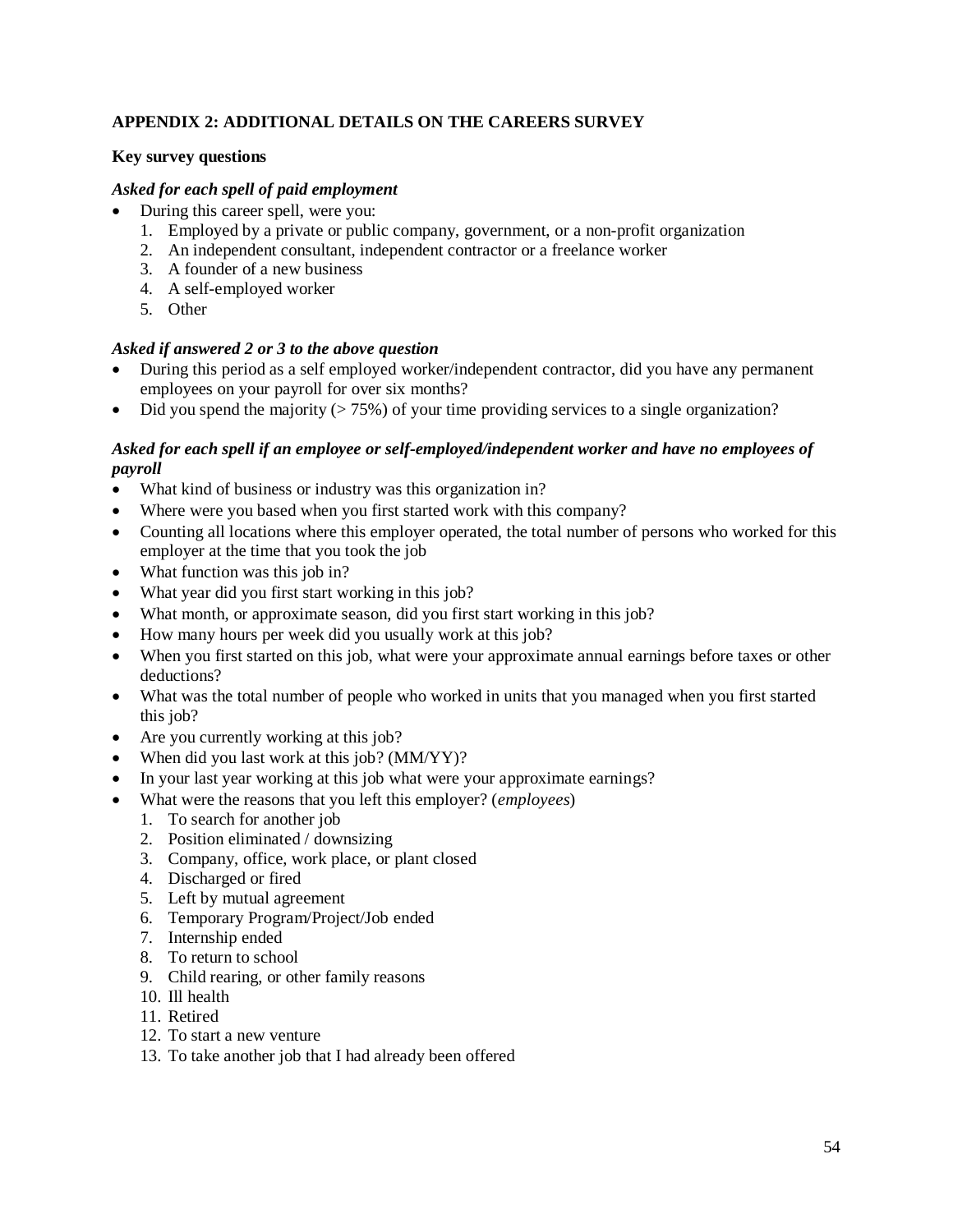## APPENDIX 2: ADDITIONAL DETAILS ON THE CAREERS SURVEY

### Key survey questions

***Asked for each spell of paid employment***

- During this career spell, were you:
  1. Employed by a private or public company, government, or a non-profit organization
  2. An independent consultant, independent contractor or a freelance worker
  3. A founder of a new business
  4. A self-employed worker
  5. Other

***Asked if answered 2 or 3 to the above question***

- During this period as a self employed worker/independent contractor, did you have any permanent employees on your payroll for over six months?
- Did you spend the majority (> 75%) of your time providing services to a single organization?

***Asked for each spell if an employee or self-employed/independent worker and have no employees of payroll***

- What kind of business or industry was this organization in?
- Where were you based when you first started work with this company?
- Counting all locations where this employer operated, the total number of persons who worked for this employer at the time that you took the job
- What function was this job in?
- What year did you first start working in this job?
- What month, or approximate season, did you first start working in this job?
- How many hours per week did you usually work at this job?
- When you first started on this job, what were your approximate annual earnings before taxes or other deductions?
- What was the total number of people who worked in units that you managed when you first started this job?
- Are you currently working at this job?
- When did you last work at this job? (MM/YY)?
- In your last year working at this job what were your approximate earnings?
- What were the reasons that you left this employer? (*employees*)
  1. To search for another job
  2. Position eliminated / downsizing
  3. Company, office, work place, or plant closed
  4. Discharged or fired
  5. Left by mutual agreement
  6. Temporary Program/Project/Job ended
  7. Internship ended
  8. To return to school
  9. Child rearing, or other family reasons
  10. Ill health
  11. Retired
  12. To start a new venture
  13. To take another job that I had already been offered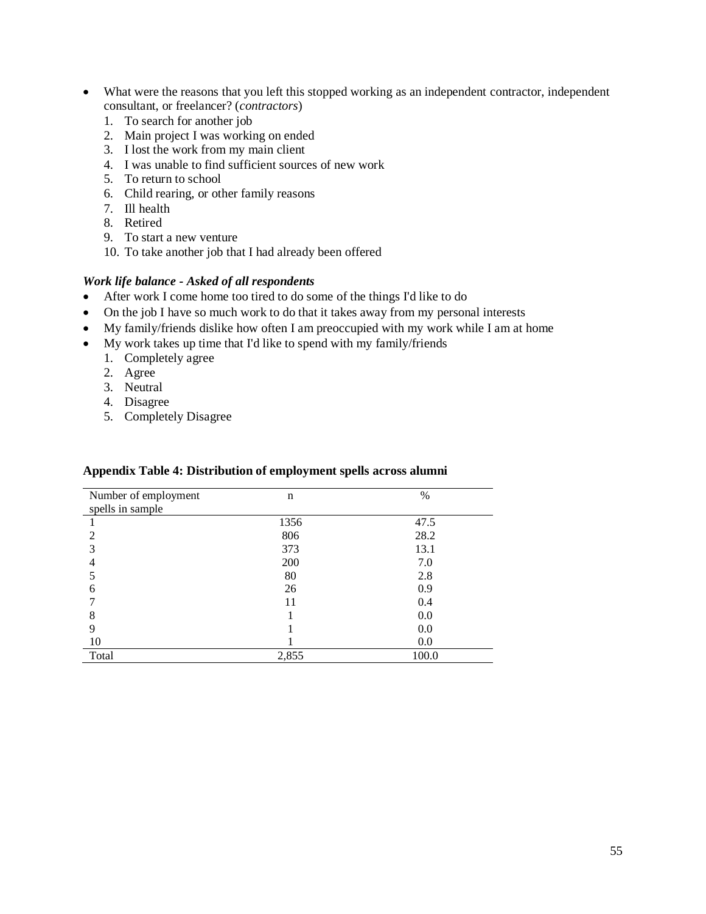- What were the reasons that you left this stopped working as an independent contractor, independent consultant, or freelancer? (*contractors*)
    1. To search for another job
    2. Main project I was working on ended
    3. I lost the work from my main client
    4. I was unable to find sufficient sources of new work
    5. To return to school
    6. Child rearing, or other family reasons
    7. Ill health
    8. Retired
    9. To start a new venture
    10. To take another job that I had already been offered

***Work life balance - Asked of all respondents***

- After work I come home too tired to do some of the things I'd like to do
- On the job I have so much work to do that it takes away from my personal interests
- My family/friends dislike how often I am preoccupied with my work while I am at home
- My work takes up time that I'd like to spend with my family/friends
    1. Completely agree
    2. Agree
    3. Neutral
    4. Disagree
    5. Completely Disagree

**Appendix Table 4: Distribution of employment spells across alumni**

| Number of employment spells in sample | n | % |
|---|---|---|
| 1 | 1356 | 47.5 |
| 2 | 806 | 28.2 |
| 3 | 373 | 13.1 |
| 4 | 200 | 7.0 |
| 5 | 80 | 2.8 |
| 6 | 26 | 0.9 |
| 7 | 11 | 0.4 |
| 8 | 1 | 0.0 |
| 9 | 1 | 0.0 |
| 10 | 1 | 0.0 |
| Total | 2,855 | 100.0 |